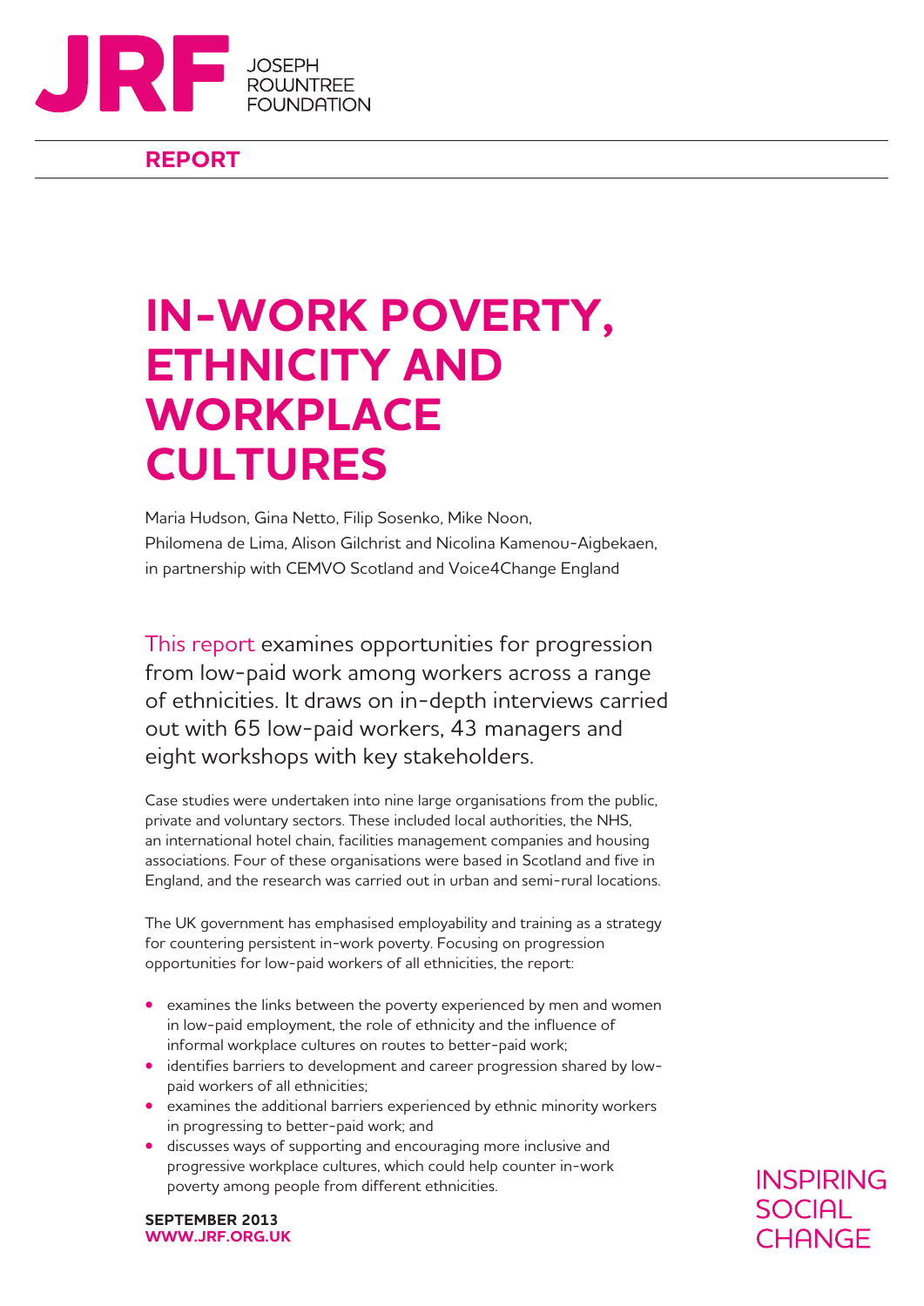JRF JOSEPH ROWNTREE FOUNDATION

**REPORT**

# IN-WORK POVERTY, ETHNICITY AND WORKPLACE CULTURES

Maria Hudson, Gina Netto, Filip Sosenko, Mike Noon, Philomena de Lima, Alison Gilchrist and Nicolina Kamenou-Aigbekaen, in partnership with CEMVO Scotland and Voice4Change England

This report examines opportunities for progression from low-paid work among workers across a range of ethnicities. It draws on in-depth interviews carried out with 65 low-paid workers, 43 managers and eight workshops with key stakeholders.

Case studies were undertaken into nine large organisations from the public, private and voluntary sectors. These included local authorities, the NHS, an international hotel chain, facilities management companies and housing associations. Four of these organisations were based in Scotland and five in England, and the research was carried out in urban and semi-rural locations.

The UK government has emphasised employability and training as a strategy for countering persistent in-work poverty. Focusing on progression opportunities for low-paid workers of all ethnicities, the report:

- examines the links between the poverty experienced by men and women in low-paid employment, the role of ethnicity and the influence of informal workplace cultures on routes to better-paid work;
- identifies barriers to development and career progression shared by low-paid workers of all ethnicities;
- examines the additional barriers experienced by ethnic minority workers in progressing to better-paid work; and
- discusses ways of supporting and encouraging more inclusive and progressive workplace cultures, which could help counter in-work poverty among people from different ethnicities.

**SEPTEMBER 2013**
**WWW.JRF.ORG.UK**

INSPIRING SOCIAL CHANGE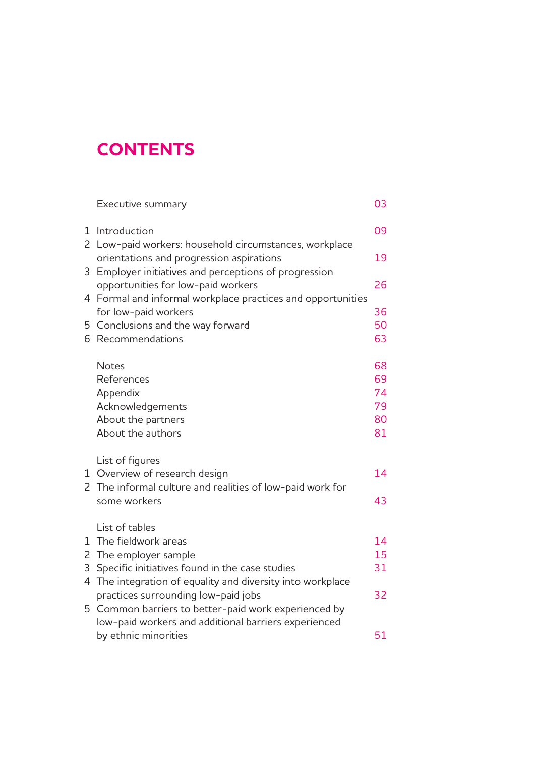# CONTENTS

| | | |
|---|---|---|
| | Executive summary | 03 |
| 1 | Introduction | 09 |
| 2 | Low-paid workers: household circumstances, workplace orientations and progression aspirations | 19 |
| 3 | Employer initiatives and perceptions of progression opportunities for low-paid workers | 26 |
| 4 | Formal and informal workplace practices and opportunities for low-paid workers | 36 |
| 5 | Conclusions and the way forward | 50 |
| 6 | Recommendations | 63 |
| | Notes | 68 |
| | References | 69 |
| | Appendix | 74 |
| | Acknowledgements | 79 |
| | About the partners | 80 |
| | About the authors | 81 |

List of figures

| | | |
|---|---|---|
| 1 | Overview of research design | 14 |
| 2 | The informal culture and realities of low-paid work for some workers | 43 |

List of tables

| | | |
|---|---|---|
| 1 | The fieldwork areas | 14 |
| 2 | The employer sample | 15 |
| 3 | Specific initiatives found in the case studies | 31 |
| 4 | The integration of equality and diversity into workplace practices surrounding low-paid jobs | 32 |
| 5 | Common barriers to better-paid work experienced by low-paid workers and additional barriers experienced by ethnic minorities | 51 |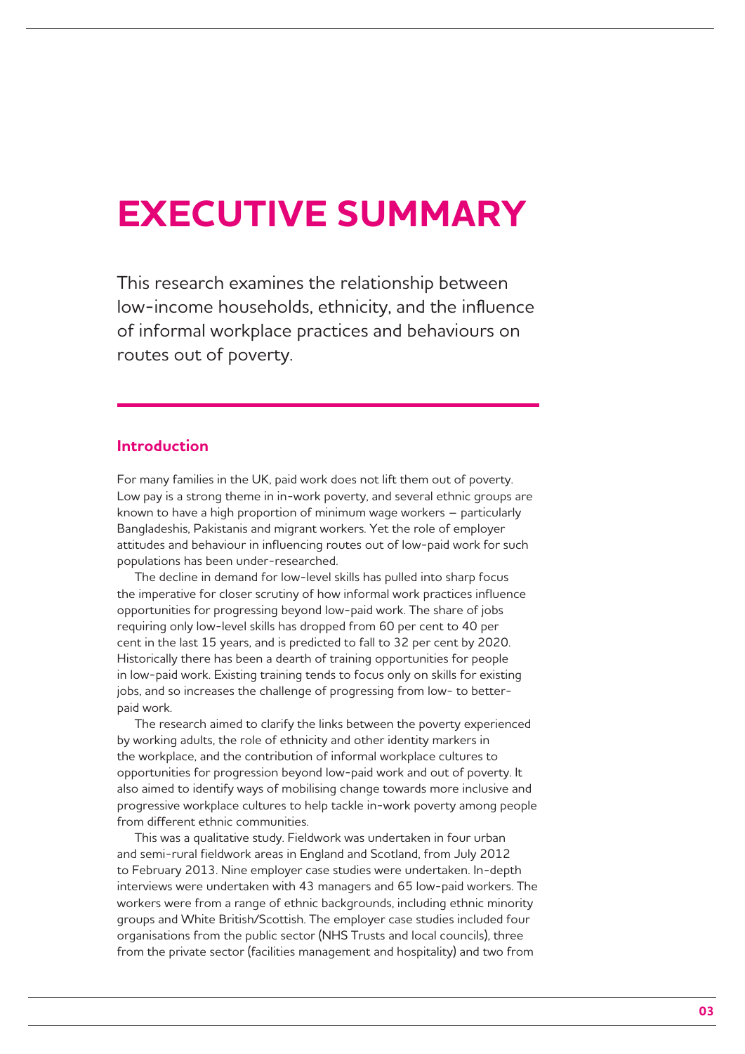# EXECUTIVE SUMMARY

This research examines the relationship between low-income households, ethnicity, and the influence of informal workplace practices and behaviours on routes out of poverty.

## Introduction

For many families in the UK, paid work does not lift them out of poverty. Low pay is a strong theme in in-work poverty, and several ethnic groups are known to have a high proportion of minimum wage workers – particularly Bangladeshis, Pakistanis and migrant workers. Yet the role of employer attitudes and behaviour in influencing routes out of low-paid work for such populations has been under-researched.

The decline in demand for low-level skills has pulled into sharp focus the imperative for closer scrutiny of how informal work practices influence opportunities for progressing beyond low-paid work. The share of jobs requiring only low-level skills has dropped from 60 per cent to 40 per cent in the last 15 years, and is predicted to fall to 32 per cent by 2020. Historically there has been a dearth of training opportunities for people in low-paid work. Existing training tends to focus only on skills for existing jobs, and so increases the challenge of progressing from low- to better-paid work.

The research aimed to clarify the links between the poverty experienced by working adults, the role of ethnicity and other identity markers in the workplace, and the contribution of informal workplace cultures to opportunities for progression beyond low-paid work and out of poverty. It also aimed to identify ways of mobilising change towards more inclusive and progressive workplace cultures to help tackle in-work poverty among people from different ethnic communities.

This was a qualitative study. Fieldwork was undertaken in four urban and semi-rural fieldwork areas in England and Scotland, from July 2012 to February 2013. Nine employer case studies were undertaken. In-depth interviews were undertaken with 43 managers and 65 low-paid workers. The workers were from a range of ethnic backgrounds, including ethnic minority groups and White British/Scottish. The employer case studies included four organisations from the public sector (NHS Trusts and local councils), three from the private sector (facilities management and hospitality) and two from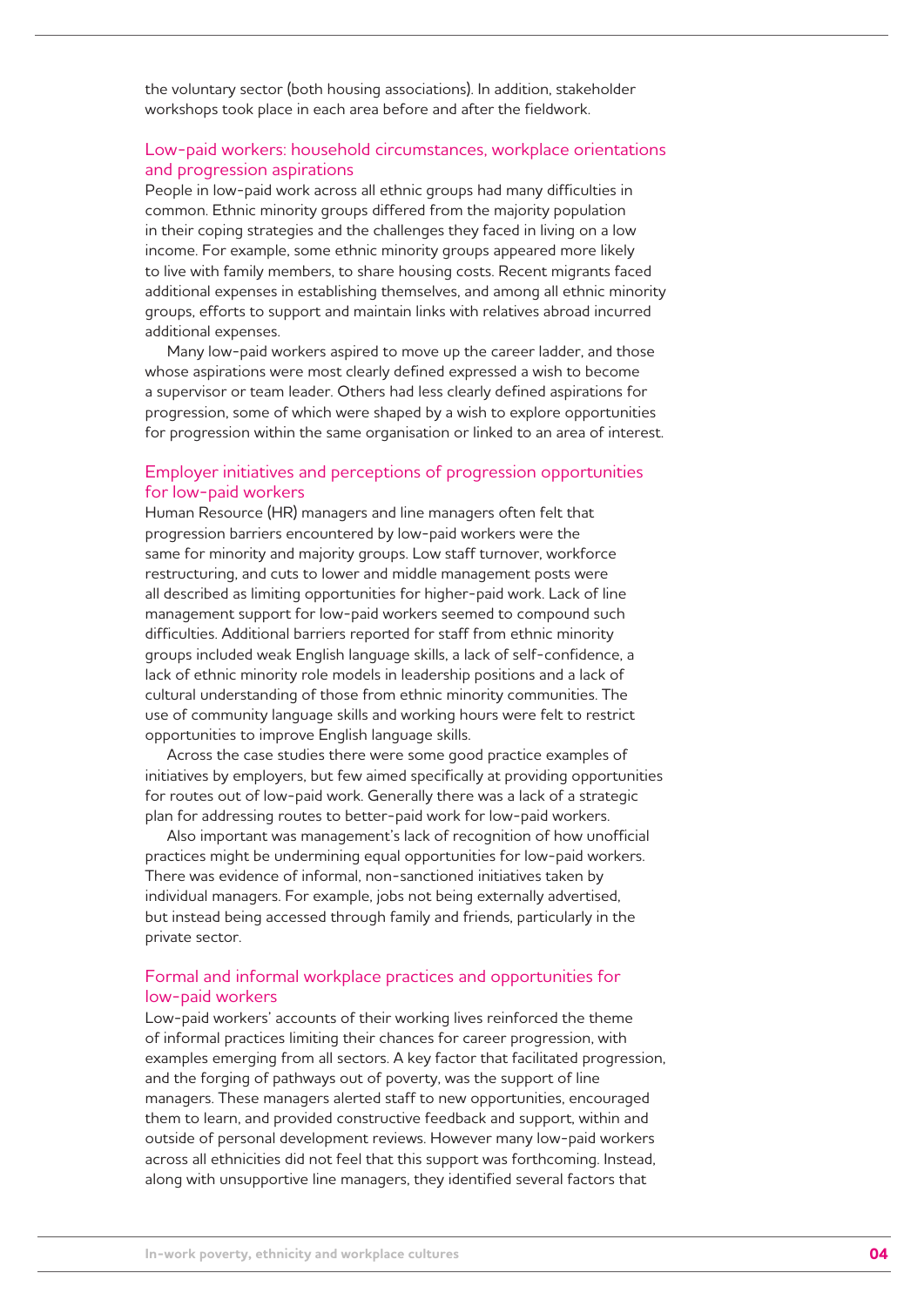the voluntary sector (both housing associations). In addition, stakeholder workshops took place in each area before and after the fieldwork.

## Low-paid workers: household circumstances, workplace orientations and progression aspirations

People in low-paid work across all ethnic groups had many difficulties in common. Ethnic minority groups differed from the majority population in their coping strategies and the challenges they faced in living on a low income. For example, some ethnic minority groups appeared more likely to live with family members, to share housing costs. Recent migrants faced additional expenses in establishing themselves, and among all ethnic minority groups, efforts to support and maintain links with relatives abroad incurred additional expenses.

Many low-paid workers aspired to move up the career ladder, and those whose aspirations were most clearly defined expressed a wish to become a supervisor or team leader. Others had less clearly defined aspirations for progression, some of which were shaped by a wish to explore opportunities for progression within the same organisation or linked to an area of interest.

## Employer initiatives and perceptions of progression opportunities for low-paid workers

Human Resource (HR) managers and line managers often felt that progression barriers encountered by low-paid workers were the same for minority and majority groups. Low staff turnover, workforce restructuring, and cuts to lower and middle management posts were all described as limiting opportunities for higher-paid work. Lack of line management support for low-paid workers seemed to compound such difficulties. Additional barriers reported for staff from ethnic minority groups included weak English language skills, a lack of self-confidence, a lack of ethnic minority role models in leadership positions and a lack of cultural understanding of those from ethnic minority communities. The use of community language skills and working hours were felt to restrict opportunities to improve English language skills.

Across the case studies there were some good practice examples of initiatives by employers, but few aimed specifically at providing opportunities for routes out of low-paid work. Generally there was a lack of a strategic plan for addressing routes to better-paid work for low-paid workers.

Also important was management's lack of recognition of how unofficial practices might be undermining equal opportunities for low-paid workers. There was evidence of informal, non-sanctioned initiatives taken by individual managers. For example, jobs not being externally advertised, but instead being accessed through family and friends, particularly in the private sector.

## Formal and informal workplace practices and opportunities for low-paid workers

Low-paid workers' accounts of their working lives reinforced the theme of informal practices limiting their chances for career progression, with examples emerging from all sectors. A key factor that facilitated progression, and the forging of pathways out of poverty, was the support of line managers. These managers alerted staff to new opportunities, encouraged them to learn, and provided constructive feedback and support, within and outside of personal development reviews. However many low-paid workers across all ethnicities did not feel that this support was forthcoming. Instead, along with unsupportive line managers, they identified several factors that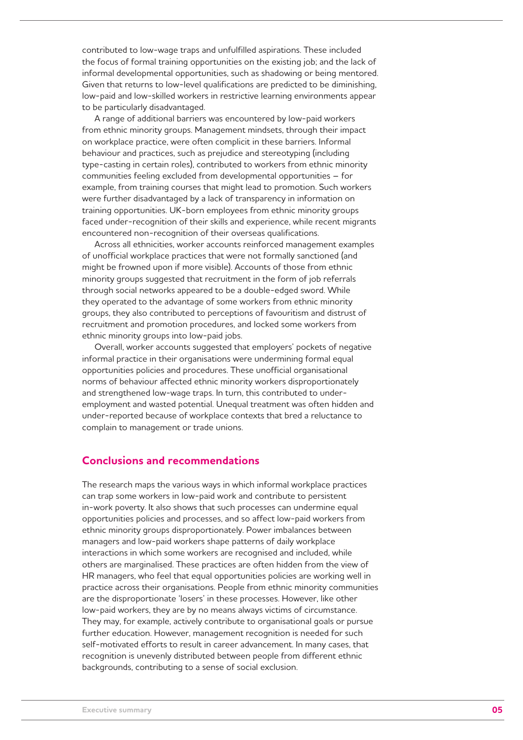contributed to low-wage traps and unfulfilled aspirations. These included the focus of formal training opportunities on the existing job; and the lack of informal developmental opportunities, such as shadowing or being mentored. Given that returns to low-level qualifications are predicted to be diminishing, low-paid and low-skilled workers in restrictive learning environments appear to be particularly disadvantaged.

A range of additional barriers was encountered by low-paid workers from ethnic minority groups. Management mindsets, through their impact on workplace practice, were often complicit in these barriers. Informal behaviour and practices, such as prejudice and stereotyping (including type-casting in certain roles), contributed to workers from ethnic minority communities feeling excluded from developmental opportunities – for example, from training courses that might lead to promotion. Such workers were further disadvantaged by a lack of transparency in information on training opportunities. UK-born employees from ethnic minority groups faced under-recognition of their skills and experience, while recent migrants encountered non-recognition of their overseas qualifications.

Across all ethnicities, worker accounts reinforced management examples of unofficial workplace practices that were not formally sanctioned (and might be frowned upon if more visible). Accounts of those from ethnic minority groups suggested that recruitment in the form of job referrals through social networks appeared to be a double-edged sword. While they operated to the advantage of some workers from ethnic minority groups, they also contributed to perceptions of favouritism and distrust of recruitment and promotion procedures, and locked some workers from ethnic minority groups into low-paid jobs.

Overall, worker accounts suggested that employers' pockets of negative informal practice in their organisations were undermining formal equal opportunities policies and procedures. These unofficial organisational norms of behaviour affected ethnic minority workers disproportionately and strengthened low-wage traps. In turn, this contributed to under-employment and wasted potential. Unequal treatment was often hidden and under-reported because of workplace contexts that bred a reluctance to complain to management or trade unions.

## Conclusions and recommendations

The research maps the various ways in which informal workplace practices can trap some workers in low-paid work and contribute to persistent in-work poverty. It also shows that such processes can undermine equal opportunities policies and processes, and so affect low-paid workers from ethnic minority groups disproportionately. Power imbalances between managers and low-paid workers shape patterns of daily workplace interactions in which some workers are recognised and included, while others are marginalised. These practices are often hidden from the view of HR managers, who feel that equal opportunities policies are working well in practice across their organisations. People from ethnic minority communities are the disproportionate 'losers' in these processes. However, like other low-paid workers, they are by no means always victims of circumstance. They may, for example, actively contribute to organisational goals or pursue further education. However, management recognition is needed for such self-motivated efforts to result in career advancement. In many cases, that recognition is unevenly distributed between people from different ethnic backgrounds, contributing to a sense of social exclusion.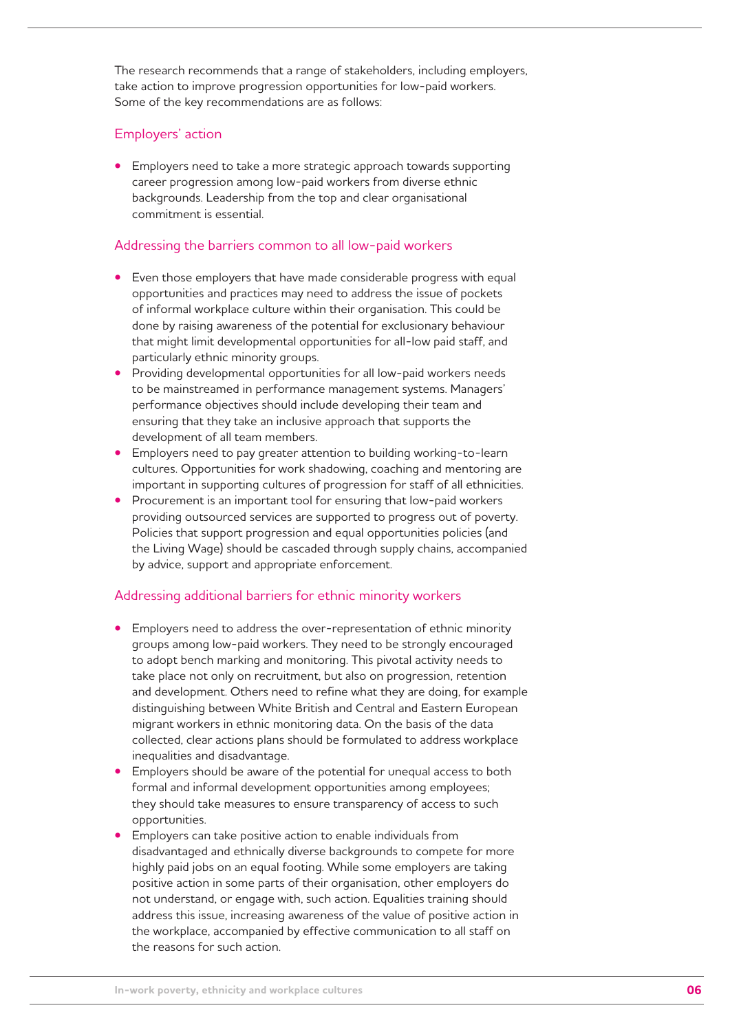The research recommends that a range of stakeholders, including employers, take action to improve progression opportunities for low-paid workers. Some of the key recommendations are as follows:

### Employers' action

- Employers need to take a more strategic approach towards supporting career progression among low-paid workers from diverse ethnic backgrounds. Leadership from the top and clear organisational commitment is essential.

### Addressing the barriers common to all low-paid workers

- Even those employers that have made considerable progress with equal opportunities and practices may need to address the issue of pockets of informal workplace culture within their organisation. This could be done by raising awareness of the potential for exclusionary behaviour that might limit developmental opportunities for all-low paid staff, and particularly ethnic minority groups.
- Providing developmental opportunities for all low-paid workers needs to be mainstreamed in performance management systems. Managers' performance objectives should include developing their team and ensuring that they take an inclusive approach that supports the development of all team members.
- Employers need to pay greater attention to building working-to-learn cultures. Opportunities for work shadowing, coaching and mentoring are important in supporting cultures of progression for staff of all ethnicities.
- Procurement is an important tool for ensuring that low-paid workers providing outsourced services are supported to progress out of poverty. Policies that support progression and equal opportunities policies (and the Living Wage) should be cascaded through supply chains, accompanied by advice, support and appropriate enforcement.

### Addressing additional barriers for ethnic minority workers

- Employers need to address the over-representation of ethnic minority groups among low-paid workers. They need to be strongly encouraged to adopt bench marking and monitoring. This pivotal activity needs to take place not only on recruitment, but also on progression, retention and development. Others need to refine what they are doing, for example distinguishing between White British and Central and Eastern European migrant workers in ethnic monitoring data. On the basis of the data collected, clear actions plans should be formulated to address workplace inequalities and disadvantage.
- Employers should be aware of the potential for unequal access to both formal and informal development opportunities among employees; they should take measures to ensure transparency of access to such opportunities.
- Employers can take positive action to enable individuals from disadvantaged and ethnically diverse backgrounds to compete for more highly paid jobs on an equal footing. While some employers are taking positive action in some parts of their organisation, other employers do not understand, or engage with, such action. Equalities training should address this issue, increasing awareness of the value of positive action in the workplace, accompanied by effective communication to all staff on the reasons for such action.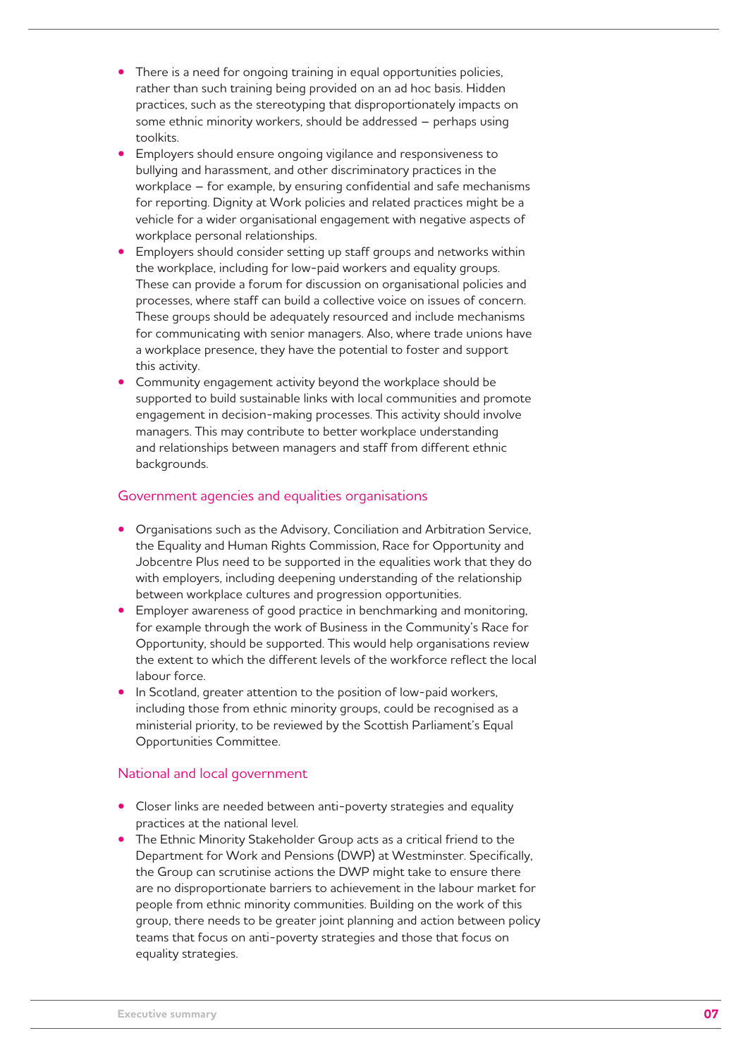- There is a need for ongoing training in equal opportunities policies, rather than such training being provided on an ad hoc basis. Hidden practices, such as the stereotyping that disproportionately impacts on some ethnic minority workers, should be addressed – perhaps using toolkits.
- Employers should ensure ongoing vigilance and responsiveness to bullying and harassment, and other discriminatory practices in the workplace – for example, by ensuring confidential and safe mechanisms for reporting. Dignity at Work policies and related practices might be a vehicle for a wider organisational engagement with negative aspects of workplace personal relationships.
- Employers should consider setting up staff groups and networks within the workplace, including for low-paid workers and equality groups. These can provide a forum for discussion on organisational policies and processes, where staff can build a collective voice on issues of concern. These groups should be adequately resourced and include mechanisms for communicating with senior managers. Also, where trade unions have a workplace presence, they have the potential to foster and support this activity.
- Community engagement activity beyond the workplace should be supported to build sustainable links with local communities and promote engagement in decision-making processes. This activity should involve managers. This may contribute to better workplace understanding and relationships between managers and staff from different ethnic backgrounds.

### Government agencies and equalities organisations

- Organisations such as the Advisory, Conciliation and Arbitration Service, the Equality and Human Rights Commission, Race for Opportunity and Jobcentre Plus need to be supported in the equalities work that they do with employers, including deepening understanding of the relationship between workplace cultures and progression opportunities.
- Employer awareness of good practice in benchmarking and monitoring, for example through the work of Business in the Community's Race for Opportunity, should be supported. This would help organisations review the extent to which the different levels of the workforce reflect the local labour force.
- In Scotland, greater attention to the position of low-paid workers, including those from ethnic minority groups, could be recognised as a ministerial priority, to be reviewed by the Scottish Parliament's Equal Opportunities Committee.

### National and local government

- Closer links are needed between anti-poverty strategies and equality practices at the national level.
- The Ethnic Minority Stakeholder Group acts as a critical friend to the Department for Work and Pensions (DWP) at Westminster. Specifically, the Group can scrutinise actions the DWP might take to ensure there are no disproportionate barriers to achievement in the labour market for people from ethnic minority communities. Building on the work of this group, there needs to be greater joint planning and action between policy teams that focus on anti-poverty strategies and those that focus on equality strategies.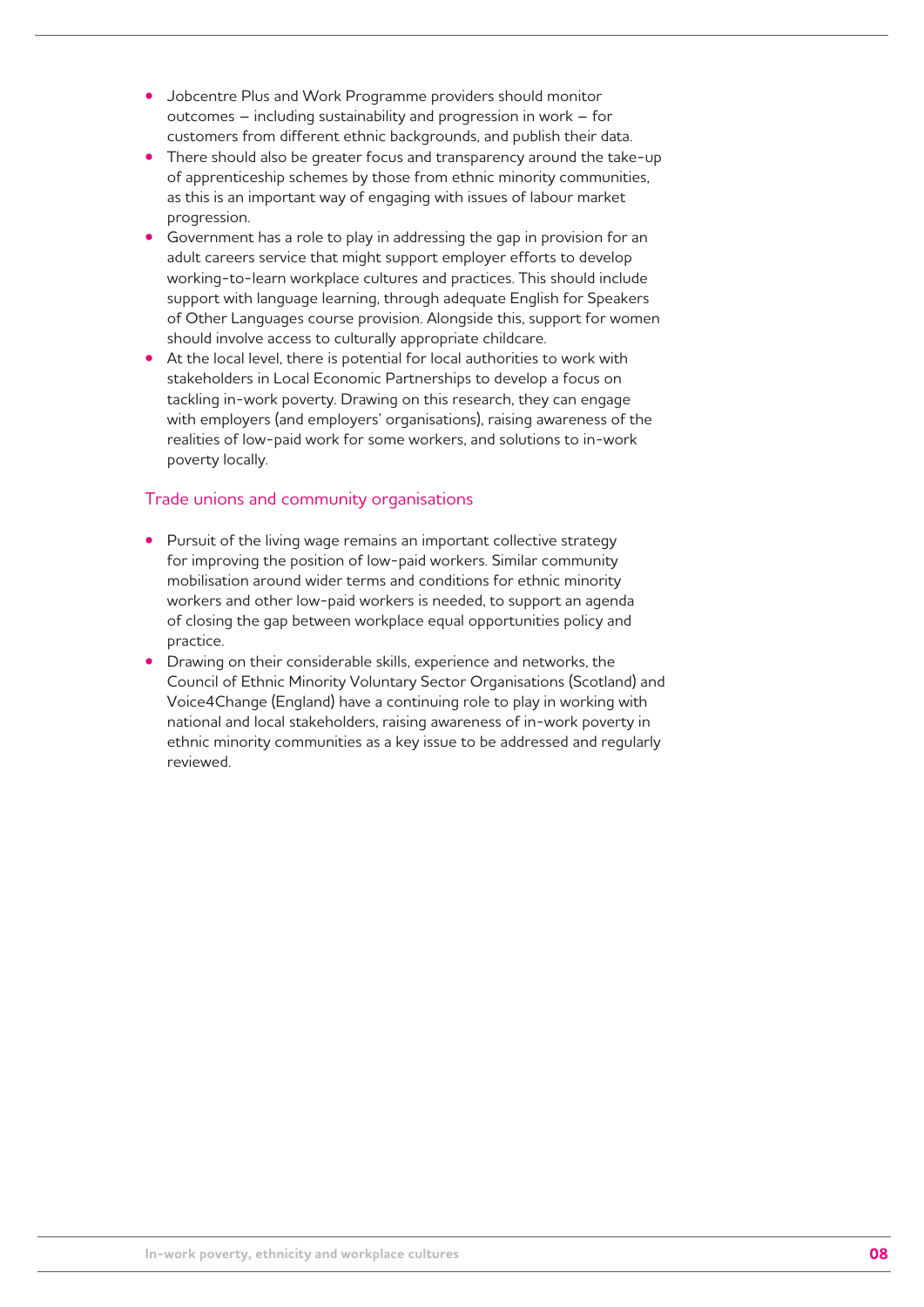- Jobcentre Plus and Work Programme providers should monitor outcomes – including sustainability and progression in work – for customers from different ethnic backgrounds, and publish their data.
- There should also be greater focus and transparency around the take-up of apprenticeship schemes by those from ethnic minority communities, as this is an important way of engaging with issues of labour market progression.
- Government has a role to play in addressing the gap in provision for an adult careers service that might support employer efforts to develop working-to-learn workplace cultures and practices. This should include support with language learning, through adequate English for Speakers of Other Languages course provision. Alongside this, support for women should involve access to culturally appropriate childcare.
- At the local level, there is potential for local authorities to work with stakeholders in Local Economic Partnerships to develop a focus on tackling in-work poverty. Drawing on this research, they can engage with employers (and employers' organisations), raising awareness of the realities of low-paid work for some workers, and solutions to in-work poverty locally.

## Trade unions and community organisations

- Pursuit of the living wage remains an important collective strategy for improving the position of low-paid workers. Similar community mobilisation around wider terms and conditions for ethnic minority workers and other low-paid workers is needed, to support an agenda of closing the gap between workplace equal opportunities policy and practice.
- Drawing on their considerable skills, experience and networks, the Council of Ethnic Minority Voluntary Sector Organisations (Scotland) and Voice4Change (England) have a continuing role to play in working with national and local stakeholders, raising awareness of in-work poverty in ethnic minority communities as a key issue to be addressed and regularly reviewed.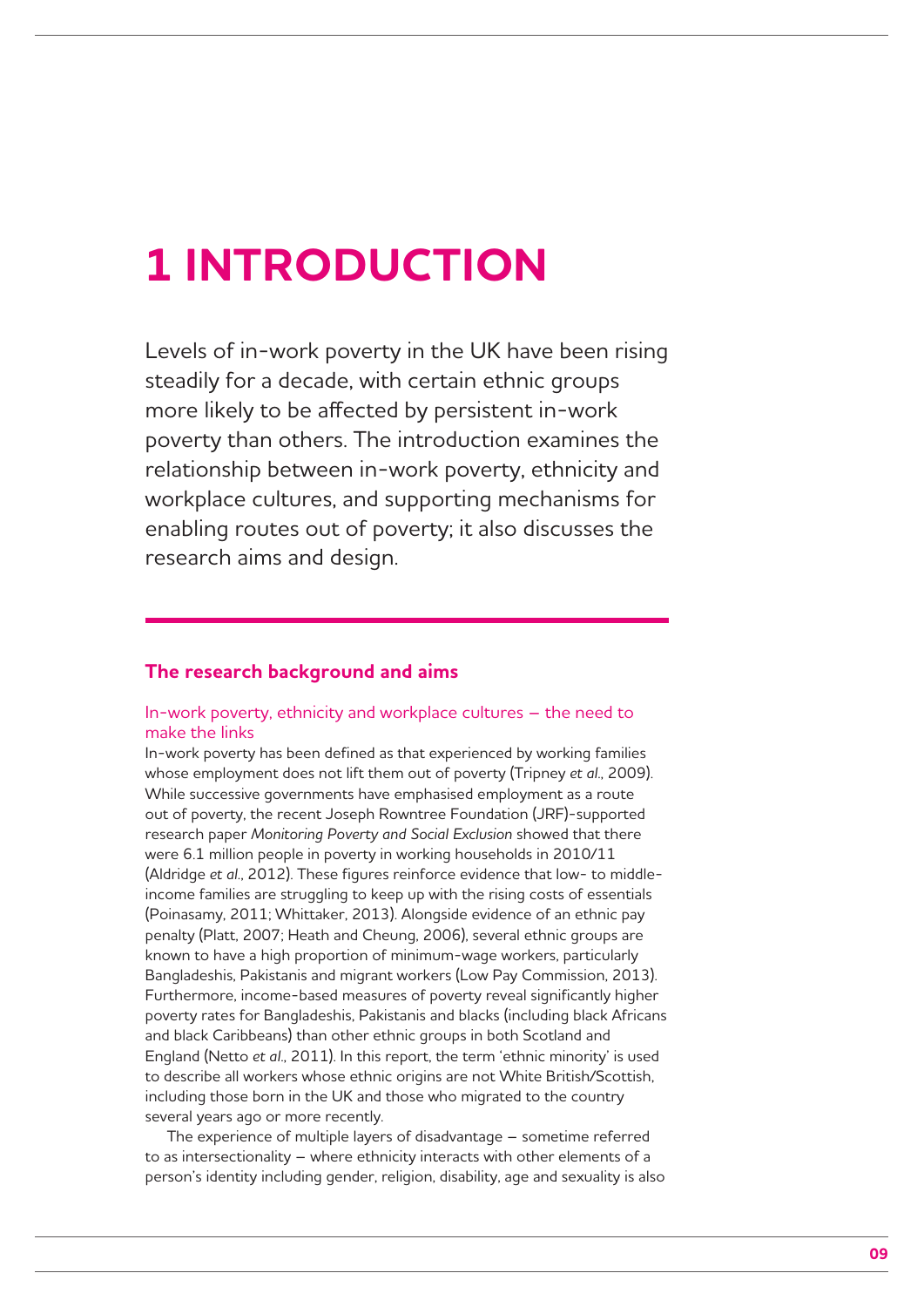# 1 INTRODUCTION

Levels of in-work poverty in the UK have been rising steadily for a decade, with certain ethnic groups more likely to be affected by persistent in-work poverty than others. The introduction examines the relationship between in-work poverty, ethnicity and workplace cultures, and supporting mechanisms for enabling routes out of poverty; it also discusses the research aims and design.

## The research background and aims

### In-work poverty, ethnicity and workplace cultures – the need to make the links

In-work poverty has been defined as that experienced by working families whose employment does not lift them out of poverty (Tripney *et al.*, 2009). While successive governments have emphasised employment as a route out of poverty, the recent Joseph Rowntree Foundation (JRF)-supported research paper *Monitoring Poverty and Social Exclusion* showed that there were 6.1 million people in poverty in working households in 2010/11 (Aldridge *et al.*, 2012). These figures reinforce evidence that low- to middle-income families are struggling to keep up with the rising costs of essentials (Poinasamy, 2011; Whittaker, 2013). Alongside evidence of an ethnic pay penalty (Platt, 2007; Heath and Cheung, 2006), several ethnic groups are known to have a high proportion of minimum-wage workers, particularly Bangladeshis, Pakistanis and migrant workers (Low Pay Commission, 2013). Furthermore, income-based measures of poverty reveal significantly higher poverty rates for Bangladeshis, Pakistanis and blacks (including black Africans and black Caribbeans) than other ethnic groups in both Scotland and England (Netto *et al.*, 2011). In this report, the term 'ethnic minority' is used to describe all workers whose ethnic origins are not White British/Scottish, including those born in the UK and those who migrated to the country several years ago or more recently.

The experience of multiple layers of disadvantage – sometime referred to as intersectionality – where ethnicity interacts with other elements of a person's identity including gender, religion, disability, age and sexuality is also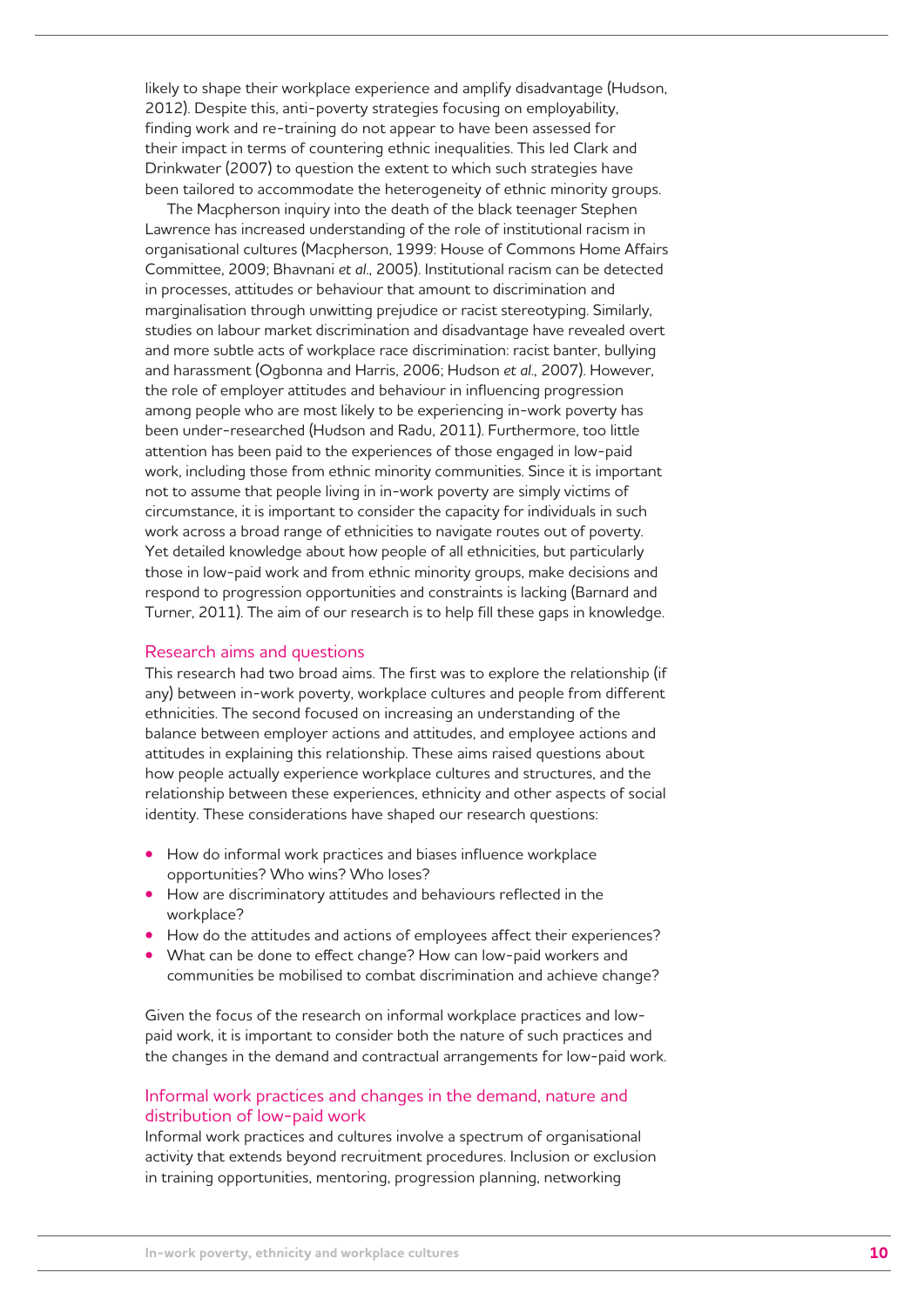likely to shape their workplace experience and amplify disadvantage (Hudson, 2012). Despite this, anti-poverty strategies focusing on employability, finding work and re-training do not appear to have been assessed for their impact in terms of countering ethnic inequalities. This led Clark and Drinkwater (2007) to question the extent to which such strategies have been tailored to accommodate the heterogeneity of ethnic minority groups.

The Macpherson inquiry into the death of the black teenager Stephen Lawrence has increased understanding of the role of institutional racism in organisational cultures (Macpherson, 1999: House of Commons Home Affairs Committee, 2009; Bhavnani *et al.*, 2005). Institutional racism can be detected in processes, attitudes or behaviour that amount to discrimination and marginalisation through unwitting prejudice or racist stereotyping. Similarly, studies on labour market discrimination and disadvantage have revealed overt and more subtle acts of workplace race discrimination: racist banter, bullying and harassment (Ogbonna and Harris, 2006; Hudson *et al.*, 2007). However, the role of employer attitudes and behaviour in influencing progression among people who are most likely to be experiencing in-work poverty has been under-researched (Hudson and Radu, 2011). Furthermore, too little attention has been paid to the experiences of those engaged in low-paid work, including those from ethnic minority communities. Since it is important not to assume that people living in in-work poverty are simply victims of circumstance, it is important to consider the capacity for individuals in such work across a broad range of ethnicities to navigate routes out of poverty. Yet detailed knowledge about how people of all ethnicities, but particularly those in low-paid work and from ethnic minority groups, make decisions and respond to progression opportunities and constraints is lacking (Barnard and Turner, 2011). The aim of our research is to help fill these gaps in knowledge.

## Research aims and questions

This research had two broad aims. The first was to explore the relationship (if any) between in-work poverty, workplace cultures and people from different ethnicities. The second focused on increasing an understanding of the balance between employer actions and attitudes, and employee actions and attitudes in explaining this relationship. These aims raised questions about how people actually experience workplace cultures and structures, and the relationship between these experiences, ethnicity and other aspects of social identity. These considerations have shaped our research questions:

- How do informal work practices and biases influence workplace opportunities? Who wins? Who loses?
- How are discriminatory attitudes and behaviours reflected in the workplace?
- How do the attitudes and actions of employees affect their experiences?
- What can be done to effect change? How can low-paid workers and communities be mobilised to combat discrimination and achieve change?

Given the focus of the research on informal workplace practices and low-paid work, it is important to consider both the nature of such practices and the changes in the demand and contractual arrangements for low-paid work.

## Informal work practices and changes in the demand, nature and distribution of low-paid work

Informal work practices and cultures involve a spectrum of organisational activity that extends beyond recruitment procedures. Inclusion or exclusion in training opportunities, mentoring, progression planning, networking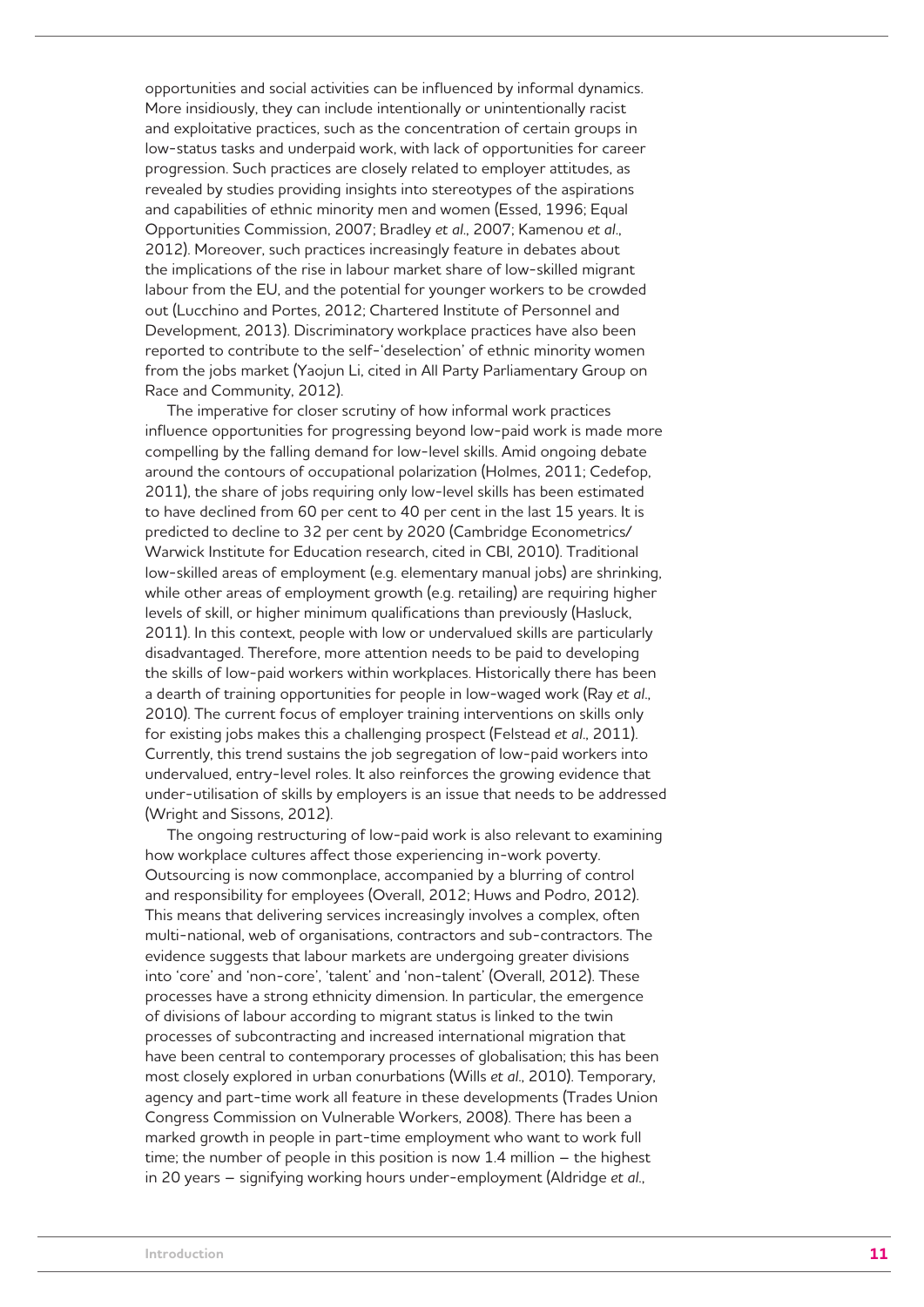opportunities and social activities can be influenced by informal dynamics. More insidiously, they can include intentionally or unintentionally racist and exploitative practices, such as the concentration of certain groups in low-status tasks and underpaid work, with lack of opportunities for career progression. Such practices are closely related to employer attitudes, as revealed by studies providing insights into stereotypes of the aspirations and capabilities of ethnic minority men and women (Essed, 1996; Equal Opportunities Commission, 2007; Bradley *et al*., 2007; Kamenou *et al*., 2012). Moreover, such practices increasingly feature in debates about the implications of the rise in labour market share of low-skilled migrant labour from the EU, and the potential for younger workers to be crowded out (Lucchino and Portes, 2012; Chartered Institute of Personnel and Development, 2013). Discriminatory workplace practices have also been reported to contribute to the self-'deselection' of ethnic minority women from the jobs market (Yaojun Li, cited in All Party Parliamentary Group on Race and Community, 2012).

The imperative for closer scrutiny of how informal work practices influence opportunities for progressing beyond low-paid work is made more compelling by the falling demand for low-level skills. Amid ongoing debate around the contours of occupational polarization (Holmes, 2011; Cedefop, 2011), the share of jobs requiring only low-level skills has been estimated to have declined from 60 per cent to 40 per cent in the last 15 years. It is predicted to decline to 32 per cent by 2020 (Cambridge Econometrics/Warwick Institute for Education research, cited in CBI, 2010). Traditional low-skilled areas of employment (e.g. elementary manual jobs) are shrinking, while other areas of employment growth (e.g. retailing) are requiring higher levels of skill, or higher minimum qualifications than previously (Hasluck, 2011). In this context, people with low or undervalued skills are particularly disadvantaged. Therefore, more attention needs to be paid to developing the skills of low-paid workers within workplaces. Historically there has been a dearth of training opportunities for people in low-waged work (Ray *et al*., 2010). The current focus of employer training interventions on skills only for existing jobs makes this a challenging prospect (Felstead *et al*., 2011). Currently, this trend sustains the job segregation of low-paid workers into undervalued, entry-level roles. It also reinforces the growing evidence that under-utilisation of skills by employers is an issue that needs to be addressed (Wright and Sissons, 2012).

The ongoing restructuring of low-paid work is also relevant to examining how workplace cultures affect those experiencing in-work poverty. Outsourcing is now commonplace, accompanied by a blurring of control and responsibility for employees (Overall, 2012; Huws and Podro, 2012). This means that delivering services increasingly involves a complex, often multi-national, web of organisations, contractors and sub-contractors. The evidence suggests that labour markets are undergoing greater divisions into 'core' and 'non-core', 'talent' and 'non-talent' (Overall, 2012). These processes have a strong ethnicity dimension. In particular, the emergence of divisions of labour according to migrant status is linked to the twin processes of subcontracting and increased international migration that have been central to contemporary processes of globalisation; this has been most closely explored in urban conurbations (Wills *et al*., 2010). Temporary, agency and part-time work all feature in these developments (Trades Union Congress Commission on Vulnerable Workers, 2008). There has been a marked growth in people in part-time employment who want to work full time; the number of people in this position is now 1.4 million – the highest in 20 years – signifying working hours under-employment (Aldridge *et al*.,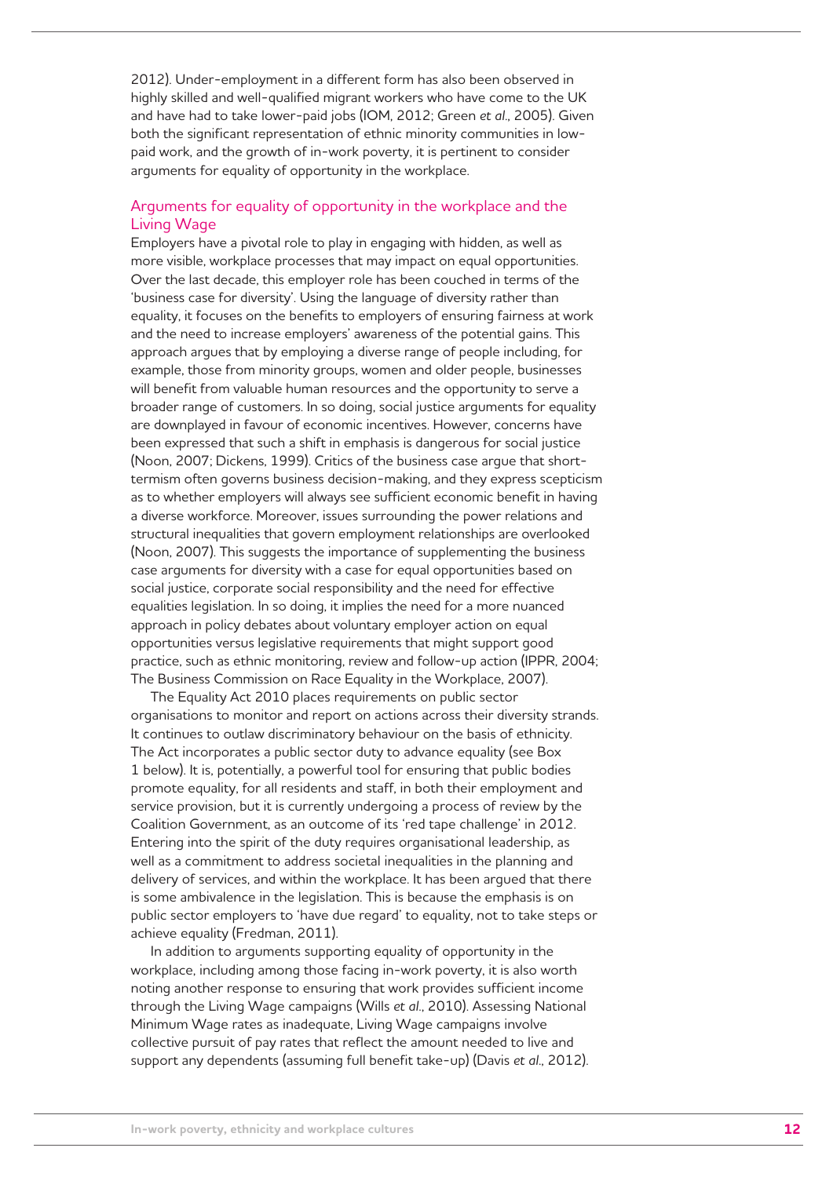2012). Under-employment in a different form has also been observed in highly skilled and well-qualified migrant workers who have come to the UK and have had to take lower-paid jobs (IOM, 2012; Green *et al.*, 2005). Given both the significant representation of ethnic minority communities in low-paid work, and the growth of in-work poverty, it is pertinent to consider arguments for equality of opportunity in the workplace.

## Arguments for equality of opportunity in the workplace and the Living Wage

Employers have a pivotal role to play in engaging with hidden, as well as more visible, workplace processes that may impact on equal opportunities. Over the last decade, this employer role has been couched in terms of the 'business case for diversity'. Using the language of diversity rather than equality, it focuses on the benefits to employers of ensuring fairness at work and the need to increase employers' awareness of the potential gains. This approach argues that by employing a diverse range of people including, for example, those from minority groups, women and older people, businesses will benefit from valuable human resources and the opportunity to serve a broader range of customers. In so doing, social justice arguments for equality are downplayed in favour of economic incentives. However, concerns have been expressed that such a shift in emphasis is dangerous for social justice (Noon, 2007; Dickens, 1999). Critics of the business case argue that short-termism often governs business decision-making, and they express scepticism as to whether employers will always see sufficient economic benefit in having a diverse workforce. Moreover, issues surrounding the power relations and structural inequalities that govern employment relationships are overlooked (Noon, 2007). This suggests the importance of supplementing the business case arguments for diversity with a case for equal opportunities based on social justice, corporate social responsibility and the need for effective equalities legislation. In so doing, it implies the need for a more nuanced approach in policy debates about voluntary employer action on equal opportunities versus legislative requirements that might support good practice, such as ethnic monitoring, review and follow-up action (IPPR, 2004; The Business Commission on Race Equality in the Workplace, 2007).

The Equality Act 2010 places requirements on public sector organisations to monitor and report on actions across their diversity strands. It continues to outlaw discriminatory behaviour on the basis of ethnicity. The Act incorporates a public sector duty to advance equality (see Box 1 below). It is, potentially, a powerful tool for ensuring that public bodies promote equality, for all residents and staff, in both their employment and service provision, but it is currently undergoing a process of review by the Coalition Government, as an outcome of its 'red tape challenge' in 2012. Entering into the spirit of the duty requires organisational leadership, as well as a commitment to address societal inequalities in the planning and delivery of services, and within the workplace. It has been argued that there is some ambivalence in the legislation. This is because the emphasis is on public sector employers to 'have due regard' to equality, not to take steps or achieve equality (Fredman, 2011).

In addition to arguments supporting equality of opportunity in the workplace, including among those facing in-work poverty, it is also worth noting another response to ensuring that work provides sufficient income through the Living Wage campaigns (Wills *et al.*, 2010). Assessing National Minimum Wage rates as inadequate, Living Wage campaigns involve collective pursuit of pay rates that reflect the amount needed to live and support any dependents (assuming full benefit take-up) (Davis *et al.*, 2012).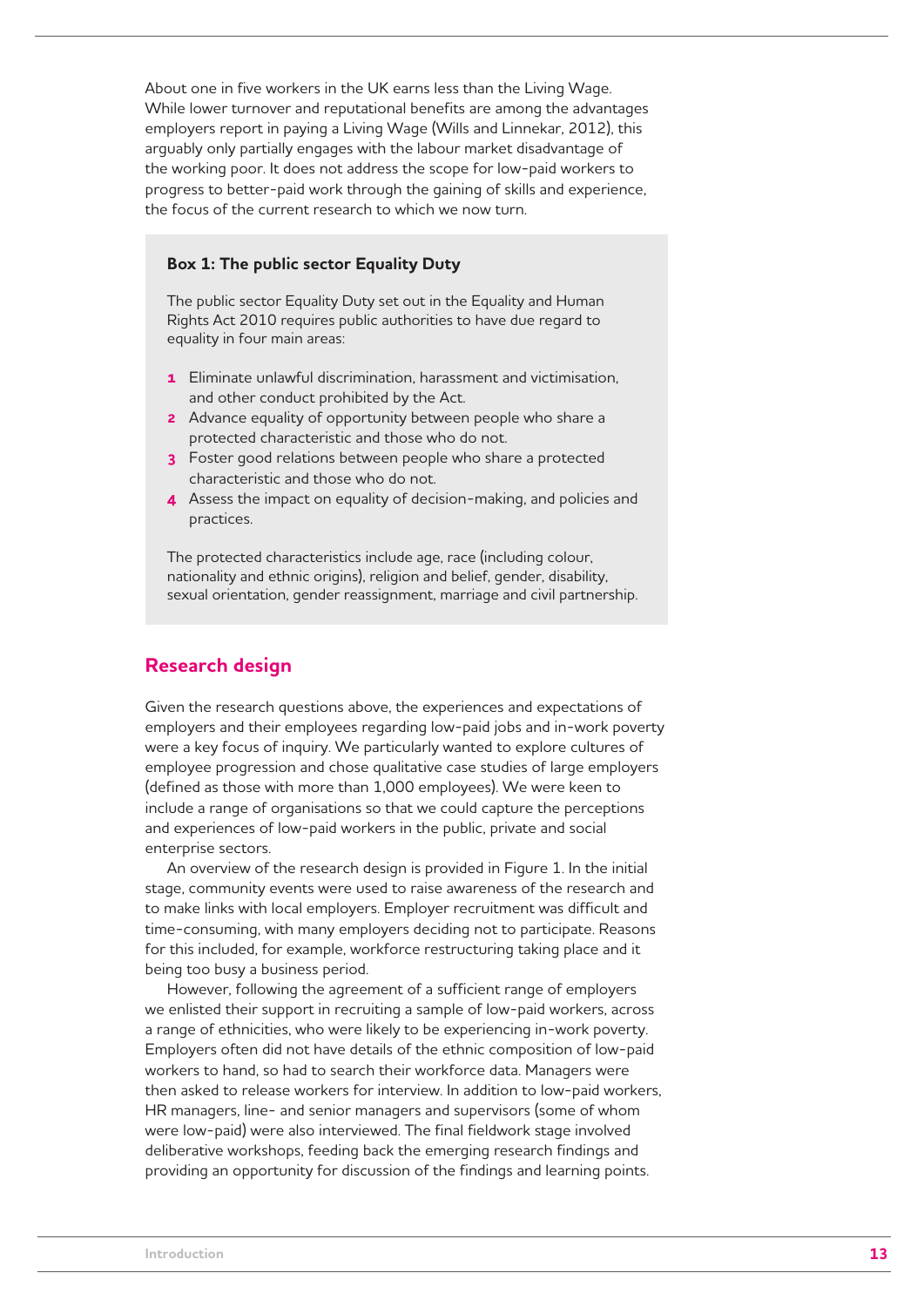About one in five workers in the UK earns less than the Living Wage. While lower turnover and reputational benefits are among the advantages employers report in paying a Living Wage (Wills and Linnekar, 2012), this arguably only partially engages with the labour market disadvantage of the working poor. It does not address the scope for low-paid workers to progress to better-paid work through the gaining of skills and experience, the focus of the current research to which we now turn.

> **Box 1: The public sector Equality Duty**
>
> The public sector Equality Duty set out in the Equality and Human Rights Act 2010 requires public authorities to have due regard to equality in four main areas:
>
> 1. Eliminate unlawful discrimination, harassment and victimisation, and other conduct prohibited by the Act.
> 2. Advance equality of opportunity between people who share a protected characteristic and those who do not.
> 3. Foster good relations between people who share a protected characteristic and those who do not.
> 4. Assess the impact on equality of decision-making, and policies and practices.
>
> The protected characteristics include age, race (including colour, nationality and ethnic origins), religion and belief, gender, disability, sexual orientation, gender reassignment, marriage and civil partnership.

## Research design

Given the research questions above, the experiences and expectations of employers and their employees regarding low-paid jobs and in-work poverty were a key focus of inquiry. We particularly wanted to explore cultures of employee progression and chose qualitative case studies of large employers (defined as those with more than 1,000 employees). We were keen to include a range of organisations so that we could capture the perceptions and experiences of low-paid workers in the public, private and social enterprise sectors.

An overview of the research design is provided in Figure 1. In the initial stage, community events were used to raise awareness of the research and to make links with local employers. Employer recruitment was difficult and time-consuming, with many employers deciding not to participate. Reasons for this included, for example, workforce restructuring taking place and it being too busy a business period.

However, following the agreement of a sufficient range of employers we enlisted their support in recruiting a sample of low-paid workers, across a range of ethnicities, who were likely to be experiencing in-work poverty. Employers often did not have details of the ethnic composition of low-paid workers to hand, so had to search their workforce data. Managers were then asked to release workers for interview. In addition to low-paid workers, HR managers, line- and senior managers and supervisors (some of whom were low-paid) were also interviewed. The final fieldwork stage involved deliberative workshops, feeding back the emerging research findings and providing an opportunity for discussion of the findings and learning points.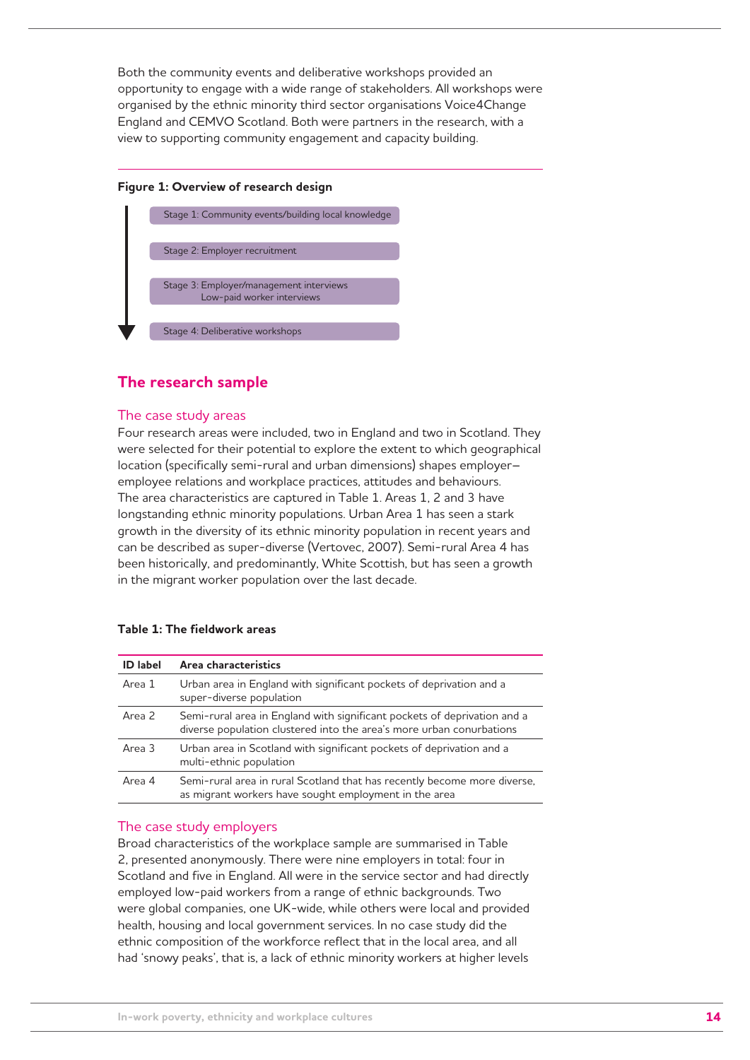Both the community events and deliberative workshops provided an opportunity to engage with a wide range of stakeholders. All workshops were organised by the ethnic minority third sector organisations Voice4Change England and CEMVO Scotland. Both were partners in the research, with a view to supporting community engagement and capacity building.

**Figure 1: Overview of research design**

- Stage 1: Community events/building local knowledge
- Stage 2: Employer recruitment
- Stage 3: Employer/management interviews  
  Low-paid worker interviews
- Stage 4: Deliberative workshops

## The research sample

### The case study areas

Four research areas were included, two in England and two in Scotland. They were selected for their potential to explore the extent to which geographical location (specifically semi-rural and urban dimensions) shapes employer–employee relations and workplace practices, attitudes and behaviours. The area characteristics are captured in Table 1. Areas 1, 2 and 3 have longstanding ethnic minority populations. Urban Area 1 has seen a stark growth in the diversity of its ethnic minority population in recent years and can be described as super-diverse (Vertovec, 2007). Semi-rural Area 4 has been historically, and predominantly, White Scottish, but has seen a growth in the migrant worker population over the last decade.

**Table 1: The fieldwork areas**

| ID label | Area characteristics |
|---|---|
| Area 1 | Urban area in England with significant pockets of deprivation and a super-diverse population |
| Area 2 | Semi-rural area in England with significant pockets of deprivation and a diverse population clustered into the area's more urban conurbations |
| Area 3 | Urban area in Scotland with significant pockets of deprivation and a multi-ethnic population |
| Area 4 | Semi-rural area in rural Scotland that has recently become more diverse, as migrant workers have sought employment in the area |

### The case study employers

Broad characteristics of the workplace sample are summarised in Table 2, presented anonymously. There were nine employers in total: four in Scotland and five in England. All were in the service sector and had directly employed low-paid workers from a range of ethnic backgrounds. Two were global companies, one UK-wide, while others were local and provided health, housing and local government services. In no case study did the ethnic composition of the workforce reflect that in the local area, and all had 'snowy peaks', that is, a lack of ethnic minority workers at higher levels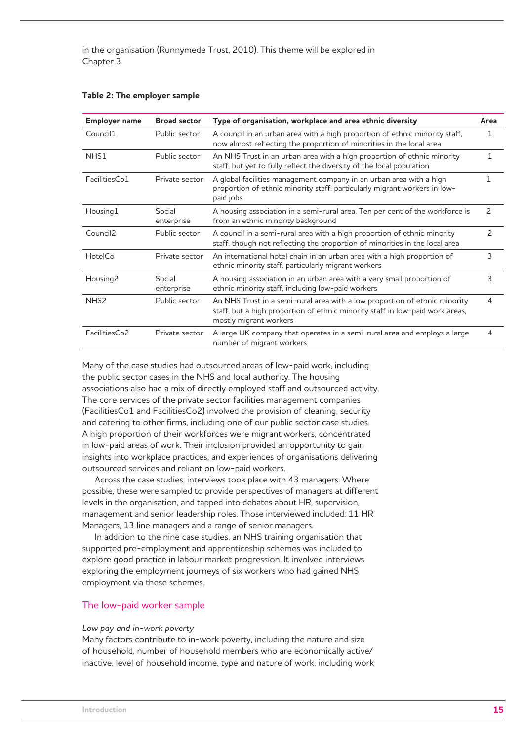in the organisation (Runnymede Trust, 2010). This theme will be explored in Chapter 3.

**Table 2: The employer sample**

| Employer name | Broad sector | Type of organisation, workplace and area ethnic diversity | Area |
|---|---|---|---|
| Council1 | Public sector | A council in an urban area with a high proportion of ethnic minority staff, now almost reflecting the proportion of minorities in the local area | 1 |
| NHS1 | Public sector | An NHS Trust in an urban area with a high proportion of ethnic minority staff, but yet to fully reflect the diversity of the local population | 1 |
| FacilitiesCo1 | Private sector | A global facilities management company in an urban area with a high proportion of ethnic minority staff, particularly migrant workers in low-paid jobs | 1 |
| Housing1 | Social enterprise | A housing association in a semi-rural area. Ten per cent of the workforce is from an ethnic minority background | 2 |
| Council2 | Public sector | A council in a semi-rural area with a high proportion of ethnic minority staff, though not reflecting the proportion of minorities in the local area | 2 |
| HotelCo | Private sector | An international hotel chain in an urban area with a high proportion of ethnic minority staff, particularly migrant workers | 3 |
| Housing2 | Social enterprise | A housing association in an urban area with a very small proportion of ethnic minority staff, including low-paid workers | 3 |
| NHS2 | Public sector | An NHS Trust in a semi-rural area with a low proportion of ethnic minority staff, but a high proportion of ethnic minority staff in low-paid work areas, mostly migrant workers | 4 |
| FacilitiesCo2 | Private sector | A large UK company that operates in a semi-rural area and employs a large number of migrant workers | 4 |

Many of the case studies had outsourced areas of low-paid work, including the public sector cases in the NHS and local authority. The housing associations also had a mix of directly employed staff and outsourced activity. The core services of the private sector facilities management companies (FacilitiesCo1 and FacilitiesCo2) involved the provision of cleaning, security and catering to other firms, including one of our public sector case studies. A high proportion of their workforces were migrant workers, concentrated in low-paid areas of work. Their inclusion provided an opportunity to gain insights into workplace practices, and experiences of organisations delivering outsourced services and reliant on low-paid workers.

Across the case studies, interviews took place with 43 managers. Where possible, these were sampled to provide perspectives of managers at different levels in the organisation, and tapped into debates about HR, supervision, management and senior leadership roles. Those interviewed included: 11 HR Managers, 13 line managers and a range of senior managers.

In addition to the nine case studies, an NHS training organisation that supported pre-employment and apprenticeship schemes was included to explore good practice in labour market progression. It involved interviews exploring the employment journeys of six workers who had gained NHS employment via these schemes.

## The low-paid worker sample

*Low pay and in-work poverty*

Many factors contribute to in-work poverty, including the nature and size of household, number of household members who are economically active/inactive, level of household income, type and nature of work, including work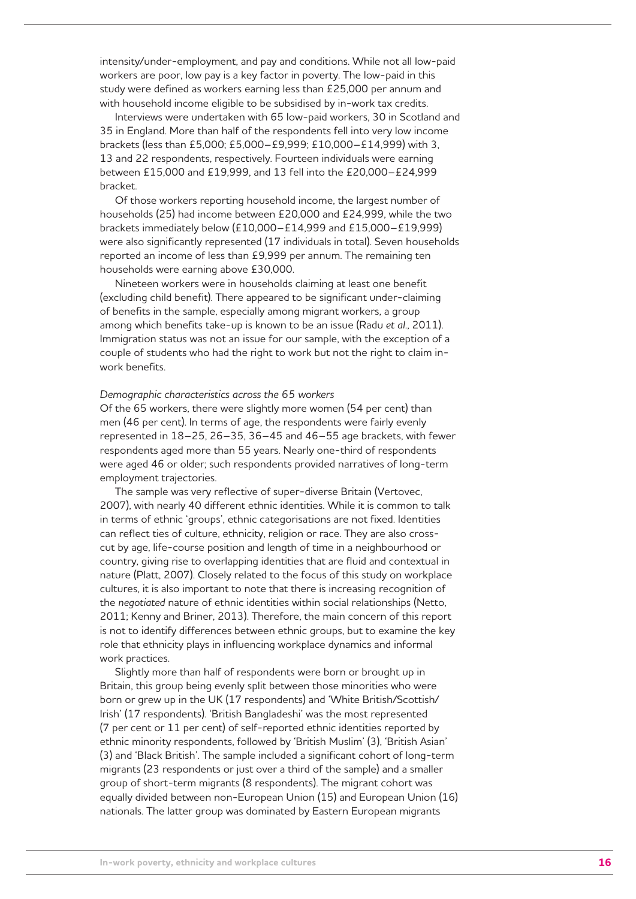intensity/under-employment, and pay and conditions. While not all low-paid workers are poor, low pay is a key factor in poverty. The low-paid in this study were defined as workers earning less than £25,000 per annum and with household income eligible to be subsidised by in-work tax credits.

Interviews were undertaken with 65 low-paid workers, 30 in Scotland and 35 in England. More than half of the respondents fell into very low income brackets (less than £5,000; £5,000–£9,999; £10,000–£14,999) with 3, 13 and 22 respondents, respectively. Fourteen individuals were earning between £15,000 and £19,999, and 13 fell into the £20,000–£24,999 bracket.

Of those workers reporting household income, the largest number of households (25) had income between £20,000 and £24,999, while the two brackets immediately below (£10,000–£14,999 and £15,000–£19,999) were also significantly represented (17 individuals in total). Seven households reported an income of less than £9,999 per annum. The remaining ten households were earning above £30,000.

Nineteen workers were in households claiming at least one benefit (excluding child benefit). There appeared to be significant under-claiming of benefits in the sample, especially among migrant workers, a group among which benefits take-up is known to be an issue (Radu *et al*., 2011). Immigration status was not an issue for our sample, with the exception of a couple of students who had the right to work but not the right to claim in-work benefits.

*Demographic characteristics across the 65 workers*

Of the 65 workers, there were slightly more women (54 per cent) than men (46 per cent). In terms of age, the respondents were fairly evenly represented in 18–25, 26–35, 36–45 and 46–55 age brackets, with fewer respondents aged more than 55 years. Nearly one-third of respondents were aged 46 or older; such respondents provided narratives of long-term employment trajectories.

The sample was very reflective of super-diverse Britain (Vertovec, 2007), with nearly 40 different ethnic identities. While it is common to talk in terms of ethnic 'groups', ethnic categorisations are not fixed. Identities can reflect ties of culture, ethnicity, religion or race. They are also cross-cut by age, life-course position and length of time in a neighbourhood or country, giving rise to overlapping identities that are fluid and contextual in nature (Platt, 2007). Closely related to the focus of this study on workplace cultures, it is also important to note that there is increasing recognition of the *negotiated* nature of ethnic identities within social relationships (Netto, 2011; Kenny and Briner, 2013). Therefore, the main concern of this report is not to identify differences between ethnic groups, but to examine the key role that ethnicity plays in influencing workplace dynamics and informal work practices.

Slightly more than half of respondents were born or brought up in Britain, this group being evenly split between those minorities who were born or grew up in the UK (17 respondents) and 'White British/Scottish/Irish' (17 respondents). 'British Bangladeshi' was the most represented (7 per cent or 11 per cent) of self-reported ethnic identities reported by ethnic minority respondents, followed by 'British Muslim' (3), 'British Asian' (3) and 'Black British'. The sample included a significant cohort of long-term migrants (23 respondents or just over a third of the sample) and a smaller group of short-term migrants (8 respondents). The migrant cohort was equally divided between non-European Union (15) and European Union (16) nationals. The latter group was dominated by Eastern European migrants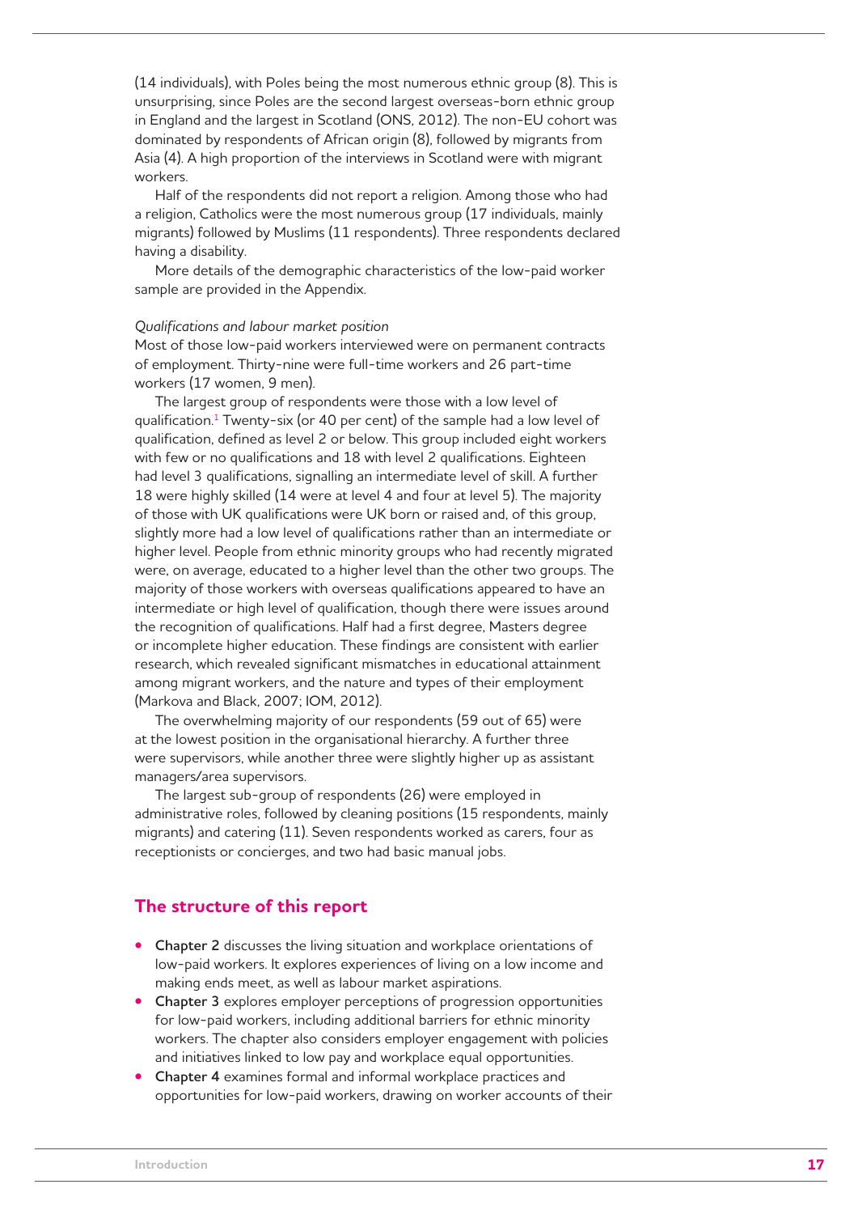(14 individuals), with Poles being the most numerous ethnic group (8). This is unsurprising, since Poles are the second largest overseas-born ethnic group in England and the largest in Scotland (ONS, 2012). The non-EU cohort was dominated by respondents of African origin (8), followed by migrants from Asia (4). A high proportion of the interviews in Scotland were with migrant workers.

Half of the respondents did not report a religion. Among those who had a religion, Catholics were the most numerous group (17 individuals, mainly migrants) followed by Muslims (11 respondents). Three respondents declared having a disability.

More details of the demographic characteristics of the low-paid worker sample are provided in the Appendix.

*Qualifications and labour market position*

Most of those low-paid workers interviewed were on permanent contracts of employment. Thirty-nine were full-time workers and 26 part-time workers (17 women, 9 men).

The largest group of respondents were those with a low level of qualification.[1] Twenty-six (or 40 per cent) of the sample had a low level of qualification, defined as level 2 or below. This group included eight workers with few or no qualifications and 18 with level 2 qualifications. Eighteen had level 3 qualifications, signalling an intermediate level of skill. A further 18 were highly skilled (14 were at level 4 and four at level 5). The majority of those with UK qualifications were UK born or raised and, of this group, slightly more had a low level of qualifications rather than an intermediate or higher level. People from ethnic minority groups who had recently migrated were, on average, educated to a higher level than the other two groups. The majority of those workers with overseas qualifications appeared to have an intermediate or high level of qualification, though there were issues around the recognition of qualifications. Half had a first degree, Masters degree or incomplete higher education. These findings are consistent with earlier research, which revealed significant mismatches in educational attainment among migrant workers, and the nature and types of their employment (Markova and Black, 2007; IOM, 2012).

The overwhelming majority of our respondents (59 out of 65) were at the lowest position in the organisational hierarchy. A further three were supervisors, while another three were slightly higher up as assistant managers/area supervisors.

The largest sub-group of respondents (26) were employed in administrative roles, followed by cleaning positions (15 respondents, mainly migrants) and catering (11). Seven respondents worked as carers, four as receptionists or concierges, and two had basic manual jobs.

## The structure of this report

- **Chapter 2** discusses the living situation and workplace orientations of low-paid workers. It explores experiences of living on a low income and making ends meet, as well as labour market aspirations.
- **Chapter 3** explores employer perceptions of progression opportunities for low-paid workers, including additional barriers for ethnic minority workers. The chapter also considers employer engagement with policies and initiatives linked to low pay and workplace equal opportunities.
- **Chapter 4** examines formal and informal workplace practices and opportunities for low-paid workers, drawing on worker accounts of their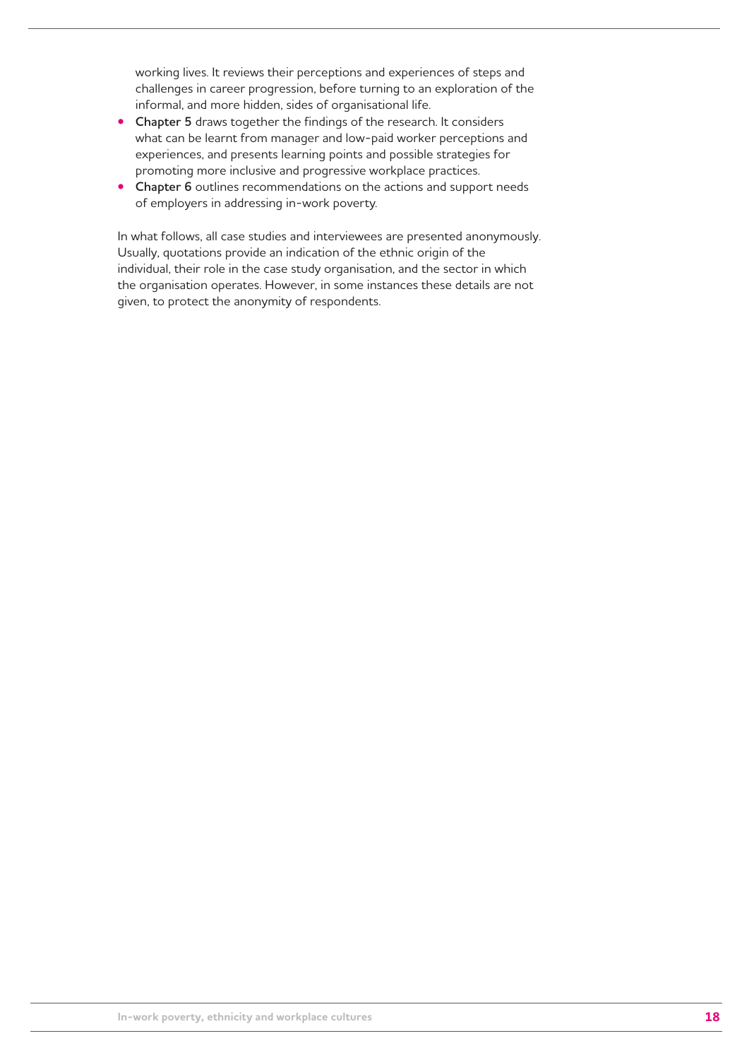working lives. It reviews their perceptions and experiences of steps and challenges in career progression, before turning to an exploration of the informal, and more hidden, sides of organisational life.

- **Chapter 5** draws together the findings of the research. It considers what can be learnt from manager and low-paid worker perceptions and experiences, and presents learning points and possible strategies for promoting more inclusive and progressive workplace practices.
- **Chapter 6** outlines recommendations on the actions and support needs of employers in addressing in-work poverty.

In what follows, all case studies and interviewees are presented anonymously. Usually, quotations provide an indication of the ethnic origin of the individual, their role in the case study organisation, and the sector in which the organisation operates. However, in some instances these details are not given, to protect the anonymity of respondents.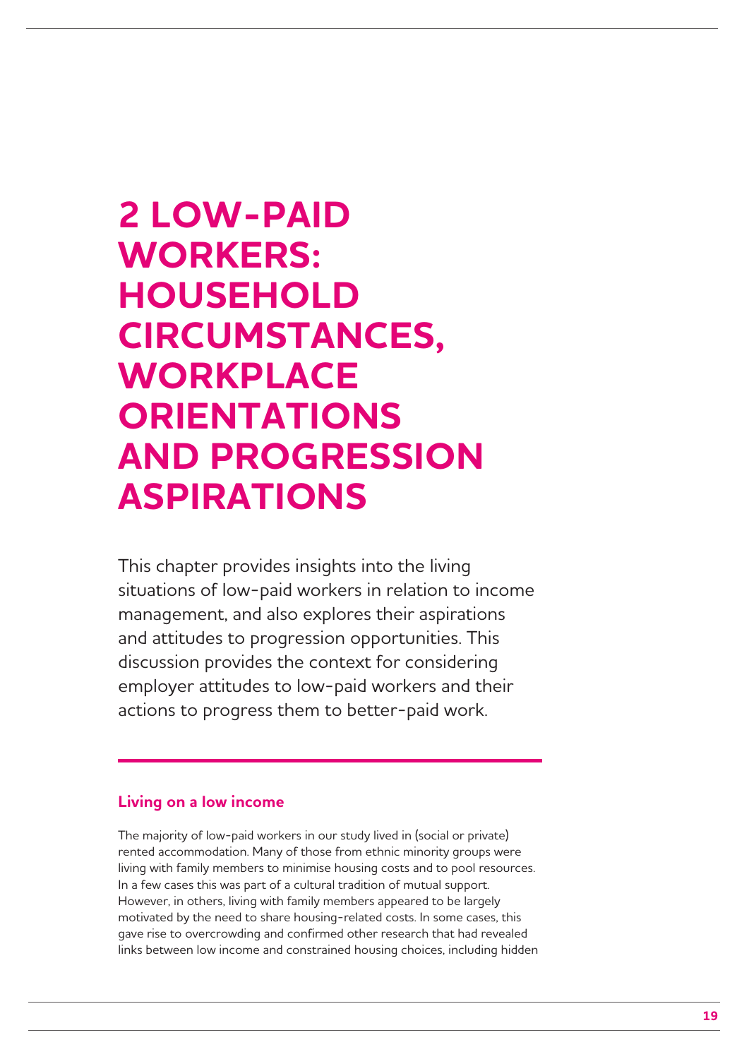# 2 LOW-PAID WORKERS: HOUSEHOLD CIRCUMSTANCES, WORKPLACE ORIENTATIONS AND PROGRESSION ASPIRATIONS

This chapter provides insights into the living situations of low-paid workers in relation to income management, and also explores their aspirations and attitudes to progression opportunities. This discussion provides the context for considering employer attitudes to low-paid workers and their actions to progress them to better-paid work.

## Living on a low income

The majority of low-paid workers in our study lived in (social or private) rented accommodation. Many of those from ethnic minority groups were living with family members to minimise housing costs and to pool resources. In a few cases this was part of a cultural tradition of mutual support. However, in others, living with family members appeared to be largely motivated by the need to share housing-related costs. In some cases, this gave rise to overcrowding and confirmed other research that had revealed links between low income and constrained housing choices, including hidden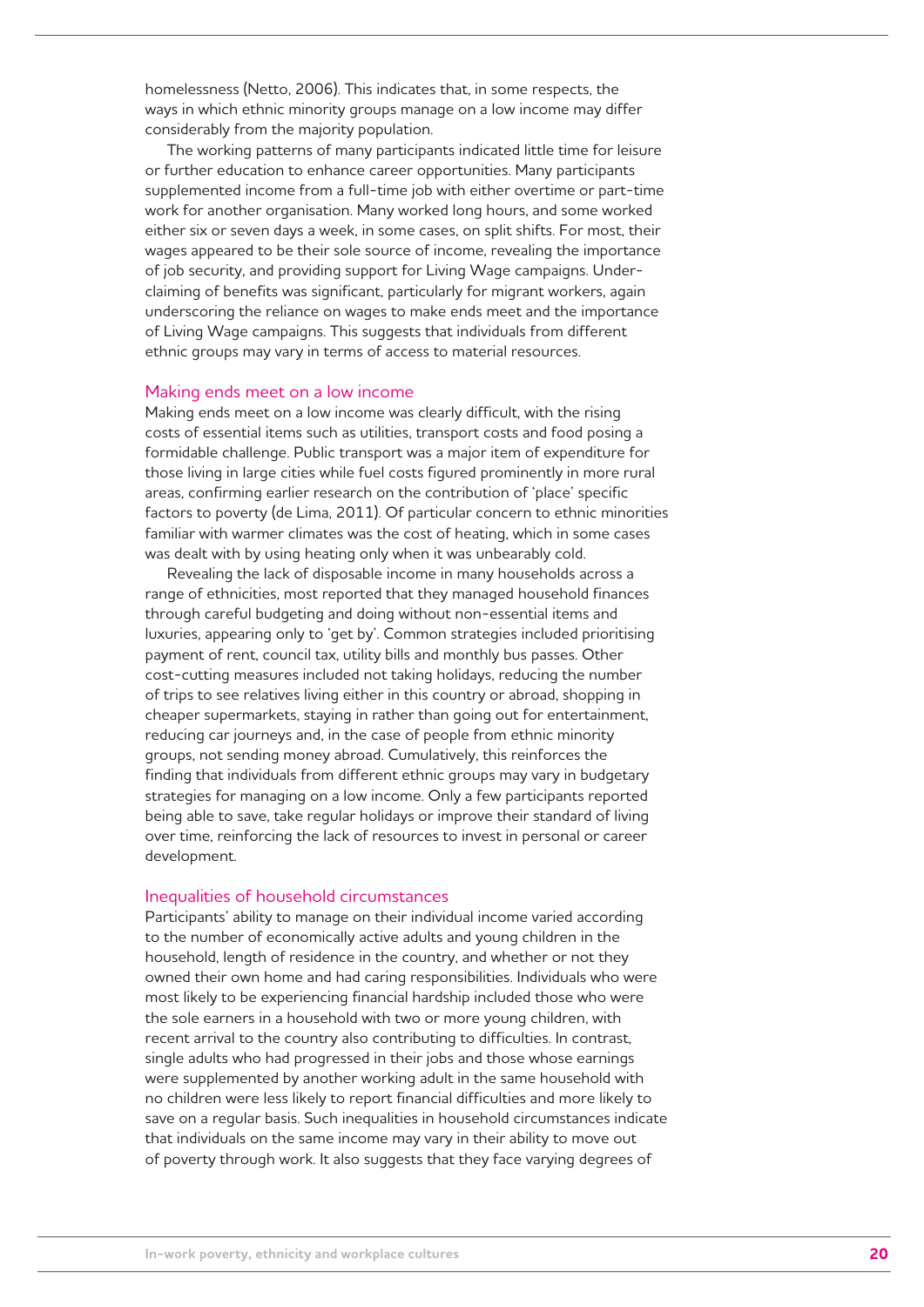homelessness (Netto, 2006). This indicates that, in some respects, the ways in which ethnic minority groups manage on a low income may differ considerably from the majority population.

The working patterns of many participants indicated little time for leisure or further education to enhance career opportunities. Many participants supplemented income from a full-time job with either overtime or part-time work for another organisation. Many worked long hours, and some worked either six or seven days a week, in some cases, on split shifts. For most, their wages appeared to be their sole source of income, revealing the importance of job security, and providing support for Living Wage campaigns. Under-claiming of benefits was significant, particularly for migrant workers, again underscoring the reliance on wages to make ends meet and the importance of Living Wage campaigns. This suggests that individuals from different ethnic groups may vary in terms of access to material resources.

## Making ends meet on a low income

Making ends meet on a low income was clearly difficult, with the rising costs of essential items such as utilities, transport costs and food posing a formidable challenge. Public transport was a major item of expenditure for those living in large cities while fuel costs figured prominently in more rural areas, confirming earlier research on the contribution of 'place' specific factors to poverty (de Lima, 2011). Of particular concern to ethnic minorities familiar with warmer climates was the cost of heating, which in some cases was dealt with by using heating only when it was unbearably cold.

Revealing the lack of disposable income in many households across a range of ethnicities, most reported that they managed household finances through careful budgeting and doing without non-essential items and luxuries, appearing only to 'get by'. Common strategies included prioritising payment of rent, council tax, utility bills and monthly bus passes. Other cost-cutting measures included not taking holidays, reducing the number of trips to see relatives living either in this country or abroad, shopping in cheaper supermarkets, staying in rather than going out for entertainment, reducing car journeys and, in the case of people from ethnic minority groups, not sending money abroad. Cumulatively, this reinforces the finding that individuals from different ethnic groups may vary in budgetary strategies for managing on a low income. Only a few participants reported being able to save, take regular holidays or improve their standard of living over time, reinforcing the lack of resources to invest in personal or career development.

## Inequalities of household circumstances

Participants' ability to manage on their individual income varied according to the number of economically active adults and young children in the household, length of residence in the country, and whether or not they owned their own home and had caring responsibilities. Individuals who were most likely to be experiencing financial hardship included those who were the sole earners in a household with two or more young children, with recent arrival to the country also contributing to difficulties. In contrast, single adults who had progressed in their jobs and those whose earnings were supplemented by another working adult in the same household with no children were less likely to report financial difficulties and more likely to save on a regular basis. Such inequalities in household circumstances indicate that individuals on the same income may vary in their ability to move out of poverty through work. It also suggests that they face varying degrees of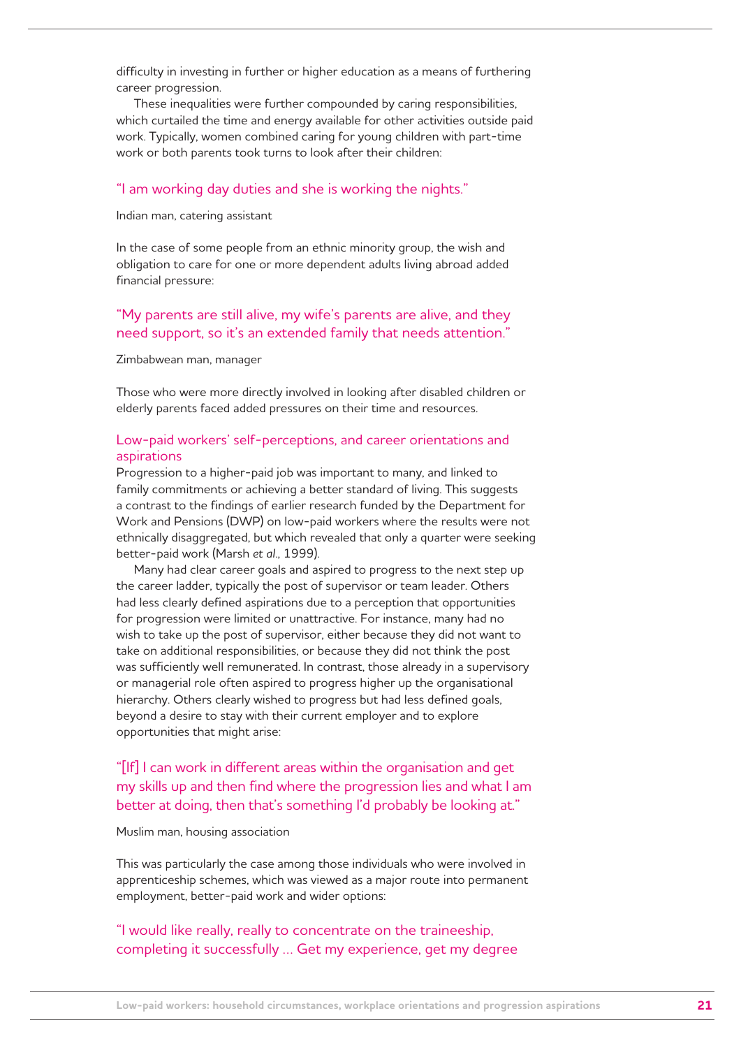difficulty in investing in further or higher education as a means of furthering career progression.

These inequalities were further compounded by caring responsibilities, which curtailed the time and energy available for other activities outside paid work. Typically, women combined caring for young children with part-time work or both parents took turns to look after their children:

> "I am working day duties and she is working the nights."

Indian man, catering assistant

In the case of some people from an ethnic minority group, the wish and obligation to care for one or more dependent adults living abroad added financial pressure:

> "My parents are still alive, my wife's parents are alive, and they need support, so it's an extended family that needs attention."

Zimbabwean man, manager

Those who were more directly involved in looking after disabled children or elderly parents faced added pressures on their time and resources.

### Low-paid workers' self-perceptions, and career orientations and aspirations

Progression to a higher-paid job was important to many, and linked to family commitments or achieving a better standard of living. This suggests a contrast to the findings of earlier research funded by the Department for Work and Pensions (DWP) on low-paid workers where the results were not ethnically disaggregated, but which revealed that only a quarter were seeking better-paid work (Marsh *et al*., 1999).

Many had clear career goals and aspired to progress to the next step up the career ladder, typically the post of supervisor or team leader. Others had less clearly defined aspirations due to a perception that opportunities for progression were limited or unattractive. For instance, many had no wish to take up the post of supervisor, either because they did not want to take on additional responsibilities, or because they did not think the post was sufficiently well remunerated. In contrast, those already in a supervisory or managerial role often aspired to progress higher up the organisational hierarchy. Others clearly wished to progress but had less defined goals, beyond a desire to stay with their current employer and to explore opportunities that might arise:

> "[If] I can work in different areas within the organisation and get my skills up and then find where the progression lies and what I am better at doing, then that's something I'd probably be looking at."

Muslim man, housing association

This was particularly the case among those individuals who were involved in apprenticeship schemes, which was viewed as a major route into permanent employment, better-paid work and wider options:

> "I would like really, really to concentrate on the traineeship, completing it successfully … Get my experience, get my degree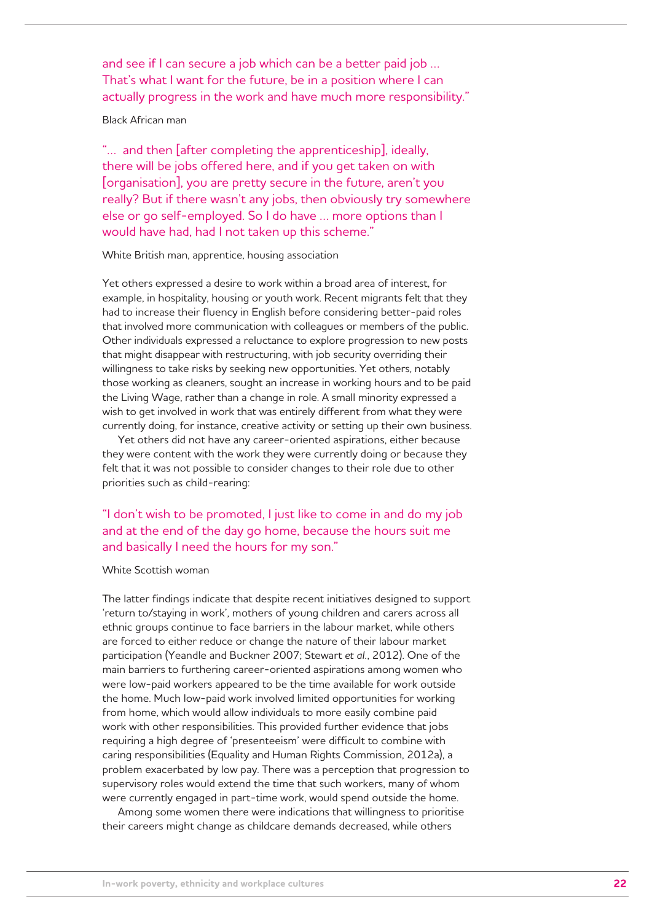and see if I can secure a job which can be a better paid job … That's what I want for the future, be in a position where I can actually progress in the work and have much more responsibility."

Black African man

"… and then [after completing the apprenticeship], ideally, there will be jobs offered here, and if you get taken on with [organisation], you are pretty secure in the future, aren't you really? But if there wasn't any jobs, then obviously try somewhere else or go self-employed. So I do have … more options than I would have had, had I not taken up this scheme."

White British man, apprentice, housing association

Yet others expressed a desire to work within a broad area of interest, for example, in hospitality, housing or youth work. Recent migrants felt that they had to increase their fluency in English before considering better-paid roles that involved more communication with colleagues or members of the public. Other individuals expressed a reluctance to explore progression to new posts that might disappear with restructuring, with job security overriding their willingness to take risks by seeking new opportunities. Yet others, notably those working as cleaners, sought an increase in working hours and to be paid the Living Wage, rather than a change in role. A small minority expressed a wish to get involved in work that was entirely different from what they were currently doing, for instance, creative activity or setting up their own business.

Yet others did not have any career-oriented aspirations, either because they were content with the work they were currently doing or because they felt that it was not possible to consider changes to their role due to other priorities such as child-rearing:

"I don't wish to be promoted, I just like to come in and do my job and at the end of the day go home, because the hours suit me and basically I need the hours for my son."

White Scottish woman

The latter findings indicate that despite recent initiatives designed to support 'return to/staying in work', mothers of young children and carers across all ethnic groups continue to face barriers in the labour market, while others are forced to either reduce or change the nature of their labour market participation (Yeandle and Buckner 2007; Stewart *et al.*, 2012). One of the main barriers to furthering career-oriented aspirations among women who were low-paid workers appeared to be the time available for work outside the home. Much low-paid work involved limited opportunities for working from home, which would allow individuals to more easily combine paid work with other responsibilities. This provided further evidence that jobs requiring a high degree of 'presenteeism' were difficult to combine with caring responsibilities (Equality and Human Rights Commission, 2012a), a problem exacerbated by low pay. There was a perception that progression to supervisory roles would extend the time that such workers, many of whom were currently engaged in part-time work, would spend outside the home.

Among some women there were indications that willingness to prioritise their careers might change as childcare demands decreased, while others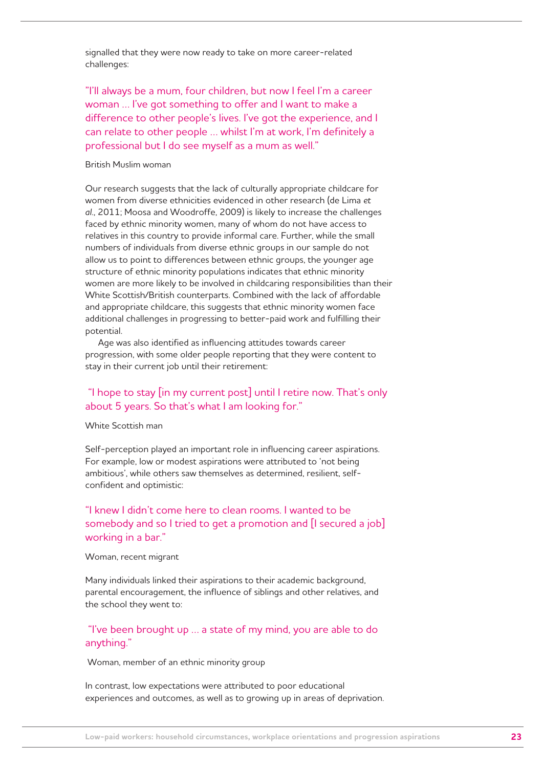signalled that they were now ready to take on more career-related challenges:

> "I'll always be a mum, four children, but now I feel I'm a career woman … I've got something to offer and I want to make a difference to other people's lives. I've got the experience, and I can relate to other people … whilst I'm at work, I'm definitely a professional but I do see myself as a mum as well."

British Muslim woman

Our research suggests that the lack of culturally appropriate childcare for women from diverse ethnicities evidenced in other research (de Lima *et al*., 2011; Moosa and Woodroffe, 2009) is likely to increase the challenges faced by ethnic minority women, many of whom do not have access to relatives in this country to provide informal care. Further, while the small numbers of individuals from diverse ethnic groups in our sample do not allow us to point to differences between ethnic groups, the younger age structure of ethnic minority populations indicates that ethnic minority women are more likely to be involved in childcaring responsibilities than their White Scottish/British counterparts. Combined with the lack of affordable and appropriate childcare, this suggests that ethnic minority women face additional challenges in progressing to better-paid work and fulfilling their potential.

Age was also identified as influencing attitudes towards career progression, with some older people reporting that they were content to stay in their current job until their retirement:

> "I hope to stay [in my current post] until I retire now. That's only about 5 years. So that's what I am looking for."

White Scottish man

Self-perception played an important role in influencing career aspirations. For example, low or modest aspirations were attributed to 'not being ambitious', while others saw themselves as determined, resilient, self-confident and optimistic:

> "I knew I didn't come here to clean rooms. I wanted to be somebody and so I tried to get a promotion and [I secured a job] working in a bar."

Woman, recent migrant

Many individuals linked their aspirations to their academic background, parental encouragement, the influence of siblings and other relatives, and the school they went to:

> "I've been brought up … a state of my mind, you are able to do anything."

Woman, member of an ethnic minority group

In contrast, low expectations were attributed to poor educational experiences and outcomes, as well as to growing up in areas of deprivation.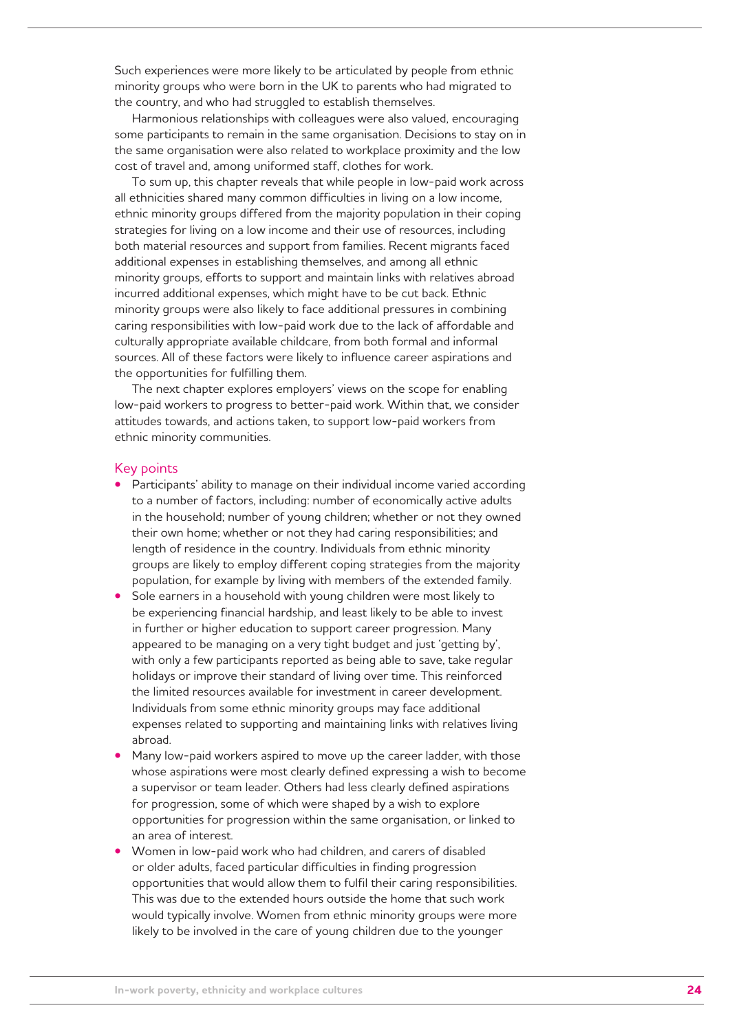Such experiences were more likely to be articulated by people from ethnic minority groups who were born in the UK to parents who had migrated to the country, and who had struggled to establish themselves.

Harmonious relationships with colleagues were also valued, encouraging some participants to remain in the same organisation. Decisions to stay on in the same organisation were also related to workplace proximity and the low cost of travel and, among uniformed staff, clothes for work.

To sum up, this chapter reveals that while people in low-paid work across all ethnicities shared many common difficulties in living on a low income, ethnic minority groups differed from the majority population in their coping strategies for living on a low income and their use of resources, including both material resources and support from families. Recent migrants faced additional expenses in establishing themselves, and among all ethnic minority groups, efforts to support and maintain links with relatives abroad incurred additional expenses, which might have to be cut back. Ethnic minority groups were also likely to face additional pressures in combining caring responsibilities with low-paid work due to the lack of affordable and culturally appropriate available childcare, from both formal and informal sources. All of these factors were likely to influence career aspirations and the opportunities for fulfilling them.

The next chapter explores employers' views on the scope for enabling low-paid workers to progress to better-paid work. Within that, we consider attitudes towards, and actions taken, to support low-paid workers from ethnic minority communities.

### Key points

- Participants' ability to manage on their individual income varied according to a number of factors, including: number of economically active adults in the household; number of young children; whether or not they owned their own home; whether or not they had caring responsibilities; and length of residence in the country. Individuals from ethnic minority groups are likely to employ different coping strategies from the majority population, for example by living with members of the extended family.
- Sole earners in a household with young children were most likely to be experiencing financial hardship, and least likely to be able to invest in further or higher education to support career progression. Many appeared to be managing on a very tight budget and just 'getting by', with only a few participants reported as being able to save, take regular holidays or improve their standard of living over time. This reinforced the limited resources available for investment in career development. Individuals from some ethnic minority groups may face additional expenses related to supporting and maintaining links with relatives living abroad.
- Many low-paid workers aspired to move up the career ladder, with those whose aspirations were most clearly defined expressing a wish to become a supervisor or team leader. Others had less clearly defined aspirations for progression, some of which were shaped by a wish to explore opportunities for progression within the same organisation, or linked to an area of interest.
- Women in low-paid work who had children, and carers of disabled or older adults, faced particular difficulties in finding progression opportunities that would allow them to fulfil their caring responsibilities. This was due to the extended hours outside the home that such work would typically involve. Women from ethnic minority groups were more likely to be involved in the care of young children due to the younger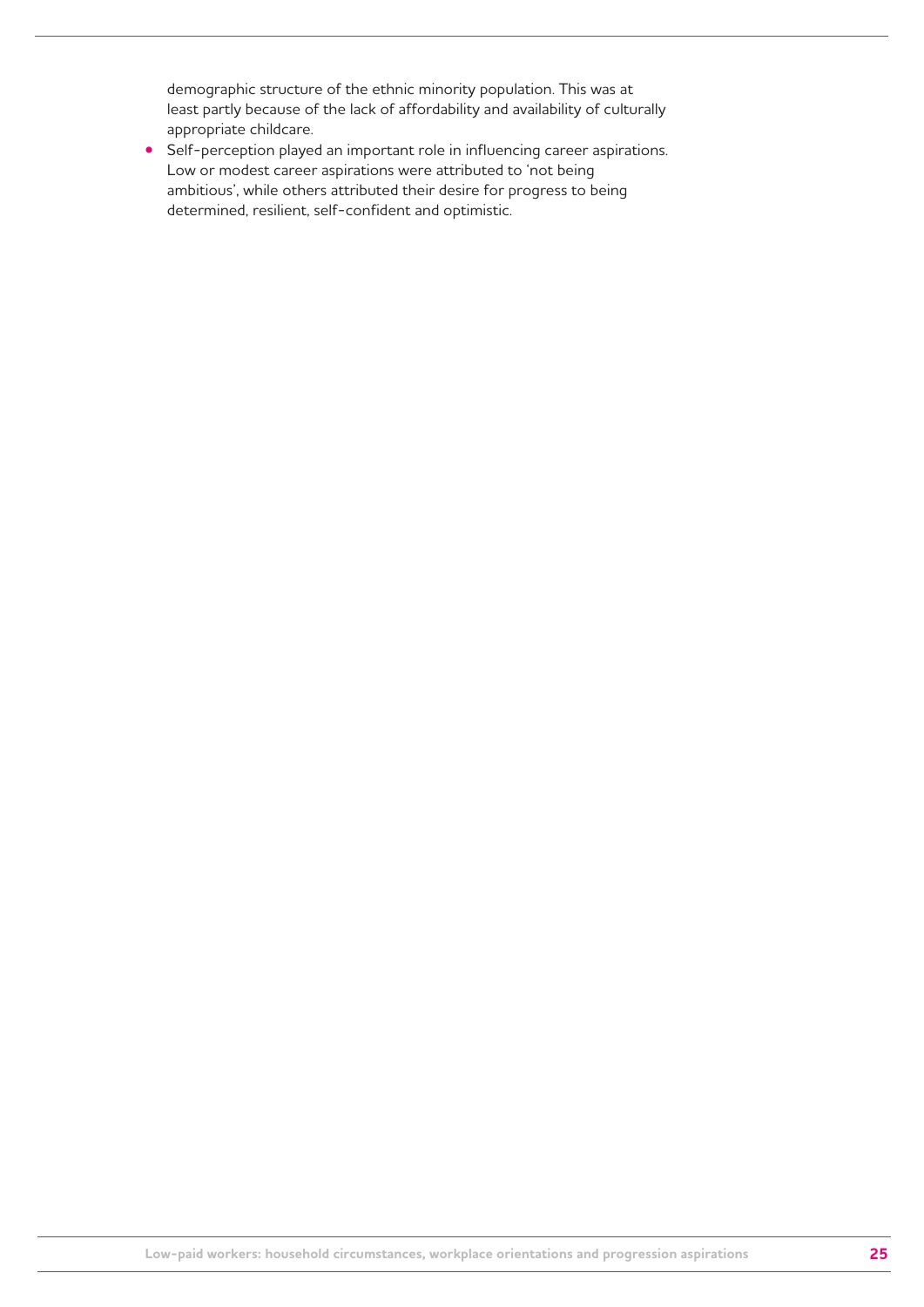demographic structure of the ethnic minority population. This was at least partly because of the lack of affordability and availability of culturally appropriate childcare.

- Self-perception played an important role in influencing career aspirations. Low or modest career aspirations were attributed to 'not being ambitious', while others attributed their desire for progress to being determined, resilient, self-confident and optimistic.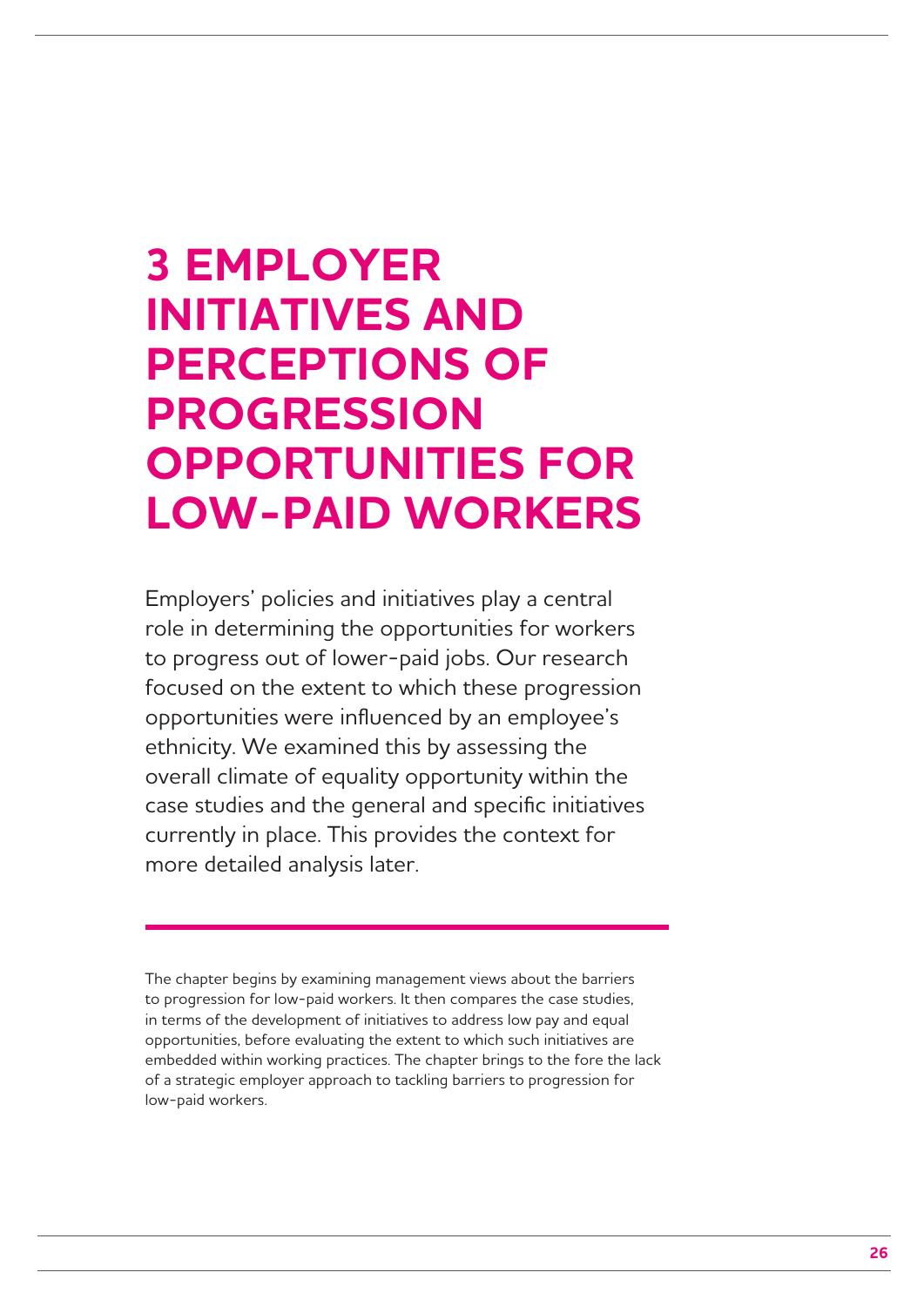# 3 EMPLOYER INITIATIVES AND PERCEPTIONS OF PROGRESSION OPPORTUNITIES FOR LOW-PAID WORKERS

Employers' policies and initiatives play a central role in determining the opportunities for workers to progress out of lower-paid jobs. Our research focused on the extent to which these progression opportunities were influenced by an employee's ethnicity. We examined this by assessing the overall climate of equality opportunity within the case studies and the general and specific initiatives currently in place. This provides the context for more detailed analysis later.

The chapter begins by examining management views about the barriers to progression for low-paid workers. It then compares the case studies, in terms of the development of initiatives to address low pay and equal opportunities, before evaluating the extent to which such initiatives are embedded within working practices. The chapter brings to the fore the lack of a strategic employer approach to tackling barriers to progression for low-paid workers.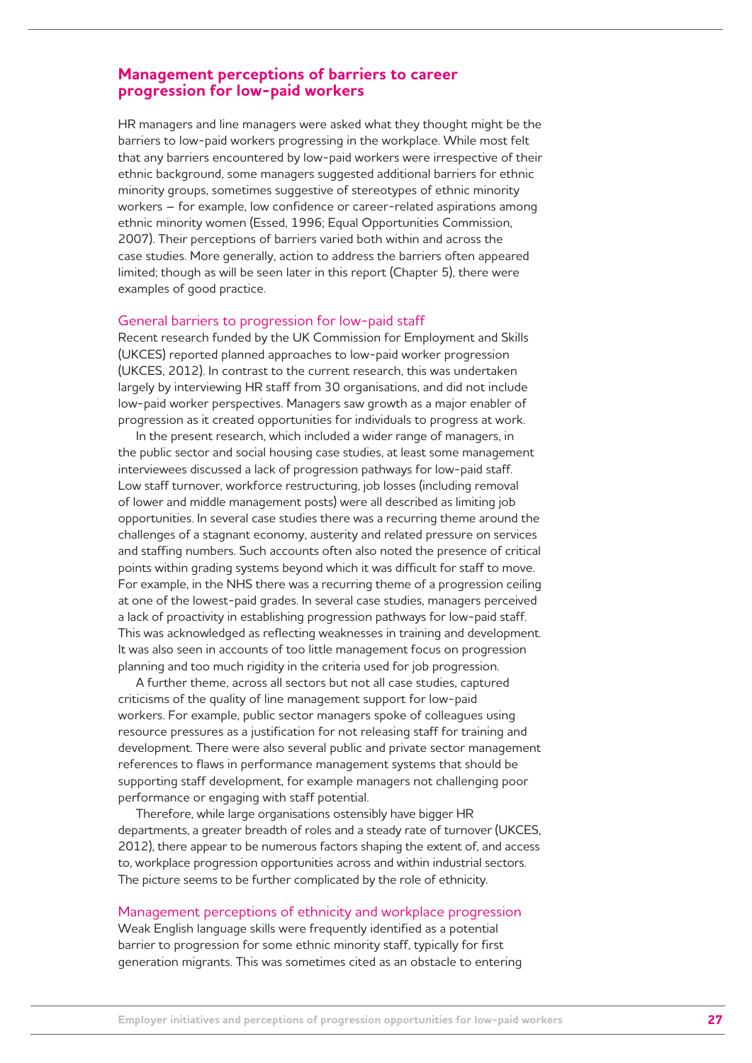## Management perceptions of barriers to career progression for low-paid workers

HR managers and line managers were asked what they thought might be the barriers to low-paid workers progressing in the workplace. While most felt that any barriers encountered by low-paid workers were irrespective of their ethnic background, some managers suggested additional barriers for ethnic minority groups, sometimes suggestive of stereotypes of ethnic minority workers – for example, low confidence or career-related aspirations among ethnic minority women (Essed, 1996; Equal Opportunities Commission, 2007). Their perceptions of barriers varied both within and across the case studies. More generally, action to address the barriers often appeared limited; though as will be seen later in this report (Chapter 5), there were examples of good practice.

### General barriers to progression for low-paid staff

Recent research funded by the UK Commission for Employment and Skills (UKCES) reported planned approaches to low-paid worker progression (UKCES, 2012). In contrast to the current research, this was undertaken largely by interviewing HR staff from 30 organisations, and did not include low-paid worker perspectives. Managers saw growth as a major enabler of progression as it created opportunities for individuals to progress at work.

In the present research, which included a wider range of managers, in the public sector and social housing case studies, at least some management interviewees discussed a lack of progression pathways for low-paid staff. Low staff turnover, workforce restructuring, job losses (including removal of lower and middle management posts) were all described as limiting job opportunities. In several case studies there was a recurring theme around the challenges of a stagnant economy, austerity and related pressure on services and staffing numbers. Such accounts often also noted the presence of critical points within grading systems beyond which it was difficult for staff to move. For example, in the NHS there was a recurring theme of a progression ceiling at one of the lowest-paid grades. In several case studies, managers perceived a lack of proactivity in establishing progression pathways for low-paid staff. This was acknowledged as reflecting weaknesses in training and development. It was also seen in accounts of too little management focus on progression planning and too much rigidity in the criteria used for job progression.

A further theme, across all sectors but not all case studies, captured criticisms of the quality of line management support for low-paid workers. For example, public sector managers spoke of colleagues using resource pressures as a justification for not releasing staff for training and development. There were also several public and private sector management references to flaws in performance management systems that should be supporting staff development, for example managers not challenging poor performance or engaging with staff potential.

Therefore, while large organisations ostensibly have bigger HR departments, a greater breadth of roles and a steady rate of turnover (UKCES, 2012), there appear to be numerous factors shaping the extent of, and access to, workplace progression opportunities across and within industrial sectors. The picture seems to be further complicated by the role of ethnicity.

### Management perceptions of ethnicity and workplace progression

Weak English language skills were frequently identified as a potential barrier to progression for some ethnic minority staff, typically for first generation migrants. This was sometimes cited as an obstacle to entering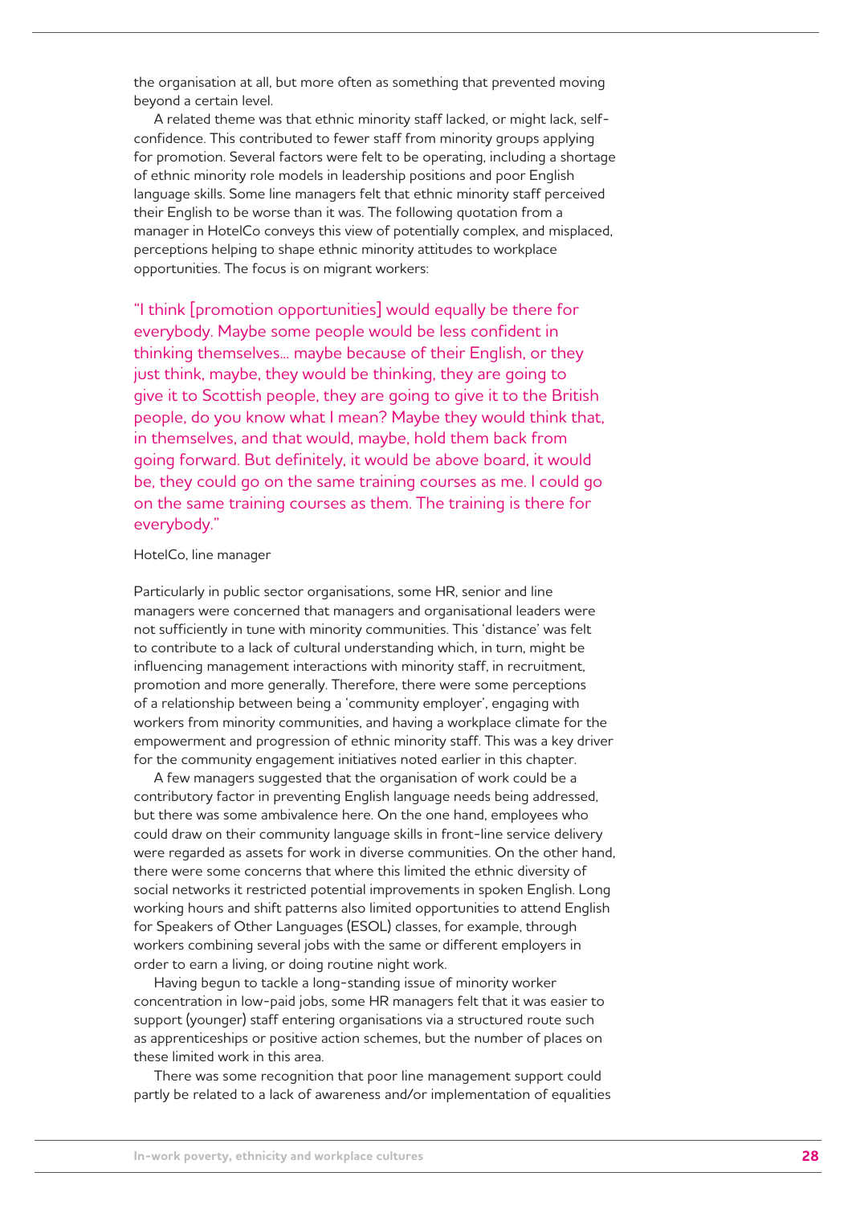the organisation at all, but more often as something that prevented moving beyond a certain level.

A related theme was that ethnic minority staff lacked, or might lack, self-confidence. This contributed to fewer staff from minority groups applying for promotion. Several factors were felt to be operating, including a shortage of ethnic minority role models in leadership positions and poor English language skills. Some line managers felt that ethnic minority staff perceived their English to be worse than it was. The following quotation from a manager in HotelCo conveys this view of potentially complex, and misplaced, perceptions helping to shape ethnic minority attitudes to workplace opportunities. The focus is on migrant workers:

> "I think [promotion opportunities] would equally be there for everybody. Maybe some people would be less confident in thinking themselves... maybe because of their English, or they just think, maybe, they would be thinking, they are going to give it to Scottish people, they are going to give it to the British people, do you know what I mean? Maybe they would think that, in themselves, and that would, maybe, hold them back from going forward. But definitely, it would be above board, it would be, they could go on the same training courses as me. I could go on the same training courses as them. The training is there for everybody."

HotelCo, line manager

Particularly in public sector organisations, some HR, senior and line managers were concerned that managers and organisational leaders were not sufficiently in tune with minority communities. This 'distance' was felt to contribute to a lack of cultural understanding which, in turn, might be influencing management interactions with minority staff, in recruitment, promotion and more generally. Therefore, there were some perceptions of a relationship between being a 'community employer', engaging with workers from minority communities, and having a workplace climate for the empowerment and progression of ethnic minority staff. This was a key driver for the community engagement initiatives noted earlier in this chapter.

A few managers suggested that the organisation of work could be a contributory factor in preventing English language needs being addressed, but there was some ambivalence here. On the one hand, employees who could draw on their community language skills in front-line service delivery were regarded as assets for work in diverse communities. On the other hand, there were some concerns that where this limited the ethnic diversity of social networks it restricted potential improvements in spoken English. Long working hours and shift patterns also limited opportunities to attend English for Speakers of Other Languages (ESOL) classes, for example, through workers combining several jobs with the same or different employers in order to earn a living, or doing routine night work.

Having begun to tackle a long-standing issue of minority worker concentration in low-paid jobs, some HR managers felt that it was easier to support (younger) staff entering organisations via a structured route such as apprenticeships or positive action schemes, but the number of places on these limited work in this area.

There was some recognition that poor line management support could partly be related to a lack of awareness and/or implementation of equalities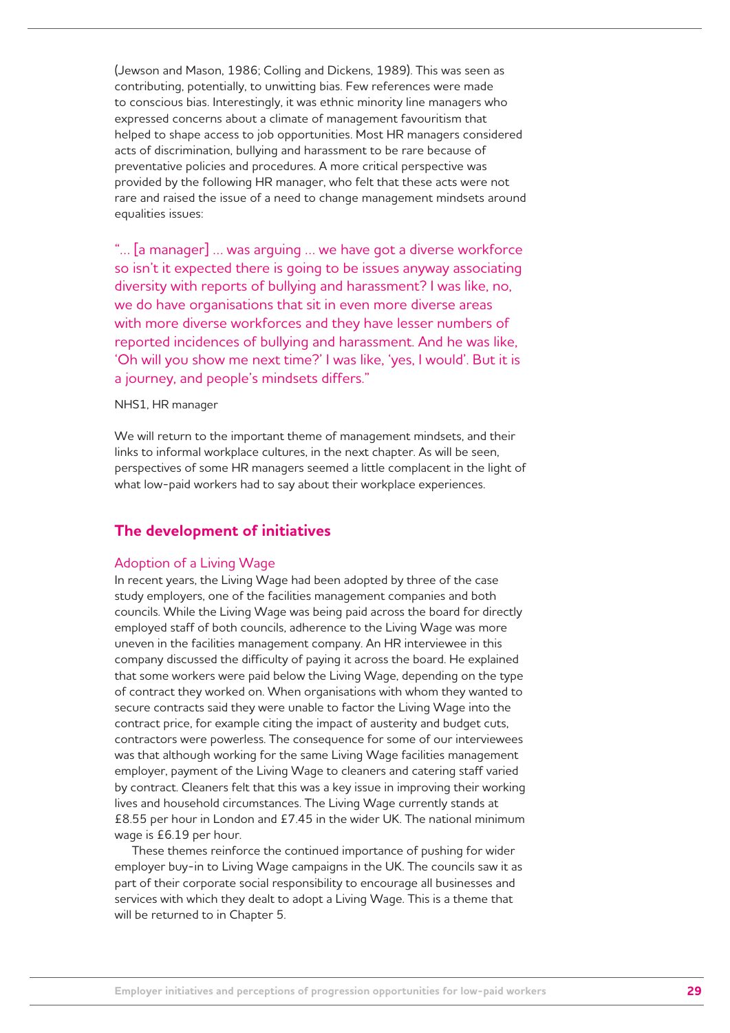(Jewson and Mason, 1986; Colling and Dickens, 1989). This was seen as contributing, potentially, to unwitting bias. Few references were made to conscious bias. Interestingly, it was ethnic minority line managers who expressed concerns about a climate of management favouritism that helped to shape access to job opportunities. Most HR managers considered acts of discrimination, bullying and harassment to be rare because of preventative policies and procedures. A more critical perspective was provided by the following HR manager, who felt that these acts were not rare and raised the issue of a need to change management mindsets around equalities issues:

> "… [a manager] … was arguing … we have got a diverse workforce so isn't it expected there is going to be issues anyway associating diversity with reports of bullying and harassment? I was like, no, we do have organisations that sit in even more diverse areas with more diverse workforces and they have lesser numbers of reported incidences of bullying and harassment. And he was like, 'Oh will you show me next time?' I was like, 'yes, I would'. But it is a journey, and people's mindsets differs."

NHS1, HR manager

We will return to the important theme of management mindsets, and their links to informal workplace cultures, in the next chapter. As will be seen, perspectives of some HR managers seemed a little complacent in the light of what low-paid workers had to say about their workplace experiences.

## The development of initiatives

### Adoption of a Living Wage

In recent years, the Living Wage had been adopted by three of the case study employers, one of the facilities management companies and both councils. While the Living Wage was being paid across the board for directly employed staff of both councils, adherence to the Living Wage was more uneven in the facilities management company. An HR interviewee in this company discussed the difficulty of paying it across the board. He explained that some workers were paid below the Living Wage, depending on the type of contract they worked on. When organisations with whom they wanted to secure contracts said they were unable to factor the Living Wage into the contract price, for example citing the impact of austerity and budget cuts, contractors were powerless. The consequence for some of our interviewees was that although working for the same Living Wage facilities management employer, payment of the Living Wage to cleaners and catering staff varied by contract. Cleaners felt that this was a key issue in improving their working lives and household circumstances. The Living Wage currently stands at £8.55 per hour in London and £7.45 in the wider UK. The national minimum wage is £6.19 per hour.

These themes reinforce the continued importance of pushing for wider employer buy-in to Living Wage campaigns in the UK. The councils saw it as part of their corporate social responsibility to encourage all businesses and services with which they dealt to adopt a Living Wage. This is a theme that will be returned to in Chapter 5.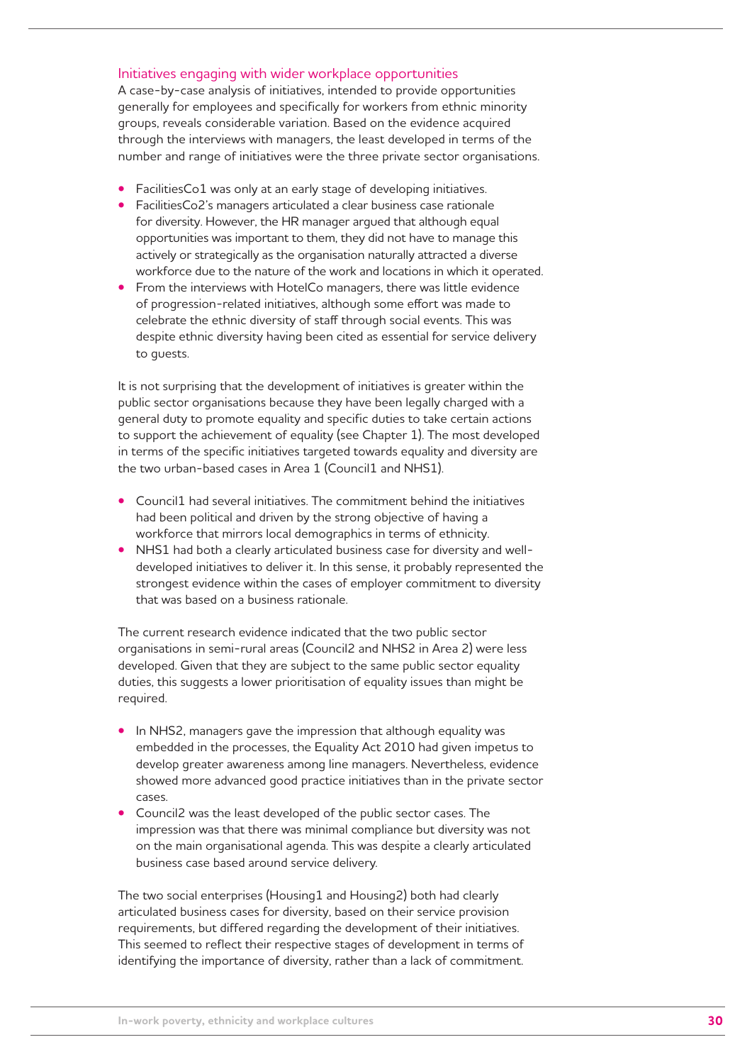### Initiatives engaging with wider workplace opportunities

A case-by-case analysis of initiatives, intended to provide opportunities generally for employees and specifically for workers from ethnic minority groups, reveals considerable variation. Based on the evidence acquired through the interviews with managers, the least developed in terms of the number and range of initiatives were the three private sector organisations.

- FacilitiesCo1 was only at an early stage of developing initiatives.
- FacilitiesCo2's managers articulated a clear business case rationale for diversity. However, the HR manager argued that although equal opportunities was important to them, they did not have to manage this actively or strategically as the organisation naturally attracted a diverse workforce due to the nature of the work and locations in which it operated.
- From the interviews with HotelCo managers, there was little evidence of progression-related initiatives, although some effort was made to celebrate the ethnic diversity of staff through social events. This was despite ethnic diversity having been cited as essential for service delivery to guests.

It is not surprising that the development of initiatives is greater within the public sector organisations because they have been legally charged with a general duty to promote equality and specific duties to take certain actions to support the achievement of equality (see Chapter 1). The most developed in terms of the specific initiatives targeted towards equality and diversity are the two urban-based cases in Area 1 (Council1 and NHS1).

- Council1 had several initiatives. The commitment behind the initiatives had been political and driven by the strong objective of having a workforce that mirrors local demographics in terms of ethnicity.
- NHS1 had both a clearly articulated business case for diversity and well-developed initiatives to deliver it. In this sense, it probably represented the strongest evidence within the cases of employer commitment to diversity that was based on a business rationale.

The current research evidence indicated that the two public sector organisations in semi-rural areas (Council2 and NHS2 in Area 2) were less developed. Given that they are subject to the same public sector equality duties, this suggests a lower prioritisation of equality issues than might be required.

- In NHS2, managers gave the impression that although equality was embedded in the processes, the Equality Act 2010 had given impetus to develop greater awareness among line managers. Nevertheless, evidence showed more advanced good practice initiatives than in the private sector cases.
- Council2 was the least developed of the public sector cases. The impression was that there was minimal compliance but diversity was not on the main organisational agenda. This was despite a clearly articulated business case based around service delivery.

The two social enterprises (Housing1 and Housing2) both had clearly articulated business cases for diversity, based on their service provision requirements, but differed regarding the development of their initiatives. This seemed to reflect their respective stages of development in terms of identifying the importance of diversity, rather than a lack of commitment.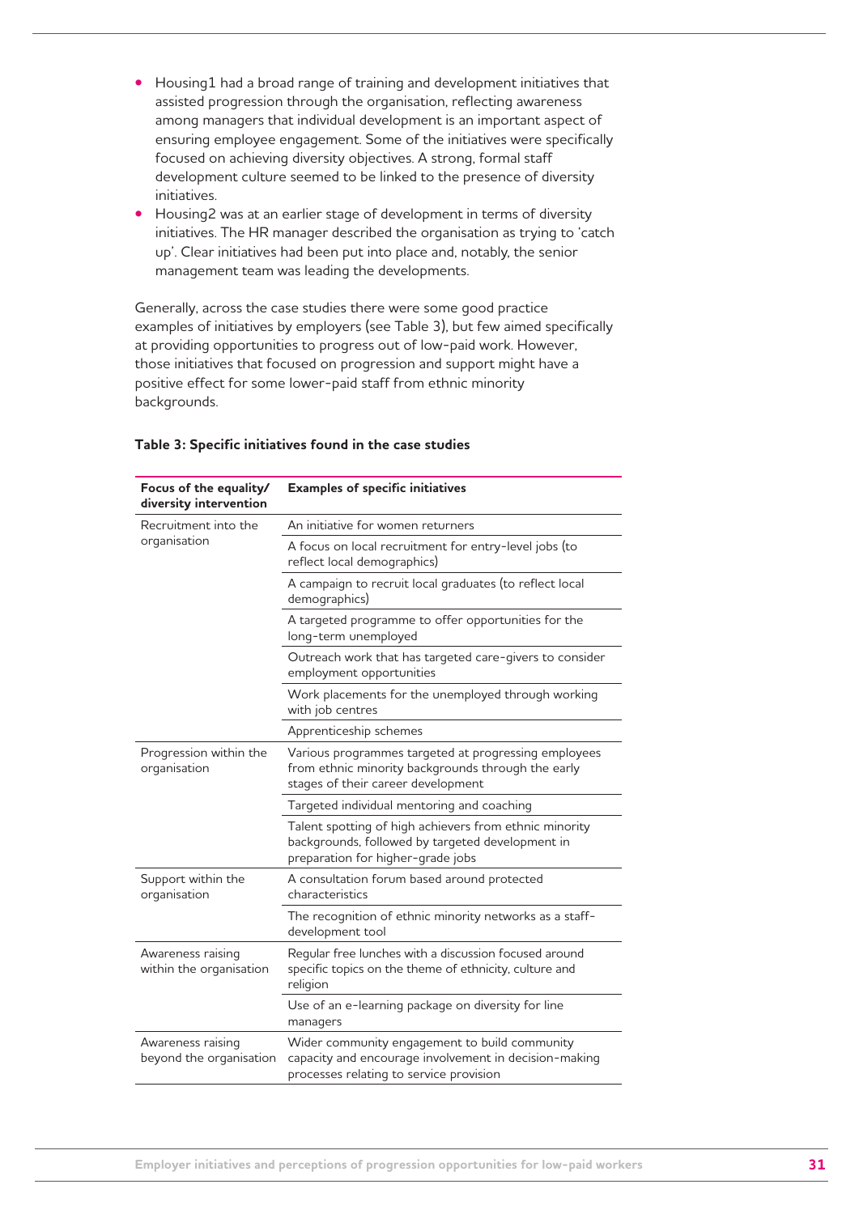- Housing1 had a broad range of training and development initiatives that assisted progression through the organisation, reflecting awareness among managers that individual development is an important aspect of ensuring employee engagement. Some of the initiatives were specifically focused on achieving diversity objectives. A strong, formal staff development culture seemed to be linked to the presence of diversity initiatives.
- Housing2 was at an earlier stage of development in terms of diversity initiatives. The HR manager described the organisation as trying to 'catch up'. Clear initiatives had been put into place and, notably, the senior management team was leading the developments.

Generally, across the case studies there were some good practice examples of initiatives by employers (see Table 3), but few aimed specifically at providing opportunities to progress out of low-paid work. However, those initiatives that focused on progression and support might have a positive effect for some lower-paid staff from ethnic minority backgrounds.

**Table 3: Specific initiatives found in the case studies**

| Focus of the equality/ diversity intervention | Examples of specific initiatives |
|---|---|
| Recruitment into the organisation | An initiative for women returners |
| | A focus on local recruitment for entry-level jobs (to reflect local demographics) |
| | A campaign to recruit local graduates (to reflect local demographics) |
| | A targeted programme to offer opportunities for the long-term unemployed |
| | Outreach work that has targeted care-givers to consider employment opportunities |
| | Work placements for the unemployed through working with job centres |
| | Apprenticeship schemes |
| Progression within the organisation | Various programmes targeted at progressing employees from ethnic minority backgrounds through the early stages of their career development |
| | Targeted individual mentoring and coaching |
| | Talent spotting of high achievers from ethnic minority backgrounds, followed by targeted development in preparation for higher-grade jobs |
| Support within the organisation | A consultation forum based around protected characteristics |
| | The recognition of ethnic minority networks as a staff-development tool |
| Awareness raising within the organisation | Regular free lunches with a discussion focused around specific topics on the theme of ethnicity, culture and religion |
| | Use of an e-learning package on diversity for line managers |
| Awareness raising beyond the organisation | Wider community engagement to build community capacity and encourage involvement in decision-making processes relating to service provision |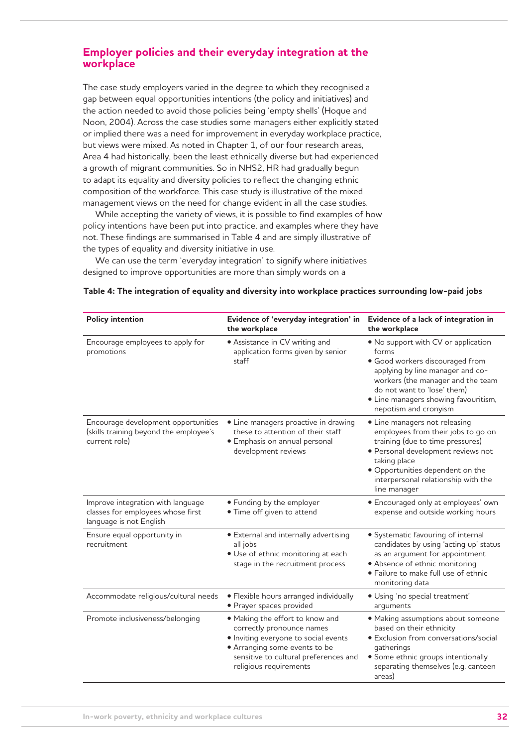## Employer policies and their everyday integration at the workplace

The case study employers varied in the degree to which they recognised a gap between equal opportunities intentions (the policy and initiatives) and the action needed to avoid those policies being 'empty shells' (Hoque and Noon, 2004). Across the case studies some managers either explicitly stated or implied there was a need for improvement in everyday workplace practice, but views were mixed. As noted in Chapter 1, of our four research areas, Area 4 had historically, been the least ethnically diverse but had experienced a growth of migrant communities. So in NHS2, HR had gradually begun to adapt its equality and diversity policies to reflect the changing ethnic composition of the workforce. This case study is illustrative of the mixed management views on the need for change evident in all the case studies.

While accepting the variety of views, it is possible to find examples of how policy intentions have been put into practice, and examples where they have not. These findings are summarised in Table 4 and are simply illustrative of the types of equality and diversity initiative in use.

We can use the term 'everyday integration' to signify where initiatives designed to improve opportunities are more than simply words on a

**Table 4: The integration of equality and diversity into workplace practices surrounding low-paid jobs**

| Policy intention | Evidence of 'everyday integration' in the workplace | Evidence of a lack of integration in the workplace |
|---|---|---|
| Encourage employees to apply for promotions | • Assistance in CV writing and application forms given by senior staff | • No support with CV or application forms<br>• Good workers discouraged from applying by line manager and co-workers (the manager and the team do not want to 'lose' them)<br>• Line managers showing favouritism, nepotism and cronyism |
| Encourage development opportunities (skills training beyond the employee's current role) | • Line managers proactive in drawing these to attention of their staff<br>• Emphasis on annual personal development reviews | • Line managers not releasing employees from their jobs to go on training (due to time pressures)<br>• Personal development reviews not taking place<br>• Opportunities dependent on the interpersonal relationship with the line manager |
| Improve integration with language classes for employees whose first language is not English | • Funding by the employer<br>• Time off given to attend | • Encouraged only at employees' own expense and outside working hours |
| Ensure equal opportunity in recruitment | • External and internally advertising all jobs<br>• Use of ethnic monitoring at each stage in the recruitment process | • Systematic favouring of internal candidates by using 'acting up' status as an argument for appointment<br>• Absence of ethnic monitoring<br>• Failure to make full use of ethnic monitoring data |
| Accommodate religious/cultural needs | • Flexible hours arranged individually<br>• Prayer spaces provided | • Using 'no special treatment' arguments |
| Promote inclusiveness/belonging | • Making the effort to know and correctly pronounce names<br>• Inviting everyone to social events<br>• Arranging some events to be sensitive to cultural preferences and religious requirements | • Making assumptions about someone based on their ethnicity<br>• Exclusion from conversations/social gatherings<br>• Some ethnic groups intentionally separating themselves (e.g. canteen areas) |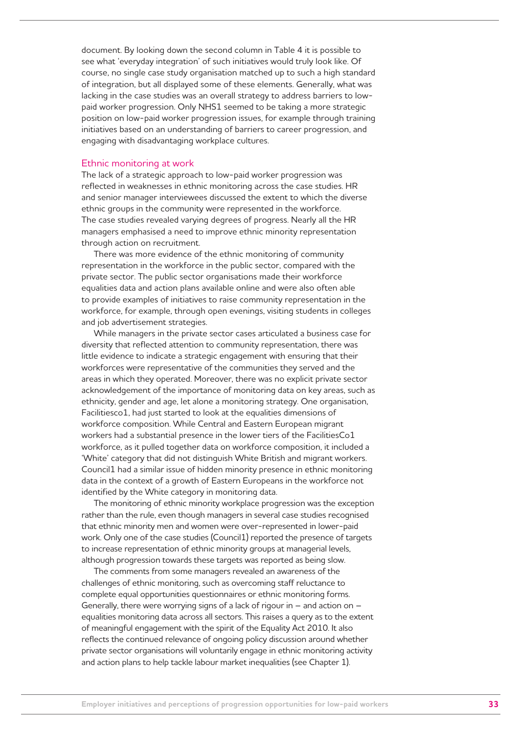document. By looking down the second column in Table 4 it is possible to see what 'everyday integration' of such initiatives would truly look like. Of course, no single case study organisation matched up to such a high standard of integration, but all displayed some of these elements. Generally, what was lacking in the case studies was an overall strategy to address barriers to low-paid worker progression. Only NHS1 seemed to be taking a more strategic position on low-paid worker progression issues, for example through training initiatives based on an understanding of barriers to career progression, and engaging with disadvantaging workplace cultures.

## Ethnic monitoring at work

The lack of a strategic approach to low-paid worker progression was reflected in weaknesses in ethnic monitoring across the case studies. HR and senior manager interviewees discussed the extent to which the diverse ethnic groups in the community were represented in the workforce. The case studies revealed varying degrees of progress. Nearly all the HR managers emphasised a need to improve ethnic minority representation through action on recruitment.

There was more evidence of the ethnic monitoring of community representation in the workforce in the public sector, compared with the private sector. The public sector organisations made their workforce equalities data and action plans available online and were also often able to provide examples of initiatives to raise community representation in the workforce, for example, through open evenings, visiting students in colleges and job advertisement strategies.

While managers in the private sector cases articulated a business case for diversity that reflected attention to community representation, there was little evidence to indicate a strategic engagement with ensuring that their workforces were representative of the communities they served and the areas in which they operated. Moreover, there was no explicit private sector acknowledgement of the importance of monitoring data on key areas, such as ethnicity, gender and age, let alone a monitoring strategy. One organisation, Facilitiesco1, had just started to look at the equalities dimensions of workforce composition. While Central and Eastern European migrant workers had a substantial presence in the lower tiers of the FacilitiesCo1 workforce, as it pulled together data on workforce composition, it included a 'White' category that did not distinguish White British and migrant workers. Council1 had a similar issue of hidden minority presence in ethnic monitoring data in the context of a growth of Eastern Europeans in the workforce not identified by the White category in monitoring data.

The monitoring of ethnic minority workplace progression was the exception rather than the rule, even though managers in several case studies recognised that ethnic minority men and women were over-represented in lower-paid work. Only one of the case studies (Council1) reported the presence of targets to increase representation of ethnic minority groups at managerial levels, although progression towards these targets was reported as being slow.

The comments from some managers revealed an awareness of the challenges of ethnic monitoring, such as overcoming staff reluctance to complete equal opportunities questionnaires or ethnic monitoring forms. Generally, there were worrying signs of a lack of rigour in – and action on – equalities monitoring data across all sectors. This raises a query as to the extent of meaningful engagement with the spirit of the Equality Act 2010. It also reflects the continued relevance of ongoing policy discussion around whether private sector organisations will voluntarily engage in ethnic monitoring activity and action plans to help tackle labour market inequalities (see Chapter 1).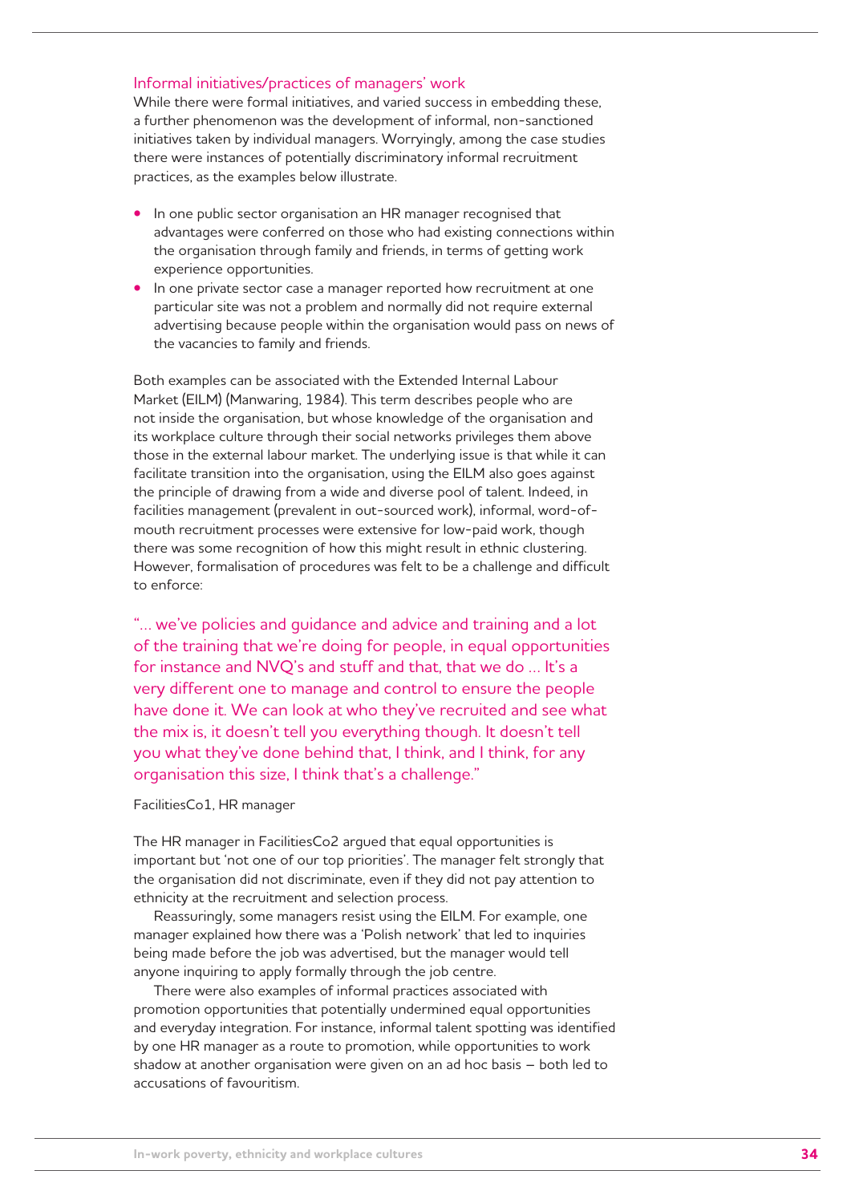### Informal initiatives/practices of managers' work

While there were formal initiatives, and varied success in embedding these, a further phenomenon was the development of informal, non-sanctioned initiatives taken by individual managers. Worryingly, among the case studies there were instances of potentially discriminatory informal recruitment practices, as the examples below illustrate.

- In one public sector organisation an HR manager recognised that advantages were conferred on those who had existing connections within the organisation through family and friends, in terms of getting work experience opportunities.
- In one private sector case a manager reported how recruitment at one particular site was not a problem and normally did not require external advertising because people within the organisation would pass on news of the vacancies to family and friends.

Both examples can be associated with the Extended Internal Labour Market (EILM) (Manwaring, 1984). This term describes people who are not inside the organisation, but whose knowledge of the organisation and its workplace culture through their social networks privileges them above those in the external labour market. The underlying issue is that while it can facilitate transition into the organisation, using the EILM also goes against the principle of drawing from a wide and diverse pool of talent. Indeed, in facilities management (prevalent in out-sourced work), informal, word-of-mouth recruitment processes were extensive for low-paid work, though there was some recognition of how this might result in ethnic clustering. However, formalisation of procedures was felt to be a challenge and difficult to enforce:

> "… we've policies and guidance and advice and training and a lot of the training that we're doing for people, in equal opportunities for instance and NVQ's and stuff and that, that we do … It's a very different one to manage and control to ensure the people have done it. We can look at who they've recruited and see what the mix is, it doesn't tell you everything though. It doesn't tell you what they've done behind that, I think, and I think, for any organisation this size, I think that's a challenge."

FacilitiesCo1, HR manager

The HR manager in FacilitiesCo2 argued that equal opportunities is important but 'not one of our top priorities'. The manager felt strongly that the organisation did not discriminate, even if they did not pay attention to ethnicity at the recruitment and selection process.

Reassuringly, some managers resist using the EILM. For example, one manager explained how there was a 'Polish network' that led to inquiries being made before the job was advertised, but the manager would tell anyone inquiring to apply formally through the job centre.

There were also examples of informal practices associated with promotion opportunities that potentially undermined equal opportunities and everyday integration. For instance, informal talent spotting was identified by one HR manager as a route to promotion, while opportunities to work shadow at another organisation were given on an ad hoc basis – both led to accusations of favouritism.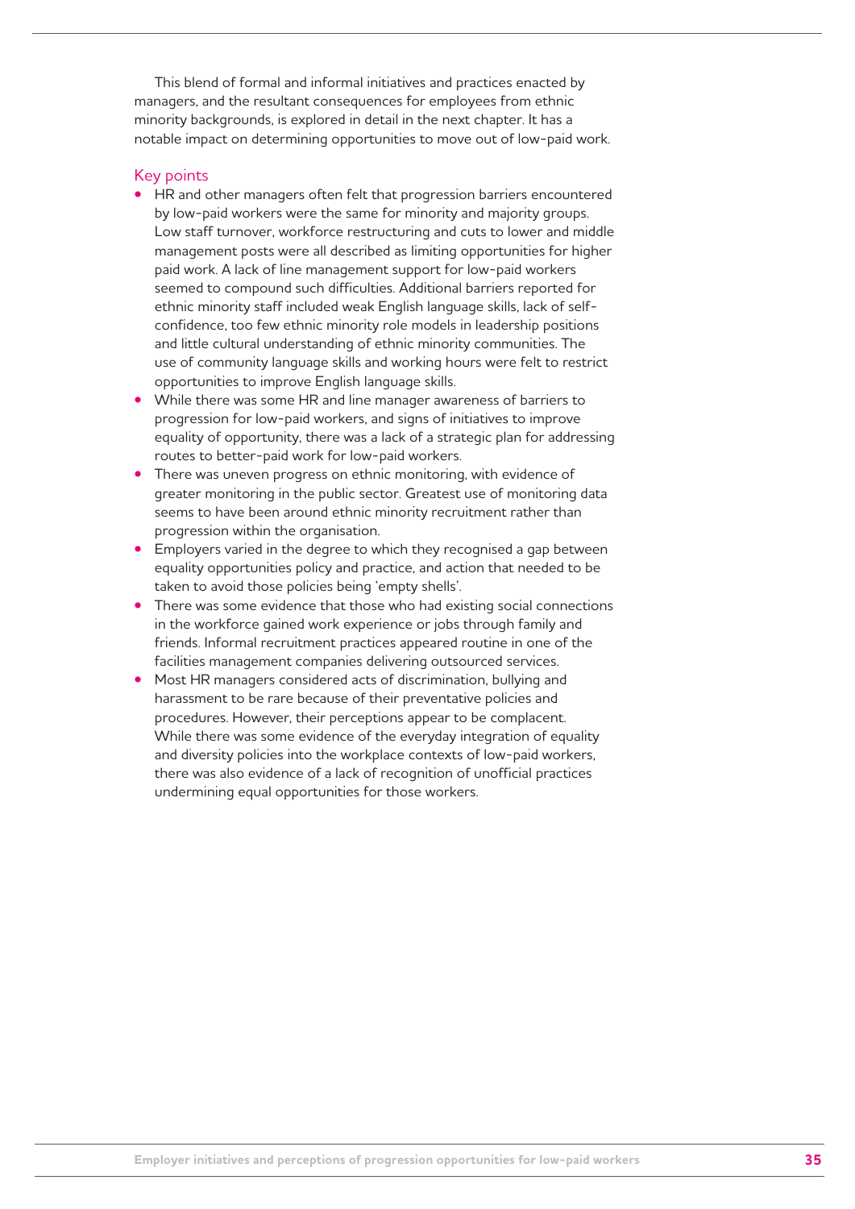This blend of formal and informal initiatives and practices enacted by managers, and the resultant consequences for employees from ethnic minority backgrounds, is explored in detail in the next chapter. It has a notable impact on determining opportunities to move out of low-paid work.

### Key points

- HR and other managers often felt that progression barriers encountered by low-paid workers were the same for minority and majority groups. Low staff turnover, workforce restructuring and cuts to lower and middle management posts were all described as limiting opportunities for higher paid work. A lack of line management support for low-paid workers seemed to compound such difficulties. Additional barriers reported for ethnic minority staff included weak English language skills, lack of self-confidence, too few ethnic minority role models in leadership positions and little cultural understanding of ethnic minority communities. The use of community language skills and working hours were felt to restrict opportunities to improve English language skills.
- While there was some HR and line manager awareness of barriers to progression for low-paid workers, and signs of initiatives to improve equality of opportunity, there was a lack of a strategic plan for addressing routes to better-paid work for low-paid workers.
- There was uneven progress on ethnic monitoring, with evidence of greater monitoring in the public sector. Greatest use of monitoring data seems to have been around ethnic minority recruitment rather than progression within the organisation.
- Employers varied in the degree to which they recognised a gap between equality opportunities policy and practice, and action that needed to be taken to avoid those policies being 'empty shells'.
- There was some evidence that those who had existing social connections in the workforce gained work experience or jobs through family and friends. Informal recruitment practices appeared routine in one of the facilities management companies delivering outsourced services.
- Most HR managers considered acts of discrimination, bullying and harassment to be rare because of their preventative policies and procedures. However, their perceptions appear to be complacent. While there was some evidence of the everyday integration of equality and diversity policies into the workplace contexts of low-paid workers, there was also evidence of a lack of recognition of unofficial practices undermining equal opportunities for those workers.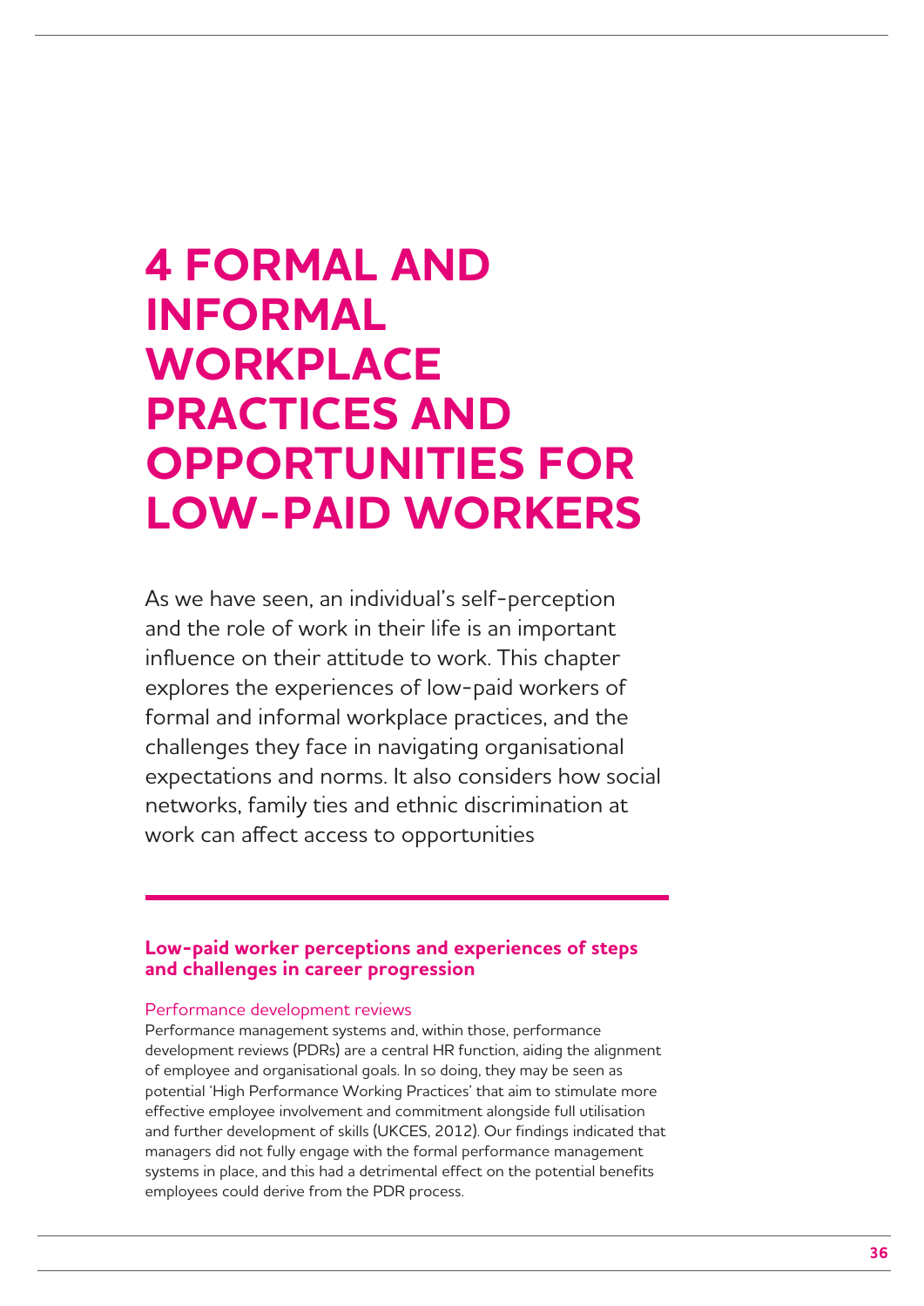# 4 FORMAL AND INFORMAL WORKPLACE PRACTICES AND OPPORTUNITIES FOR LOW-PAID WORKERS

As we have seen, an individual's self-perception and the role of work in their life is an important influence on their attitude to work. This chapter explores the experiences of low-paid workers of formal and informal workplace practices, and the challenges they face in navigating organisational expectations and norms. It also considers how social networks, family ties and ethnic discrimination at work can affect access to opportunities

## Low-paid worker perceptions and experiences of steps and challenges in career progression

### Performance development reviews

Performance management systems and, within those, performance development reviews (PDRs) are a central HR function, aiding the alignment of employee and organisational goals. In so doing, they may be seen as potential 'High Performance Working Practices' that aim to stimulate more effective employee involvement and commitment alongside full utilisation and further development of skills (UKCES, 2012). Our findings indicated that managers did not fully engage with the formal performance management systems in place, and this had a detrimental effect on the potential benefits employees could derive from the PDR process.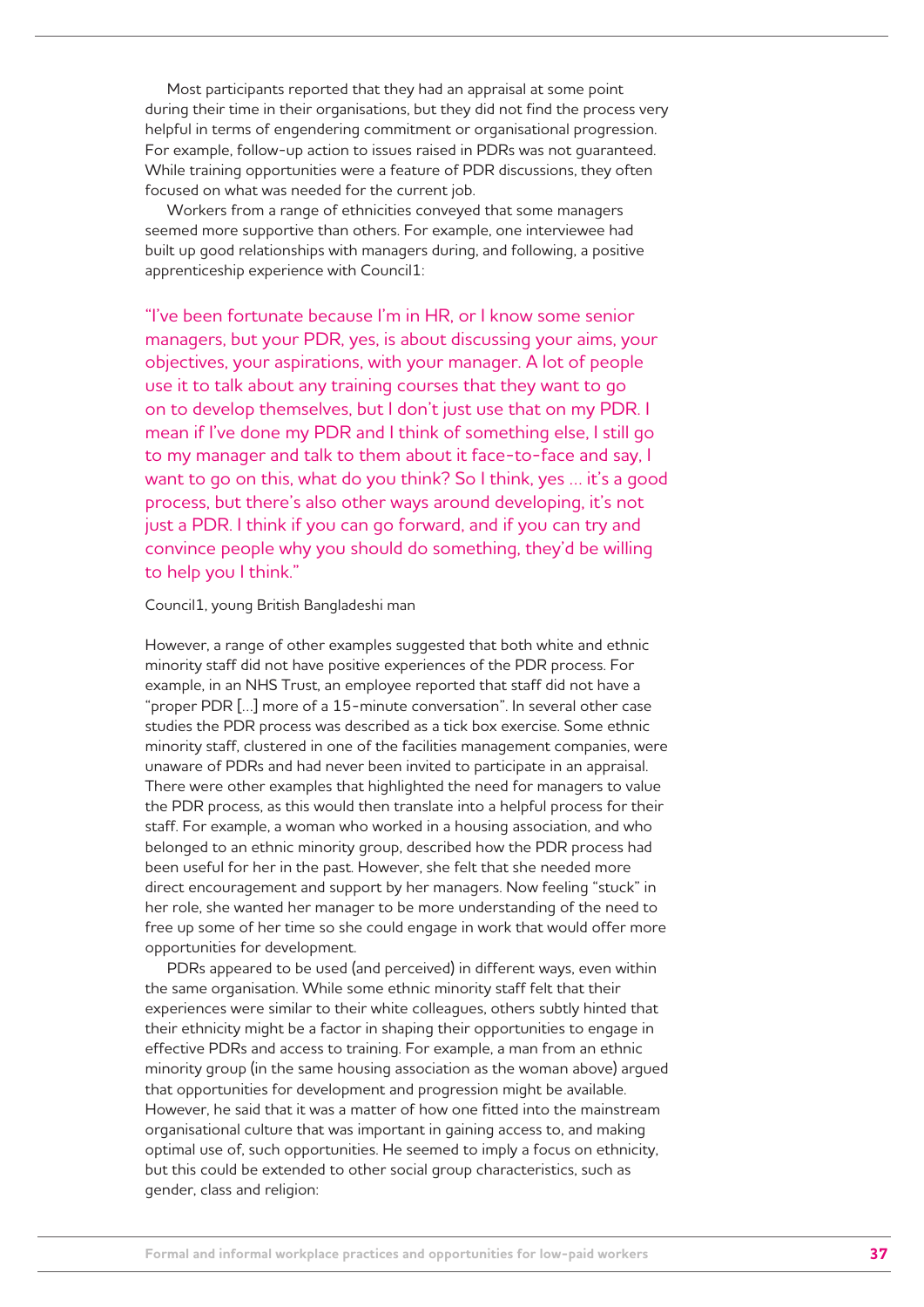Most participants reported that they had an appraisal at some point during their time in their organisations, but they did not find the process very helpful in terms of engendering commitment or organisational progression. For example, follow-up action to issues raised in PDRs was not guaranteed. While training opportunities were a feature of PDR discussions, they often focused on what was needed for the current job.

Workers from a range of ethnicities conveyed that some managers seemed more supportive than others. For example, one interviewee had built up good relationships with managers during, and following, a positive apprenticeship experience with Council1:

> "I've been fortunate because I'm in HR, or I know some senior managers, but your PDR, yes, is about discussing your aims, your objectives, your aspirations, with your manager. A lot of people use it to talk about any training courses that they want to go on to develop themselves, but I don't just use that on my PDR. I mean if I've done my PDR and I think of something else, I still go to my manager and talk to them about it face-to-face and say, I want to go on this, what do you think? So I think, yes … it's a good process, but there's also other ways around developing, it's not just a PDR. I think if you can go forward, and if you can try and convince people why you should do something, they'd be willing to help you I think."

Council1, young British Bangladeshi man

However, a range of other examples suggested that both white and ethnic minority staff did not have positive experiences of the PDR process. For example, in an NHS Trust, an employee reported that staff did not have a "proper PDR […] more of a 15-minute conversation". In several other case studies the PDR process was described as a tick box exercise. Some ethnic minority staff, clustered in one of the facilities management companies, were unaware of PDRs and had never been invited to participate in an appraisal. There were other examples that highlighted the need for managers to value the PDR process, as this would then translate into a helpful process for their staff. For example, a woman who worked in a housing association, and who belonged to an ethnic minority group, described how the PDR process had been useful for her in the past. However, she felt that she needed more direct encouragement and support by her managers. Now feeling "stuck" in her role, she wanted her manager to be more understanding of the need to free up some of her time so she could engage in work that would offer more opportunities for development.

PDRs appeared to be used (and perceived) in different ways, even within the same organisation. While some ethnic minority staff felt that their experiences were similar to their white colleagues, others subtly hinted that their ethnicity might be a factor in shaping their opportunities to engage in effective PDRs and access to training. For example, a man from an ethnic minority group (in the same housing association as the woman above) argued that opportunities for development and progression might be available. However, he said that it was a matter of how one fitted into the mainstream organisational culture that was important in gaining access to, and making optimal use of, such opportunities. He seemed to imply a focus on ethnicity, but this could be extended to other social group characteristics, such as gender, class and religion: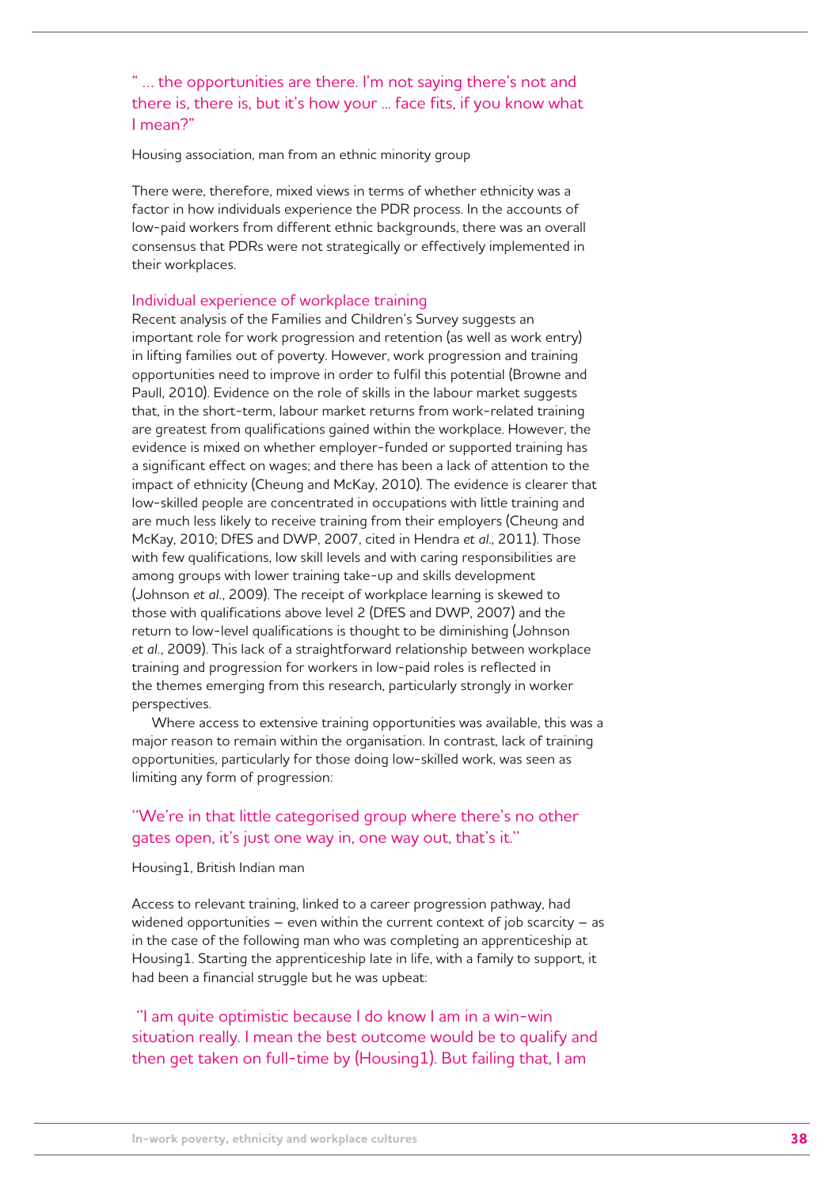" … the opportunities are there. I'm not saying there's not and there is, there is, but it's how your … face fits, if you know what I mean?"

Housing association, man from an ethnic minority group

There were, therefore, mixed views in terms of whether ethnicity was a factor in how individuals experience the PDR process. In the accounts of low-paid workers from different ethnic backgrounds, there was an overall consensus that PDRs were not strategically or effectively implemented in their workplaces.

### Individual experience of workplace training

Recent analysis of the Families and Children's Survey suggests an important role for work progression and retention (as well as work entry) in lifting families out of poverty. However, work progression and training opportunities need to improve in order to fulfil this potential (Browne and Paull, 2010). Evidence on the role of skills in the labour market suggests that, in the short-term, labour market returns from work-related training are greatest from qualifications gained within the workplace. However, the evidence is mixed on whether employer-funded or supported training has a significant effect on wages; and there has been a lack of attention to the impact of ethnicity (Cheung and McKay, 2010). The evidence is clearer that low-skilled people are concentrated in occupations with little training and are much less likely to receive training from their employers (Cheung and McKay, 2010; DfES and DWP, 2007, cited in Hendra *et al*., 2011). Those with few qualifications, low skill levels and with caring responsibilities are among groups with lower training take-up and skills development (Johnson *et al*., 2009). The receipt of workplace learning is skewed to those with qualifications above level 2 (DfES and DWP, 2007) and the return to low-level qualifications is thought to be diminishing (Johnson *et al*., 2009). This lack of a straightforward relationship between workplace training and progression for workers in low-paid roles is reflected in the themes emerging from this research, particularly strongly in worker perspectives.

Where access to extensive training opportunities was available, this was a major reason to remain within the organisation. In contrast, lack of training opportunities, particularly for those doing low-skilled work, was seen as limiting any form of progression:

"We're in that little categorised group where there's no other gates open, it's just one way in, one way out, that's it."

Housing1, British Indian man

Access to relevant training, linked to a career progression pathway, had widened opportunities – even within the current context of job scarcity – as in the case of the following man who was completing an apprenticeship at Housing1. Starting the apprenticeship late in life, with a family to support, it had been a financial struggle but he was upbeat:

"I am quite optimistic because I do know I am in a win-win situation really. I mean the best outcome would be to qualify and then get taken on full-time by (Housing1). But failing that, I am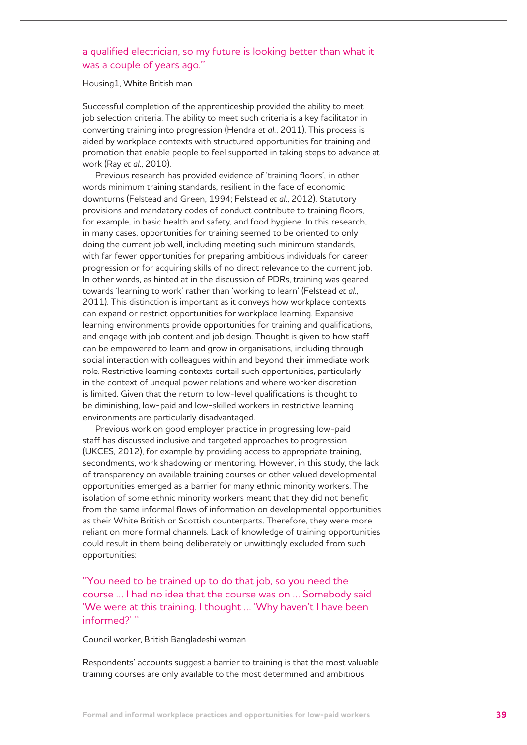a qualified electrician, so my future is looking better than what it was a couple of years ago."

Housing1, White British man

Successful completion of the apprenticeship provided the ability to meet job selection criteria. The ability to meet such criteria is a key facilitator in converting training into progression (Hendra *et al.*, 2011), This process is aided by workplace contexts with structured opportunities for training and promotion that enable people to feel supported in taking steps to advance at work (Ray *et al.*, 2010).

Previous research has provided evidence of 'training floors', in other words minimum training standards, resilient in the face of economic downturns (Felstead and Green, 1994; Felstead *et al.*, 2012). Statutory provisions and mandatory codes of conduct contribute to training floors, for example, in basic health and safety, and food hygiene. In this research, in many cases, opportunities for training seemed to be oriented to only doing the current job well, including meeting such minimum standards, with far fewer opportunities for preparing ambitious individuals for career progression or for acquiring skills of no direct relevance to the current job. In other words, as hinted at in the discussion of PDRs, training was geared towards 'learning to work' rather than 'working to learn' (Felstead *et al.*, 2011). This distinction is important as it conveys how workplace contexts can expand or restrict opportunities for workplace learning. Expansive learning environments provide opportunities for training and qualifications, and engage with job content and job design. Thought is given to how staff can be empowered to learn and grow in organisations, including through social interaction with colleagues within and beyond their immediate work role. Restrictive learning contexts curtail such opportunities, particularly in the context of unequal power relations and where worker discretion is limited. Given that the return to low-level qualifications is thought to be diminishing, low-paid and low-skilled workers in restrictive learning environments are particularly disadvantaged.

Previous work on good employer practice in progressing low-paid staff has discussed inclusive and targeted approaches to progression (UKCES, 2012), for example by providing access to appropriate training, secondments, work shadowing or mentoring. However, in this study, the lack of transparency on available training courses or other valued developmental opportunities emerged as a barrier for many ethnic minority workers. The isolation of some ethnic minority workers meant that they did not benefit from the same informal flows of information on developmental opportunities as their White British or Scottish counterparts. Therefore, they were more reliant on more formal channels. Lack of knowledge of training opportunities could result in them being deliberately or unwittingly excluded from such opportunities:

"You need to be trained up to do that job, so you need the course … I had no idea that the course was on … Somebody said 'We were at this training. I thought … 'Why haven't I have been informed?' "

Council worker, British Bangladeshi woman

Respondents' accounts suggest a barrier to training is that the most valuable training courses are only available to the most determined and ambitious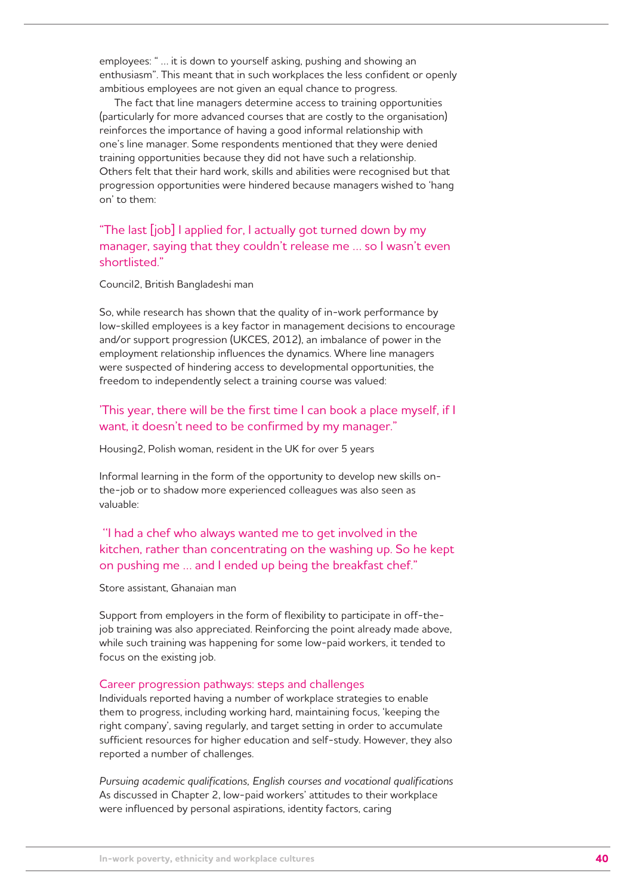employees: " ... it is down to yourself asking, pushing and showing an enthusiasm". This meant that in such workplaces the less confident or openly ambitious employees are not given an equal chance to progress.

The fact that line managers determine access to training opportunities (particularly for more advanced courses that are costly to the organisation) reinforces the importance of having a good informal relationship with one's line manager. Some respondents mentioned that they were denied training opportunities because they did not have such a relationship. Others felt that their hard work, skills and abilities were recognised but that progression opportunities were hindered because managers wished to 'hang on' to them:

> "The last [job] I applied for, I actually got turned down by my manager, saying that they couldn't release me ... so I wasn't even shortlisted."

Council2, British Bangladeshi man

So, while research has shown that the quality of in-work performance by low-skilled employees is a key factor in management decisions to encourage and/or support progression (UKCES, 2012), an imbalance of power in the employment relationship influences the dynamics. Where line managers were suspected of hindering access to developmental opportunities, the freedom to independently select a training course was valued:

> 'This year, there will be the first time I can book a place myself, if I want, it doesn't need to be confirmed by my manager."

Housing2, Polish woman, resident in the UK for over 5 years

Informal learning in the form of the opportunity to develop new skills on-the-job or to shadow more experienced colleagues was also seen as valuable:

> "I had a chef who always wanted me to get involved in the kitchen, rather than concentrating on the washing up. So he kept on pushing me ... and I ended up being the breakfast chef."

Store assistant, Ghanaian man

Support from employers in the form of flexibility to participate in off-the-job training was also appreciated. Reinforcing the point already made above, while such training was happening for some low-paid workers, it tended to focus on the existing job.

### Career progression pathways: steps and challenges

Individuals reported having a number of workplace strategies to enable them to progress, including working hard, maintaining focus, 'keeping the right company', saving regularly, and target setting in order to accumulate sufficient resources for higher education and self-study. However, they also reported a number of challenges.

#### *Pursuing academic qualifications, English courses and vocational qualifications*

As discussed in Chapter 2, low-paid workers' attitudes to their workplace were influenced by personal aspirations, identity factors, caring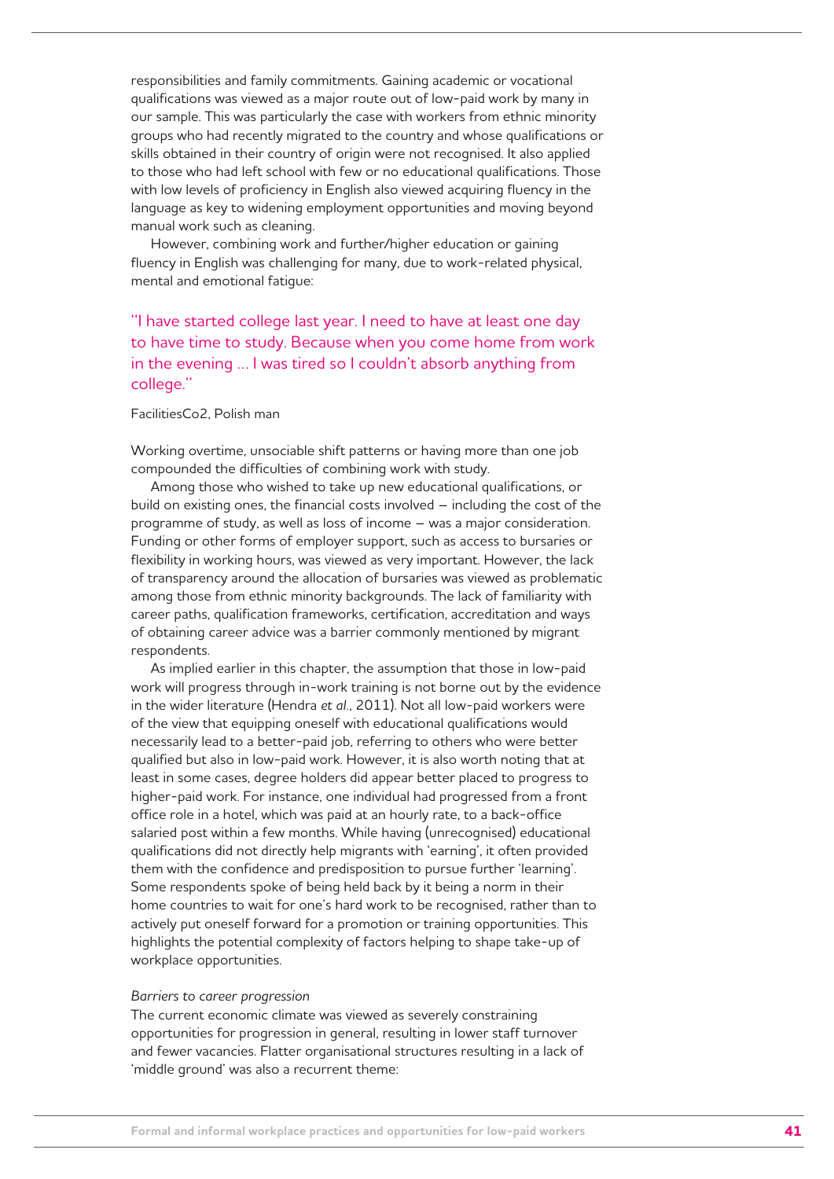responsibilities and family commitments. Gaining academic or vocational qualifications was viewed as a major route out of low-paid work by many in our sample. This was particularly the case with workers from ethnic minority groups who had recently migrated to the country and whose qualifications or skills obtained in their country of origin were not recognised. It also applied to those who had left school with few or no educational qualifications. Those with low levels of proficiency in English also viewed acquiring fluency in the language as key to widening employment opportunities and moving beyond manual work such as cleaning.

However, combining work and further/higher education or gaining fluency in English was challenging for many, due to work-related physical, mental and emotional fatigue:

> "I have started college last year. I need to have at least one day to have time to study. Because when you come home from work in the evening … I was tired so I couldn't absorb anything from college."

FacilitiesCo2, Polish man

Working overtime, unsociable shift patterns or having more than one job compounded the difficulties of combining work with study.

Among those who wished to take up new educational qualifications, or build on existing ones, the financial costs involved – including the cost of the programme of study, as well as loss of income – was a major consideration. Funding or other forms of employer support, such as access to bursaries or flexibility in working hours, was viewed as very important. However, the lack of transparency around the allocation of bursaries was viewed as problematic among those from ethnic minority backgrounds. The lack of familiarity with career paths, qualification frameworks, certification, accreditation and ways of obtaining career advice was a barrier commonly mentioned by migrant respondents.

As implied earlier in this chapter, the assumption that those in low-paid work will progress through in-work training is not borne out by the evidence in the wider literature (Hendra *et al.*, 2011). Not all low-paid workers were of the view that equipping oneself with educational qualifications would necessarily lead to a better-paid job, referring to others who were better qualified but also in low-paid work. However, it is also worth noting that at least in some cases, degree holders did appear better placed to progress to higher-paid work. For instance, one individual had progressed from a front office role in a hotel, which was paid at an hourly rate, to a back-office salaried post within a few months. While having (unrecognised) educational qualifications did not directly help migrants with 'earning', it often provided them with the confidence and predisposition to pursue further 'learning'. Some respondents spoke of being held back by it being a norm in their home countries to wait for one's hard work to be recognised, rather than to actively put oneself forward for a promotion or training opportunities. This highlights the potential complexity of factors helping to shape take-up of workplace opportunities.

*Barriers to career progression*

The current economic climate was viewed as severely constraining opportunities for progression in general, resulting in lower staff turnover and fewer vacancies. Flatter organisational structures resulting in a lack of 'middle ground' was also a recurrent theme: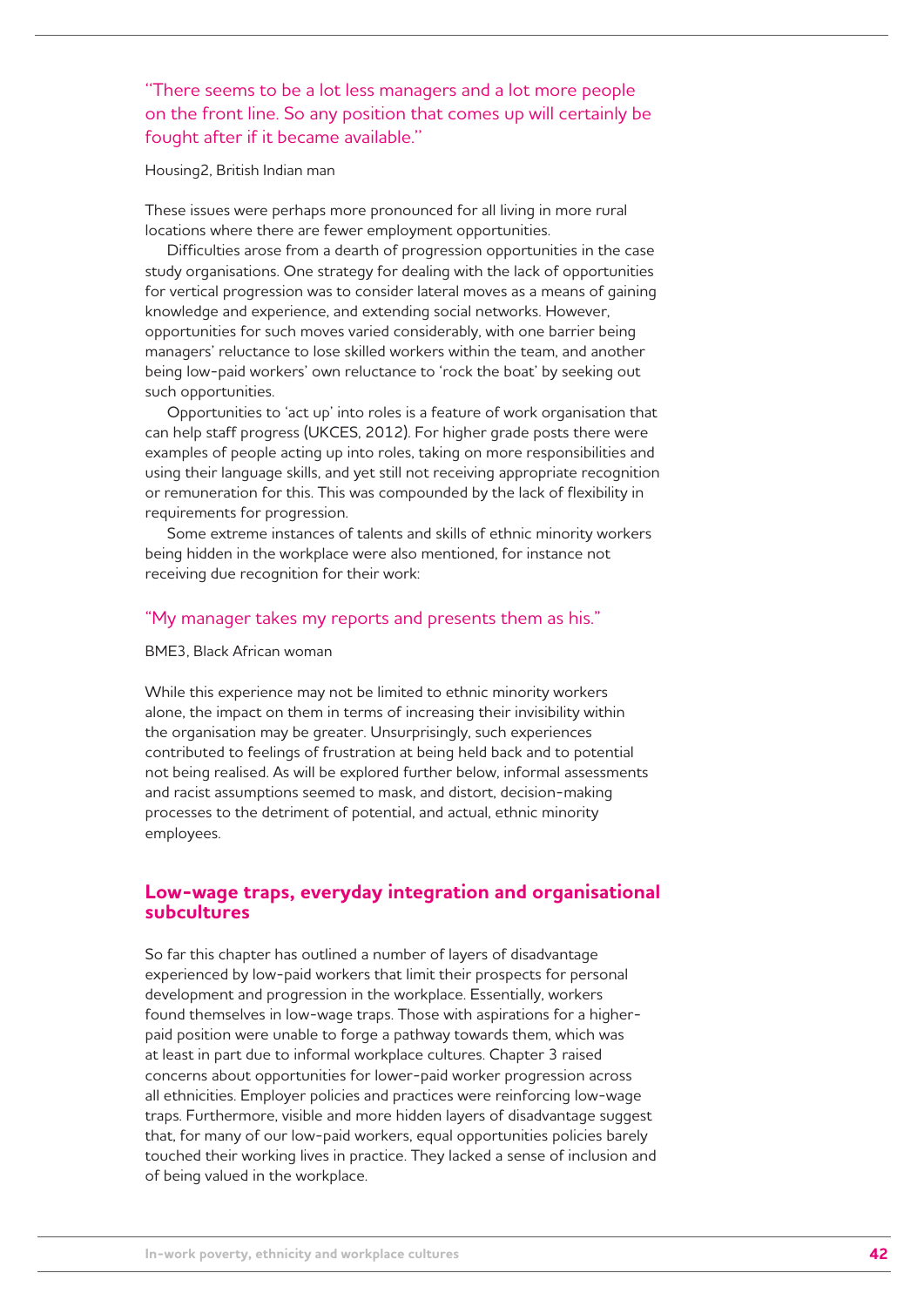"There seems to be a lot less managers and a lot more people on the front line. So any position that comes up will certainly be fought after if it became available."

Housing2, British Indian man

These issues were perhaps more pronounced for all living in more rural locations where there are fewer employment opportunities.

Difficulties arose from a dearth of progression opportunities in the case study organisations. One strategy for dealing with the lack of opportunities for vertical progression was to consider lateral moves as a means of gaining knowledge and experience, and extending social networks. However, opportunities for such moves varied considerably, with one barrier being managers' reluctance to lose skilled workers within the team, and another being low-paid workers' own reluctance to 'rock the boat' by seeking out such opportunities.

Opportunities to 'act up' into roles is a feature of work organisation that can help staff progress (UKCES, 2012). For higher grade posts there were examples of people acting up into roles, taking on more responsibilities and using their language skills, and yet still not receiving appropriate recognition or remuneration for this. This was compounded by the lack of flexibility in requirements for progression.

Some extreme instances of talents and skills of ethnic minority workers being hidden in the workplace were also mentioned, for instance not receiving due recognition for their work:

"My manager takes my reports and presents them as his."

BME3, Black African woman

While this experience may not be limited to ethnic minority workers alone, the impact on them in terms of increasing their invisibility within the organisation may be greater. Unsurprisingly, such experiences contributed to feelings of frustration at being held back and to potential not being realised. As will be explored further below, informal assessments and racist assumptions seemed to mask, and distort, decision-making processes to the detriment of potential, and actual, ethnic minority employees.

## Low-wage traps, everyday integration and organisational subcultures

So far this chapter has outlined a number of layers of disadvantage experienced by low-paid workers that limit their prospects for personal development and progression in the workplace. Essentially, workers found themselves in low-wage traps. Those with aspirations for a higher-paid position were unable to forge a pathway towards them, which was at least in part due to informal workplace cultures. Chapter 3 raised concerns about opportunities for lower-paid worker progression across all ethnicities. Employer policies and practices were reinforcing low-wage traps. Furthermore, visible and more hidden layers of disadvantage suggest that, for many of our low-paid workers, equal opportunities policies barely touched their working lives in practice. They lacked a sense of inclusion and of being valued in the workplace.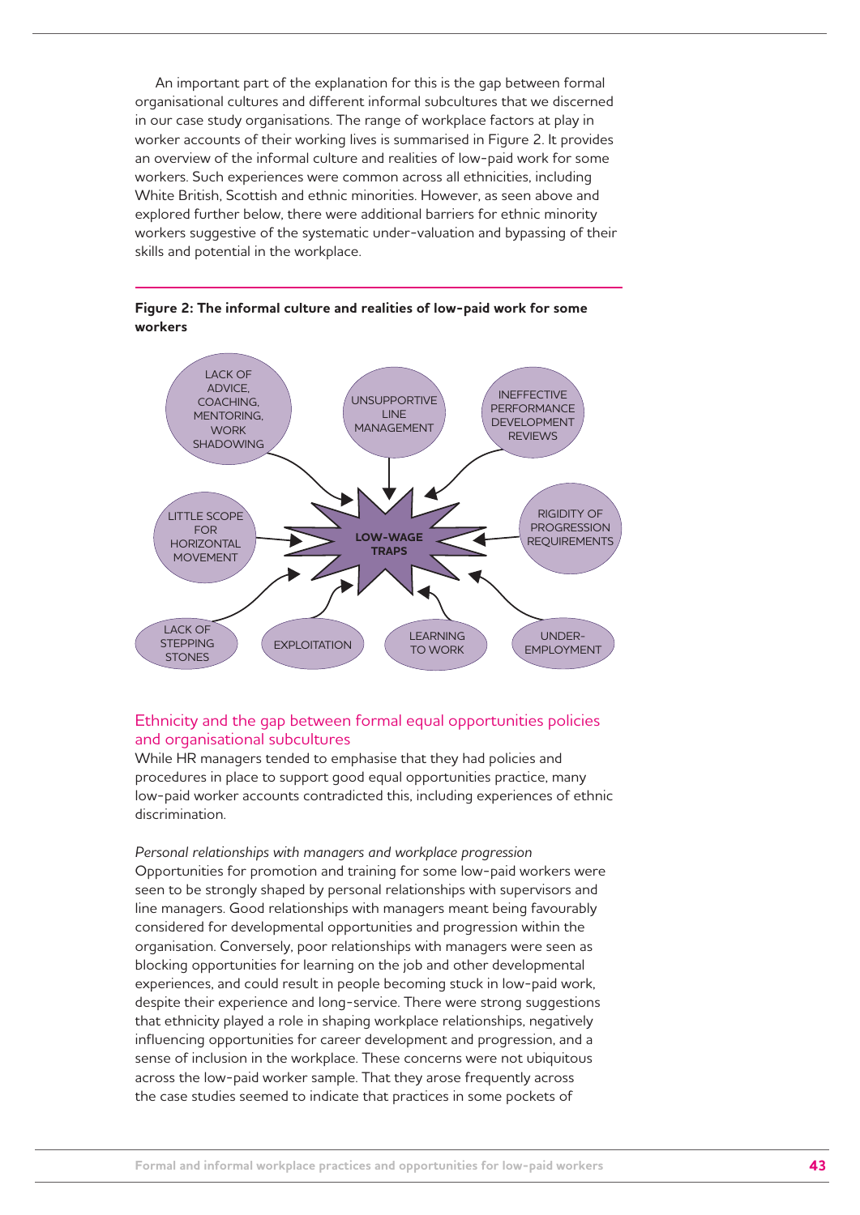An important part of the explanation for this is the gap between formal organisational cultures and different informal subcultures that we discerned in our case study organisations. The range of workplace factors at play in worker accounts of their working lives is summarised in Figure 2. It provides an overview of the informal culture and realities of low-paid work for some workers. Such experiences were common across all ethnicities, including White British, Scottish and ethnic minorities. However, as seen above and explored further below, there were additional barriers for ethnic minority workers suggestive of the systematic under-valuation and bypassing of their skills and potential in the workplace.

**Figure 2: The informal culture and realities of low-paid work for some workers**

LOW-WAGE TRAPS

- LACK OF ADVICE, COACHING, MENTORING, WORK SHADOWING
- UNSUPPORTIVE LINE MANAGEMENT
- INEFFECTIVE PERFORMANCE DEVELOPMENT REVIEWS
- LITTLE SCOPE FOR HORIZONTAL MOVEMENT
- RIGIDITY OF PROGRESSION REQUIREMENTS
- LACK OF STEPPING STONES
- EXPLOITATION
- LEARNING TO WORK
- UNDER-EMPLOYMENT

## Ethnicity and the gap between formal equal opportunities policies and organisational subcultures

While HR managers tended to emphasise that they had policies and procedures in place to support good equal opportunities practice, many low-paid worker accounts contradicted this, including experiences of ethnic discrimination.

*Personal relationships with managers and workplace progression*

Opportunities for promotion and training for some low-paid workers were seen to be strongly shaped by personal relationships with supervisors and line managers. Good relationships with managers meant being favourably considered for developmental opportunities and progression within the organisation. Conversely, poor relationships with managers were seen as blocking opportunities for learning on the job and other developmental experiences, and could result in people becoming stuck in low-paid work, despite their experience and long-service. There were strong suggestions that ethnicity played a role in shaping workplace relationships, negatively influencing opportunities for career development and progression, and a sense of inclusion in the workplace. These concerns were not ubiquitous across the low-paid worker sample. That they arose frequently across the case studies seemed to indicate that practices in some pockets of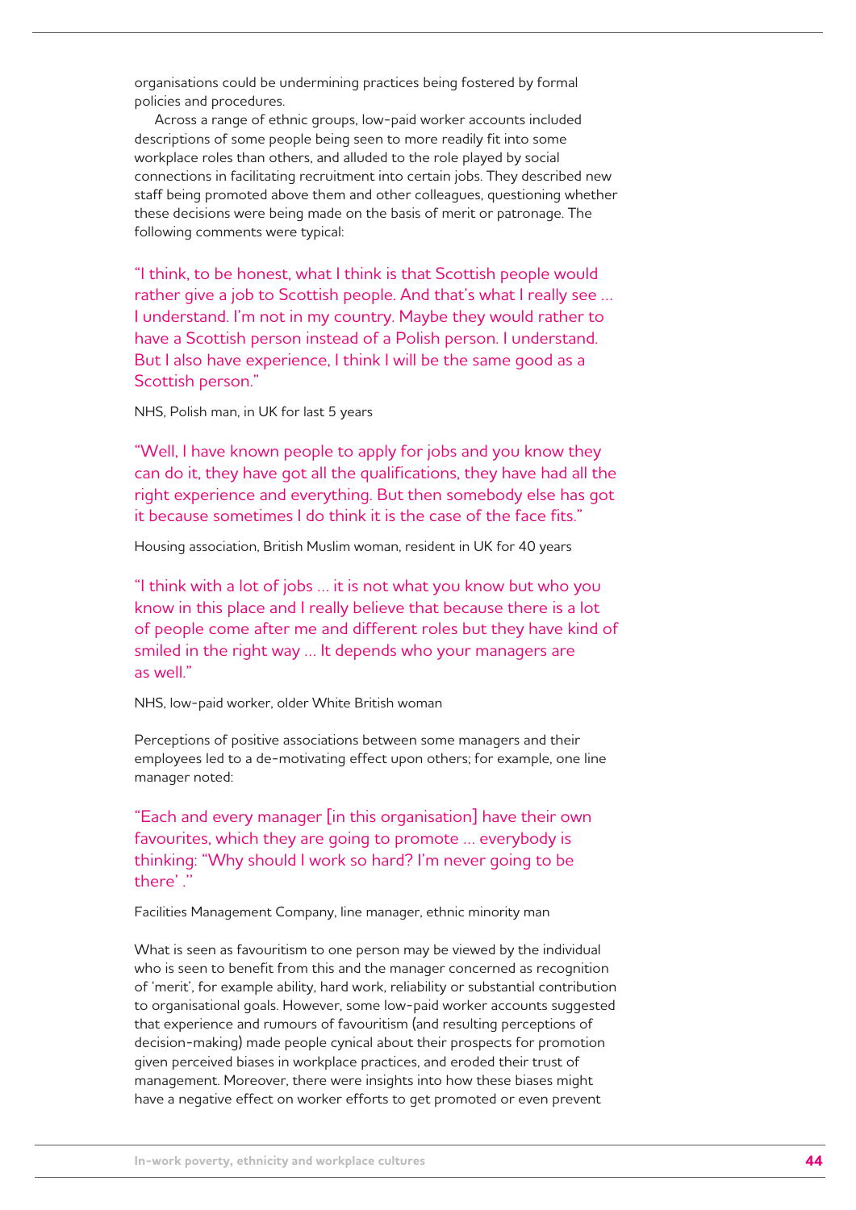organisations could be undermining practices being fostered by formal policies and procedures.

Across a range of ethnic groups, low-paid worker accounts included descriptions of some people being seen to more readily fit into some workplace roles than others, and alluded to the role played by social connections in facilitating recruitment into certain jobs. They described new staff being promoted above them and other colleagues, questioning whether these decisions were being made on the basis of merit or patronage. The following comments were typical:

> "I think, to be honest, what I think is that Scottish people would rather give a job to Scottish people. And that's what I really see … I understand. I'm not in my country. Maybe they would rather to have a Scottish person instead of a Polish person. I understand. But I also have experience, I think I will be the same good as a Scottish person."

NHS, Polish man, in UK for last 5 years

> "Well, I have known people to apply for jobs and you know they can do it, they have got all the qualifications, they have had all the right experience and everything. But then somebody else has got it because sometimes I do think it is the case of the face fits."

Housing association, British Muslim woman, resident in UK for 40 years

> "I think with a lot of jobs … it is not what you know but who you know in this place and I really believe that because there is a lot of people come after me and different roles but they have kind of smiled in the right way … It depends who your managers are as well."

NHS, low-paid worker, older White British woman

Perceptions of positive associations between some managers and their employees led to a de-motivating effect upon others; for example, one line manager noted:

> "Each and every manager [in this organisation] have their own favourites, which they are going to promote … everybody is thinking: "Why should I work so hard? I'm never going to be there' ."

Facilities Management Company, line manager, ethnic minority man

What is seen as favouritism to one person may be viewed by the individual who is seen to benefit from this and the manager concerned as recognition of 'merit', for example ability, hard work, reliability or substantial contribution to organisational goals. However, some low-paid worker accounts suggested that experience and rumours of favouritism (and resulting perceptions of decision-making) made people cynical about their prospects for promotion given perceived biases in workplace practices, and eroded their trust of management. Moreover, there were insights into how these biases might have a negative effect on worker efforts to get promoted or even prevent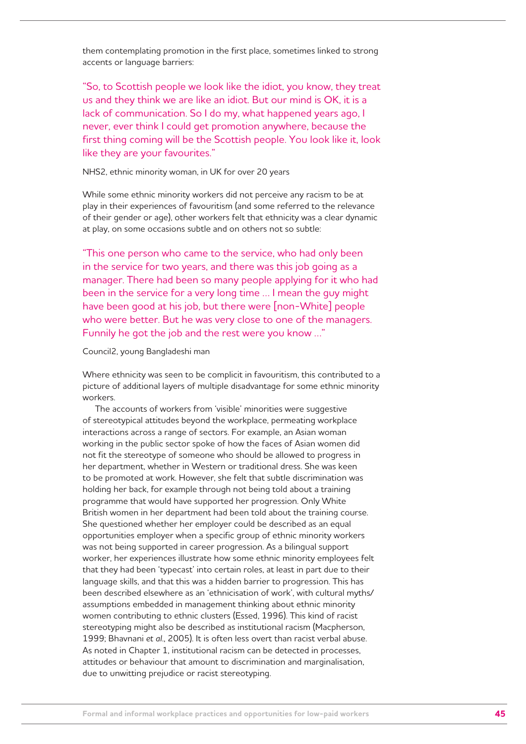them contemplating promotion in the first place, sometimes linked to strong accents or language barriers:

> "So, to Scottish people we look like the idiot, you know, they treat us and they think we are like an idiot. But our mind is OK, it is a lack of communication. So I do my, what happened years ago, I never, ever think I could get promotion anywhere, because the first thing coming will be the Scottish people. You look like it, look like they are your favourites."

NHS2, ethnic minority woman, in UK for over 20 years

While some ethnic minority workers did not perceive any racism to be at play in their experiences of favouritism (and some referred to the relevance of their gender or age), other workers felt that ethnicity was a clear dynamic at play, on some occasions subtle and on others not so subtle:

> "This one person who came to the service, who had only been in the service for two years, and there was this job going as a manager. There had been so many people applying for it who had been in the service for a very long time … I mean the guy might have been good at his job, but there were [non-White] people who were better. But he was very close to one of the managers. Funnily he got the job and the rest were you know …"

Council2, young Bangladeshi man

Where ethnicity was seen to be complicit in favouritism, this contributed to a picture of additional layers of multiple disadvantage for some ethnic minority workers.

The accounts of workers from 'visible' minorities were suggestive of stereotypical attitudes beyond the workplace, permeating workplace interactions across a range of sectors. For example, an Asian woman working in the public sector spoke of how the faces of Asian women did not fit the stereotype of someone who should be allowed to progress in her department, whether in Western or traditional dress. She was keen to be promoted at work. However, she felt that subtle discrimination was holding her back, for example through not being told about a training programme that would have supported her progression. Only White British women in her department had been told about the training course. She questioned whether her employer could be described as an equal opportunities employer when a specific group of ethnic minority workers was not being supported in career progression. As a bilingual support worker, her experiences illustrate how some ethnic minority employees felt that they had been 'typecast' into certain roles, at least in part due to their language skills, and that this was a hidden barrier to progression. This has been described elsewhere as an 'ethnicisation of work', with cultural myths/assumptions embedded in management thinking about ethnic minority women contributing to ethnic clusters (Essed, 1996). This kind of racist stereotyping might also be described as institutional racism (Macpherson, 1999; Bhavnani *et al.*, 2005). It is often less overt than racist verbal abuse. As noted in Chapter 1, institutional racism can be detected in processes, attitudes or behaviour that amount to discrimination and marginalisation, due to unwitting prejudice or racist stereotyping.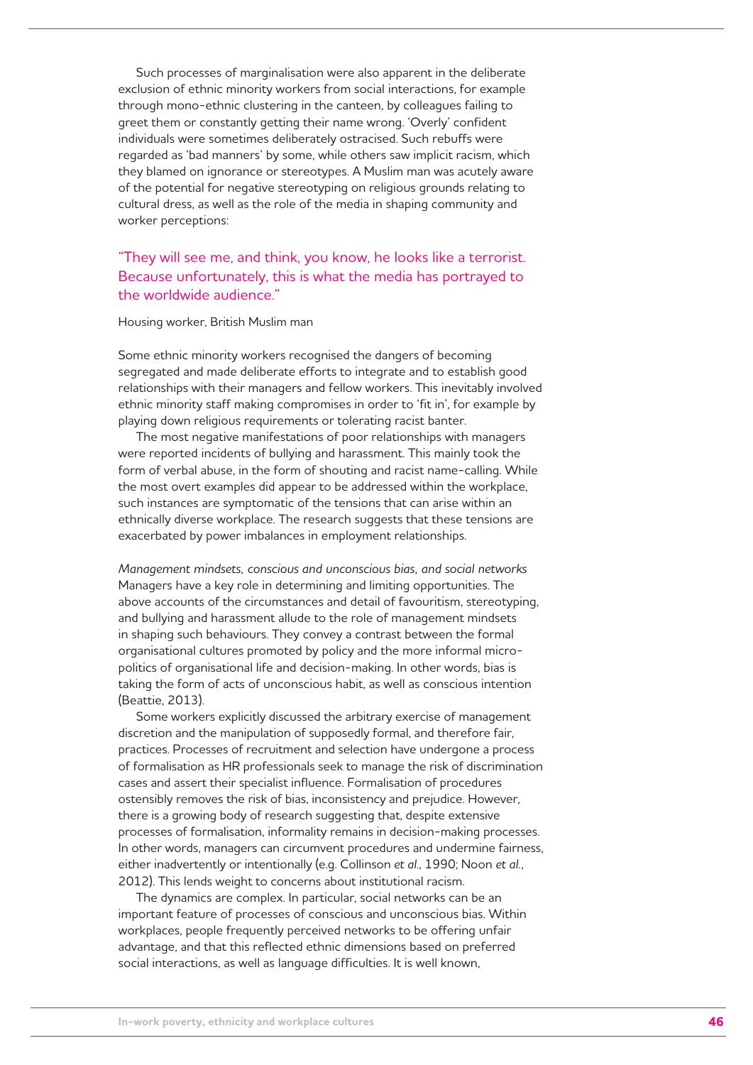Such processes of marginalisation were also apparent in the deliberate exclusion of ethnic minority workers from social interactions, for example through mono-ethnic clustering in the canteen, by colleagues failing to greet them or constantly getting their name wrong. 'Overly' confident individuals were sometimes deliberately ostracised. Such rebuffs were regarded as 'bad manners' by some, while others saw implicit racism, which they blamed on ignorance or stereotypes. A Muslim man was acutely aware of the potential for negative stereotyping on religious grounds relating to cultural dress, as well as the role of the media in shaping community and worker perceptions:

> "They will see me, and think, you know, he looks like a terrorist. Because unfortunately, this is what the media has portrayed to the worldwide audience."

Housing worker, British Muslim man

Some ethnic minority workers recognised the dangers of becoming segregated and made deliberate efforts to integrate and to establish good relationships with their managers and fellow workers. This inevitably involved ethnic minority staff making compromises in order to 'fit in', for example by playing down religious requirements or tolerating racist banter.

The most negative manifestations of poor relationships with managers were reported incidents of bullying and harassment. This mainly took the form of verbal abuse, in the form of shouting and racist name-calling. While the most overt examples did appear to be addressed within the workplace, such instances are symptomatic of the tensions that can arise within an ethnically diverse workplace. The research suggests that these tensions are exacerbated by power imbalances in employment relationships.

*Management mindsets, conscious and unconscious bias, and social networks*

Managers have a key role in determining and limiting opportunities. The above accounts of the circumstances and detail of favouritism, stereotyping, and bullying and harassment allude to the role of management mindsets in shaping such behaviours. They convey a contrast between the formal organisational cultures promoted by policy and the more informal micro-politics of organisational life and decision-making. In other words, bias is taking the form of acts of unconscious habit, as well as conscious intention (Beattie, 2013).

Some workers explicitly discussed the arbitrary exercise of management discretion and the manipulation of supposedly formal, and therefore fair, practices. Processes of recruitment and selection have undergone a process of formalisation as HR professionals seek to manage the risk of discrimination cases and assert their specialist influence. Formalisation of procedures ostensibly removes the risk of bias, inconsistency and prejudice. However, there is a growing body of research suggesting that, despite extensive processes of formalisation, informality remains in decision-making processes. In other words, managers can circumvent procedures and undermine fairness, either inadvertently or intentionally (e.g. Collinson *et al*., 1990; Noon *et al*., 2012). This lends weight to concerns about institutional racism.

The dynamics are complex. In particular, social networks can be an important feature of processes of conscious and unconscious bias. Within workplaces, people frequently perceived networks to be offering unfair advantage, and that this reflected ethnic dimensions based on preferred social interactions, as well as language difficulties. It is well known,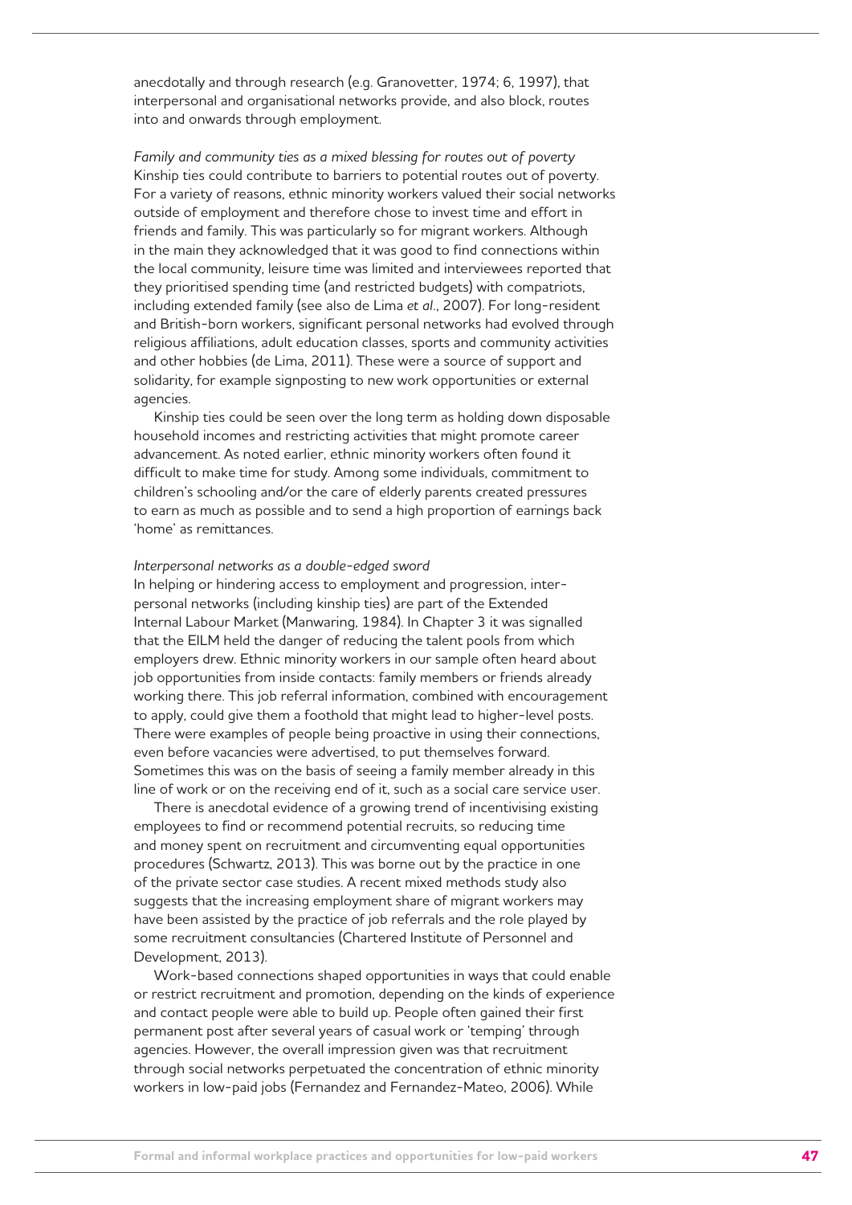anecdotally and through research (e.g. Granovetter, 1974; 6, 1997), that interpersonal and organisational networks provide, and also block, routes into and onwards through employment.

*Family and community ties as a mixed blessing for routes out of poverty*

Kinship ties could contribute to barriers to potential routes out of poverty. For a variety of reasons, ethnic minority workers valued their social networks outside of employment and therefore chose to invest time and effort in friends and family. This was particularly so for migrant workers. Although in the main they acknowledged that it was good to find connections within the local community, leisure time was limited and interviewees reported that they prioritised spending time (and restricted budgets) with compatriots, including extended family (see also de Lima *et al.*, 2007). For long-resident and British-born workers, significant personal networks had evolved through religious affiliations, adult education classes, sports and community activities and other hobbies (de Lima, 2011). These were a source of support and solidarity, for example signposting to new work opportunities or external agencies.

Kinship ties could be seen over the long term as holding down disposable household incomes and restricting activities that might promote career advancement. As noted earlier, ethnic minority workers often found it difficult to make time for study. Among some individuals, commitment to children's schooling and/or the care of elderly parents created pressures to earn as much as possible and to send a high proportion of earnings back 'home' as remittances.

*Interpersonal networks as a double-edged sword*

In helping or hindering access to employment and progression, interpersonal networks (including kinship ties) are part of the Extended Internal Labour Market (Manwaring, 1984). In Chapter 3 it was signalled that the EILM held the danger of reducing the talent pools from which employers drew. Ethnic minority workers in our sample often heard about job opportunities from inside contacts: family members or friends already working there. This job referral information, combined with encouragement to apply, could give them a foothold that might lead to higher-level posts. There were examples of people being proactive in using their connections, even before vacancies were advertised, to put themselves forward. Sometimes this was on the basis of seeing a family member already in this line of work or on the receiving end of it, such as a social care service user.

There is anecdotal evidence of a growing trend of incentivising existing employees to find or recommend potential recruits, so reducing time and money spent on recruitment and circumventing equal opportunities procedures (Schwartz, 2013). This was borne out by the practice in one of the private sector case studies. A recent mixed methods study also suggests that the increasing employment share of migrant workers may have been assisted by the practice of job referrals and the role played by some recruitment consultancies (Chartered Institute of Personnel and Development, 2013).

Work-based connections shaped opportunities in ways that could enable or restrict recruitment and promotion, depending on the kinds of experience and contact people were able to build up. People often gained their first permanent post after several years of casual work or 'temping' through agencies. However, the overall impression given was that recruitment through social networks perpetuated the concentration of ethnic minority workers in low-paid jobs (Fernandez and Fernandez-Mateo, 2006). While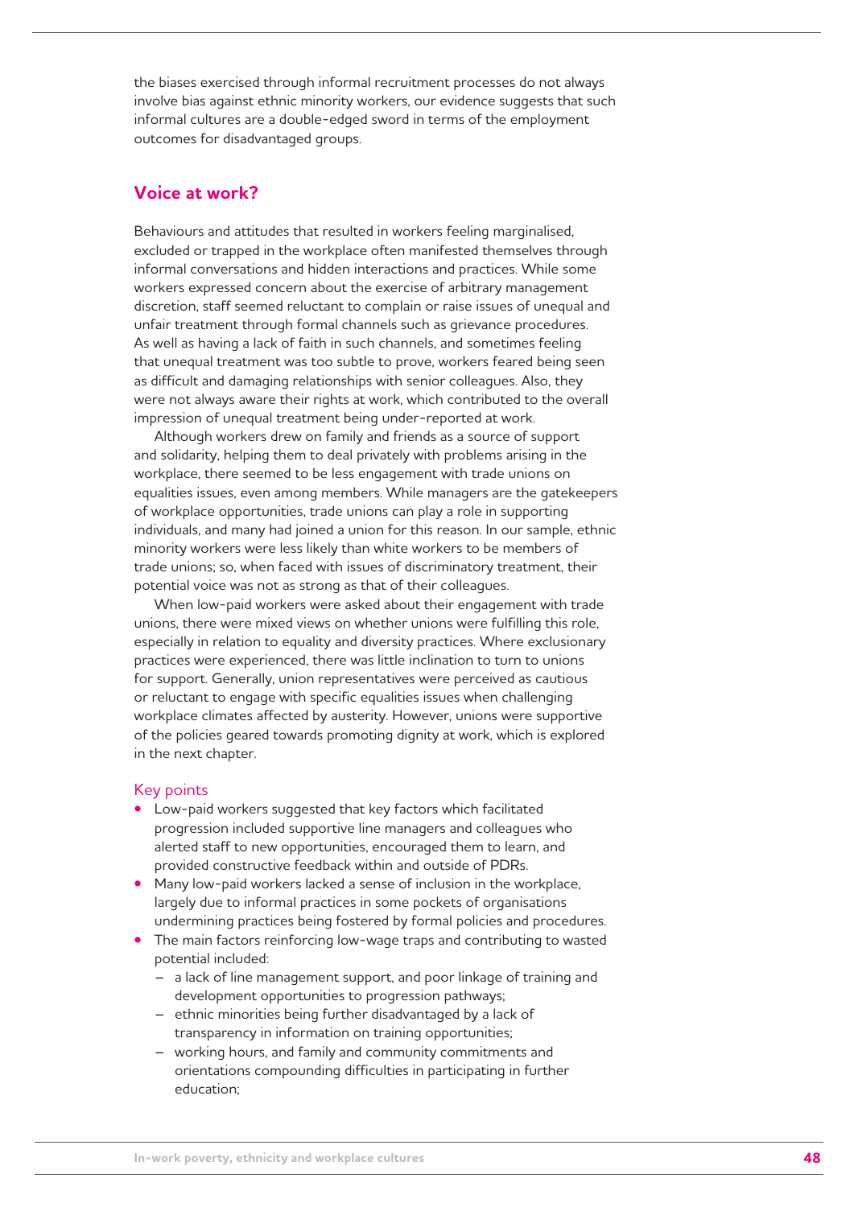the biases exercised through informal recruitment processes do not always involve bias against ethnic minority workers, our evidence suggests that such informal cultures are a double-edged sword in terms of the employment outcomes for disadvantaged groups.

## Voice at work?

Behaviours and attitudes that resulted in workers feeling marginalised, excluded or trapped in the workplace often manifested themselves through informal conversations and hidden interactions and practices. While some workers expressed concern about the exercise of arbitrary management discretion, staff seemed reluctant to complain or raise issues of unequal and unfair treatment through formal channels such as grievance procedures. As well as having a lack of faith in such channels, and sometimes feeling that unequal treatment was too subtle to prove, workers feared being seen as difficult and damaging relationships with senior colleagues. Also, they were not always aware their rights at work, which contributed to the overall impression of unequal treatment being under-reported at work.

Although workers drew on family and friends as a source of support and solidarity, helping them to deal privately with problems arising in the workplace, there seemed to be less engagement with trade unions on equalities issues, even among members. While managers are the gatekeepers of workplace opportunities, trade unions can play a role in supporting individuals, and many had joined a union for this reason. In our sample, ethnic minority workers were less likely than white workers to be members of trade unions; so, when faced with issues of discriminatory treatment, their potential voice was not as strong as that of their colleagues.

When low-paid workers were asked about their engagement with trade unions, there were mixed views on whether unions were fulfilling this role, especially in relation to equality and diversity practices. Where exclusionary practices were experienced, there was little inclination to turn to unions for support. Generally, union representatives were perceived as cautious or reluctant to engage with specific equalities issues when challenging workplace climates affected by austerity. However, unions were supportive of the policies geared towards promoting dignity at work, which is explored in the next chapter.

### Key points

- Low-paid workers suggested that key factors which facilitated progression included supportive line managers and colleagues who alerted staff to new opportunities, encouraged them to learn, and provided constructive feedback within and outside of PDRs.
- Many low-paid workers lacked a sense of inclusion in the workplace, largely due to informal practices in some pockets of organisations undermining practices being fostered by formal policies and procedures.
- The main factors reinforcing low-wage traps and contributing to wasted potential included:
  - a lack of line management support, and poor linkage of training and development opportunities to progression pathways;
  - ethnic minorities being further disadvantaged by a lack of transparency in information on training opportunities;
  - working hours, and family and community commitments and orientations compounding difficulties in participating in further education;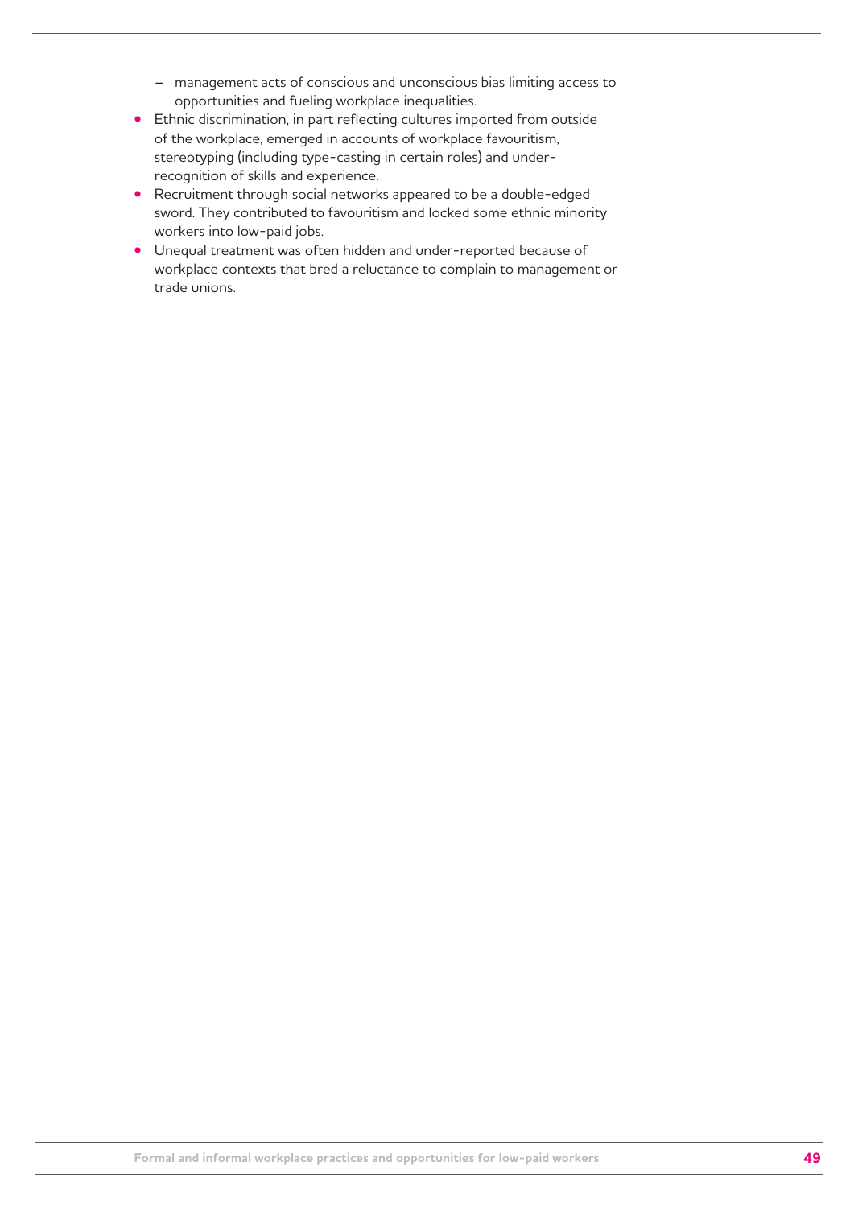- management acts of conscious and unconscious bias limiting access to opportunities and fueling workplace inequalities.
- Ethnic discrimination, in part reflecting cultures imported from outside of the workplace, emerged in accounts of workplace favouritism, stereotyping (including type-casting in certain roles) and under-recognition of skills and experience.
- Recruitment through social networks appeared to be a double-edged sword. They contributed to favouritism and locked some ethnic minority workers into low-paid jobs.
- Unequal treatment was often hidden and under-reported because of workplace contexts that bred a reluctance to complain to management or trade unions.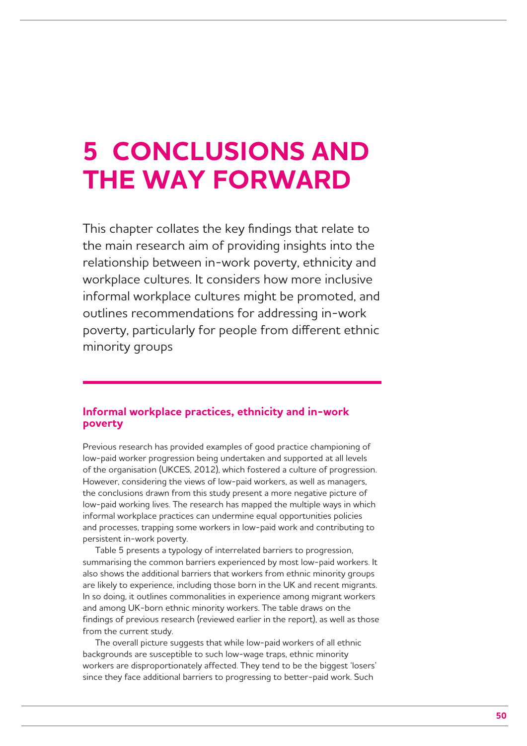# 5 CONCLUSIONS AND THE WAY FORWARD

This chapter collates the key findings that relate to the main research aim of providing insights into the relationship between in-work poverty, ethnicity and workplace cultures. It considers how more inclusive informal workplace cultures might be promoted, and outlines recommendations for addressing in-work poverty, particularly for people from different ethnic minority groups

## Informal workplace practices, ethnicity and in-work poverty

Previous research has provided examples of good practice championing of low-paid worker progression being undertaken and supported at all levels of the organisation (UKCES, 2012), which fostered a culture of progression. However, considering the views of low-paid workers, as well as managers, the conclusions drawn from this study present a more negative picture of low-paid working lives. The research has mapped the multiple ways in which informal workplace practices can undermine equal opportunities policies and processes, trapping some workers in low-paid work and contributing to persistent in-work poverty.

Table 5 presents a typology of interrelated barriers to progression, summarising the common barriers experienced by most low-paid workers. It also shows the additional barriers that workers from ethnic minority groups are likely to experience, including those born in the UK and recent migrants. In so doing, it outlines commonalities in experience among migrant workers and among UK-born ethnic minority workers. The table draws on the findings of previous research (reviewed earlier in the report), as well as those from the current study.

The overall picture suggests that while low-paid workers of all ethnic backgrounds are susceptible to such low-wage traps, ethnic minority workers are disproportionately affected. They tend to be the biggest 'losers' since they face additional barriers to progressing to better-paid work. Such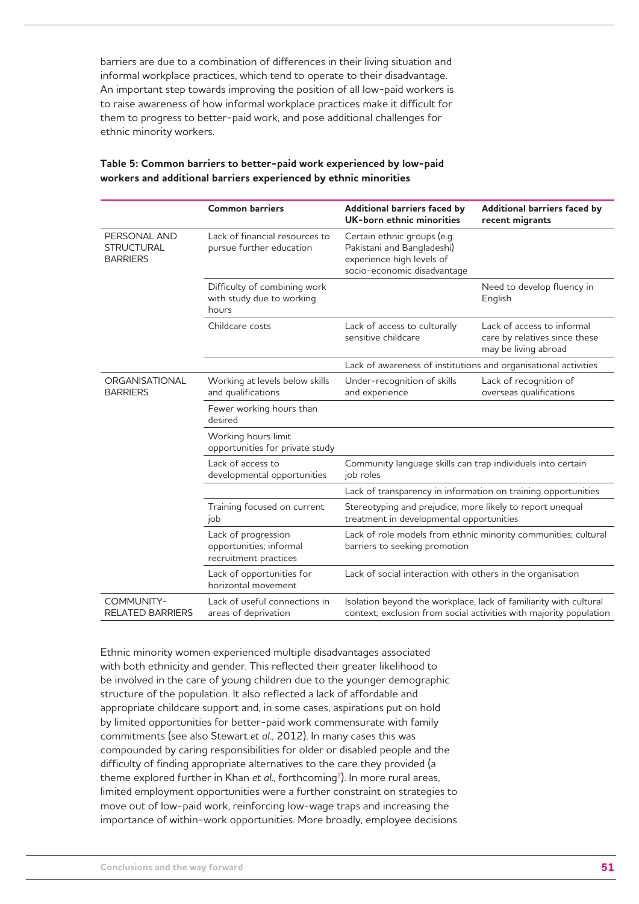barriers are due to a combination of differences in their living situation and informal workplace practices, which tend to operate to their disadvantage. An important step towards improving the position of all low-paid workers is to raise awareness of how informal workplace practices make it difficult for them to progress to better-paid work, and pose additional challenges for ethnic minority workers.

**Table 5: Common barriers to better-paid work experienced by low-paid workers and additional barriers experienced by ethnic minorities**

| | Common barriers | Additional barriers faced by UK-born ethnic minorities | Additional barriers faced by recent migrants |
|---|---|---|---|
| PERSONAL AND STRUCTURAL BARRIERS | Lack of financial resources to pursue further education | Certain ethnic groups (e.g. Pakistani and Bangladeshi) experience high levels of socio-economic disadvantage | |
| | Difficulty of combining work with study due to working hours | | Need to develop fluency in English |
| | Childcare costs | Lack of access to culturally sensitive childcare | Lack of access to informal care by relatives since these may be living abroad |
| | | Lack of awareness of institutions and organisational activities | |
| ORGANISATIONAL BARRIERS | Working at levels below skills and qualifications | Under-recognition of skills and experience | Lack of recognition of overseas qualifications |
| | Fewer working hours than desired | | |
| | Working hours limit opportunities for private study | | |
| | Lack of access to developmental opportunities | Community language skills can trap individuals into certain job roles | |
| | | Lack of transparency in information on training opportunities | |
| | Training focused on current job | Stereotyping and prejudice; more likely to report unequal treatment in developmental opportunities | |
| | Lack of progression opportunities; informal recruitment practices | Lack of role models from ethnic minority communities; cultural barriers to seeking promotion | |
| | Lack of opportunities for horizontal movement | Lack of social interaction with others in the organisation | |
| COMMUNITY-RELATED BARRIERS | Lack of useful connections in areas of deprivation | Isolation beyond the workplace, lack of familiarity with cultural context; exclusion from social activities with majority population | |

Ethnic minority women experienced multiple disadvantages associated with both ethnicity and gender. This reflected their greater likelihood to be involved in the care of young children due to the younger demographic structure of the population. It also reflected a lack of affordable and appropriate childcare support and, in some cases, aspirations put on hold by limited opportunities for better-paid work commensurate with family commitments (see also Stewart *et al*., 2012). In many cases this was compounded by caring responsibilities for older or disabled people and the difficulty of finding appropriate alternatives to the care they provided (a theme explored further in Khan *et al*., forthcoming[2]). In more rural areas, limited employment opportunities were a further constraint on strategies to move out of low-paid work, reinforcing low-wage traps and increasing the importance of within-work opportunities. More broadly, employee decisions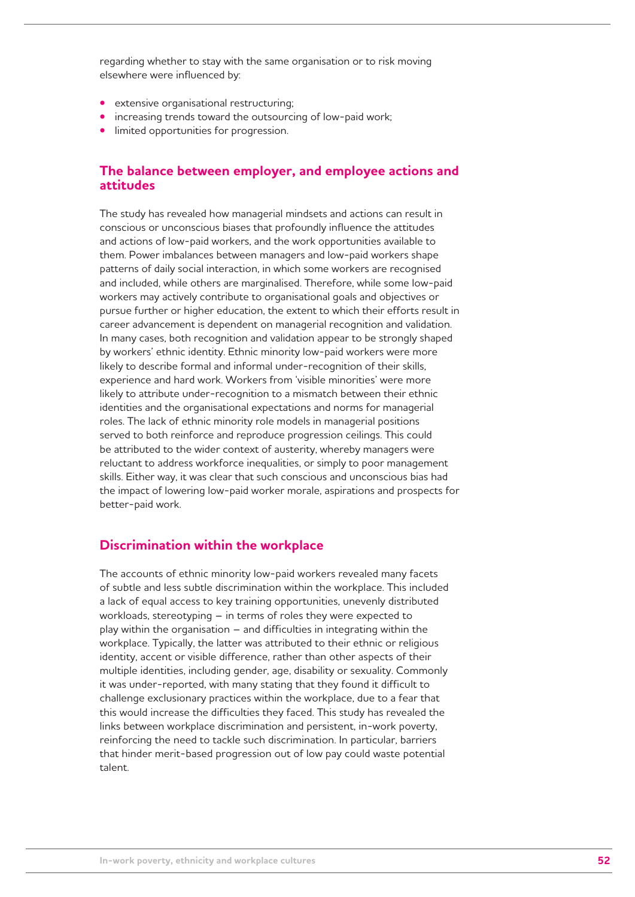regarding whether to stay with the same organisation or to risk moving elsewhere were influenced by:

- extensive organisational restructuring;
- increasing trends toward the outsourcing of low-paid work;
- limited opportunities for progression.

## The balance between employer, and employee actions and attitudes

The study has revealed how managerial mindsets and actions can result in conscious or unconscious biases that profoundly influence the attitudes and actions of low-paid workers, and the work opportunities available to them. Power imbalances between managers and low-paid workers shape patterns of daily social interaction, in which some workers are recognised and included, while others are marginalised. Therefore, while some low-paid workers may actively contribute to organisational goals and objectives or pursue further or higher education, the extent to which their efforts result in career advancement is dependent on managerial recognition and validation. In many cases, both recognition and validation appear to be strongly shaped by workers' ethnic identity. Ethnic minority low-paid workers were more likely to describe formal and informal under-recognition of their skills, experience and hard work. Workers from 'visible minorities' were more likely to attribute under-recognition to a mismatch between their ethnic identities and the organisational expectations and norms for managerial roles. The lack of ethnic minority role models in managerial positions served to both reinforce and reproduce progression ceilings. This could be attributed to the wider context of austerity, whereby managers were reluctant to address workforce inequalities, or simply to poor management skills. Either way, it was clear that such conscious and unconscious bias had the impact of lowering low-paid worker morale, aspirations and prospects for better-paid work.

## Discrimination within the workplace

The accounts of ethnic minority low-paid workers revealed many facets of subtle and less subtle discrimination within the workplace. This included a lack of equal access to key training opportunities, unevenly distributed workloads, stereotyping – in terms of roles they were expected to play within the organisation – and difficulties in integrating within the workplace. Typically, the latter was attributed to their ethnic or religious identity, accent or visible difference, rather than other aspects of their multiple identities, including gender, age, disability or sexuality. Commonly it was under-reported, with many stating that they found it difficult to challenge exclusionary practices within the workplace, due to a fear that this would increase the difficulties they faced. This study has revealed the links between workplace discrimination and persistent, in-work poverty, reinforcing the need to tackle such discrimination. In particular, barriers that hinder merit-based progression out of low pay could waste potential talent.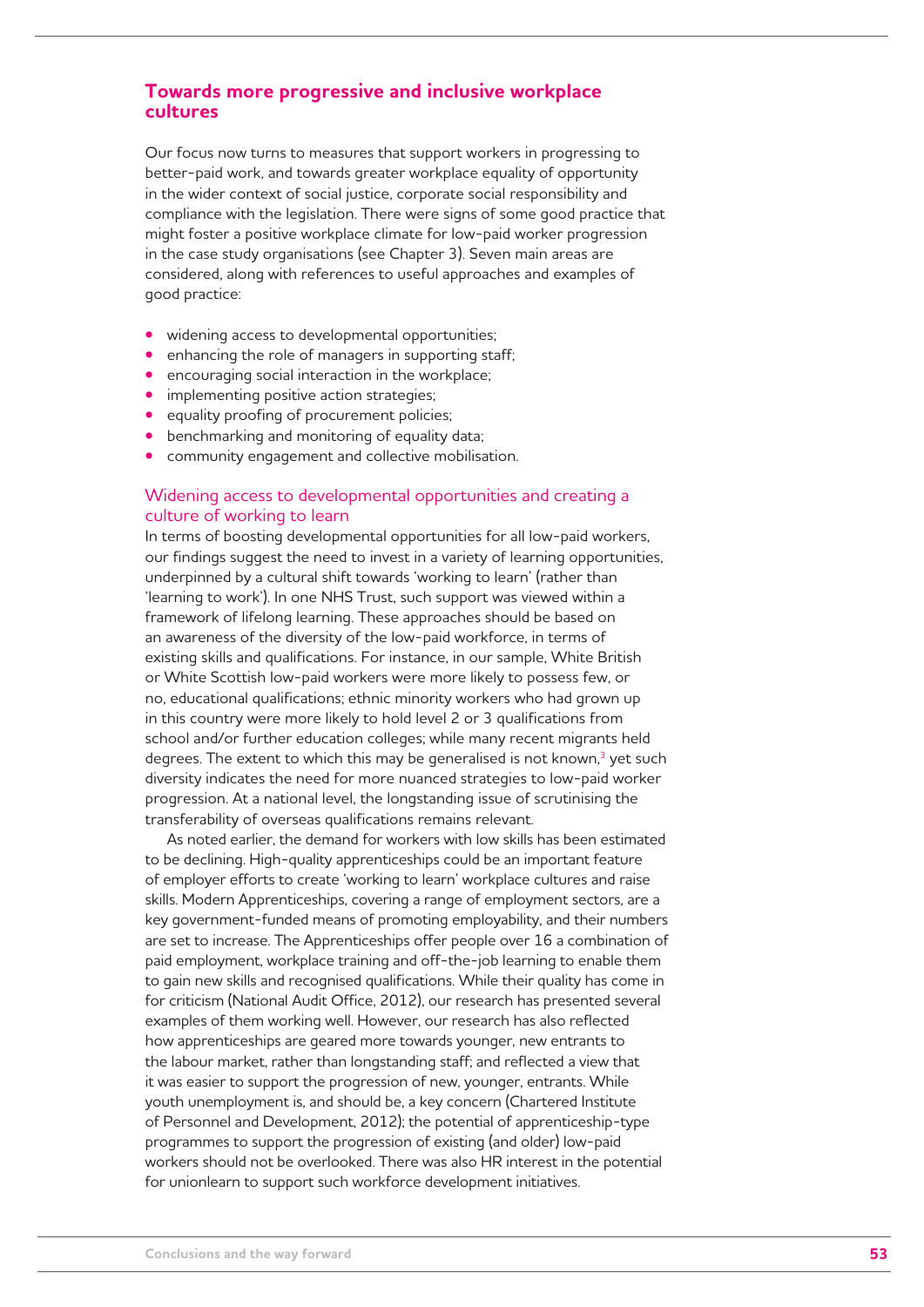## Towards more progressive and inclusive workplace cultures

Our focus now turns to measures that support workers in progressing to better-paid work, and towards greater workplace equality of opportunity in the wider context of social justice, corporate social responsibility and compliance with the legislation. There were signs of some good practice that might foster a positive workplace climate for low-paid worker progression in the case study organisations (see Chapter 3). Seven main areas are considered, along with references to useful approaches and examples of good practice:

- widening access to developmental opportunities;
- enhancing the role of managers in supporting staff;
- encouraging social interaction in the workplace;
- implementing positive action strategies;
- equality proofing of procurement policies;
- benchmarking and monitoring of equality data;
- community engagement and collective mobilisation.

### Widening access to developmental opportunities and creating a culture of working to learn

In terms of boosting developmental opportunities for all low-paid workers, our findings suggest the need to invest in a variety of learning opportunities, underpinned by a cultural shift towards 'working to learn' (rather than 'learning to work'). In one NHS Trust, such support was viewed within a framework of lifelong learning. These approaches should be based on an awareness of the diversity of the low-paid workforce, in terms of existing skills and qualifications. For instance, in our sample, White British or White Scottish low-paid workers were more likely to possess few, or no, educational qualifications; ethnic minority workers who had grown up in this country were more likely to hold level 2 or 3 qualifications from school and/or further education colleges; while many recent migrants held degrees. The extent to which this may be generalised is not known,[3] yet such diversity indicates the need for more nuanced strategies to low-paid worker progression. At a national level, the longstanding issue of scrutinising the transferability of overseas qualifications remains relevant.

As noted earlier, the demand for workers with low skills has been estimated to be declining. High-quality apprenticeships could be an important feature of employer efforts to create 'working to learn' workplace cultures and raise skills. Modern Apprenticeships, covering a range of employment sectors, are a key government-funded means of promoting employability, and their numbers are set to increase. The Apprenticeships offer people over 16 a combination of paid employment, workplace training and off-the-job learning to enable them to gain new skills and recognised qualifications. While their quality has come in for criticism (National Audit Office, 2012), our research has presented several examples of them working well. However, our research has also reflected how apprenticeships are geared more towards younger, new entrants to the labour market, rather than longstanding staff; and reflected a view that it was easier to support the progression of new, younger, entrants. While youth unemployment is, and should be, a key concern (Chartered Institute of Personnel and Development, 2012); the potential of apprenticeship-type programmes to support the progression of existing (and older) low-paid workers should not be overlooked. There was also HR interest in the potential for unionlearn to support such workforce development initiatives.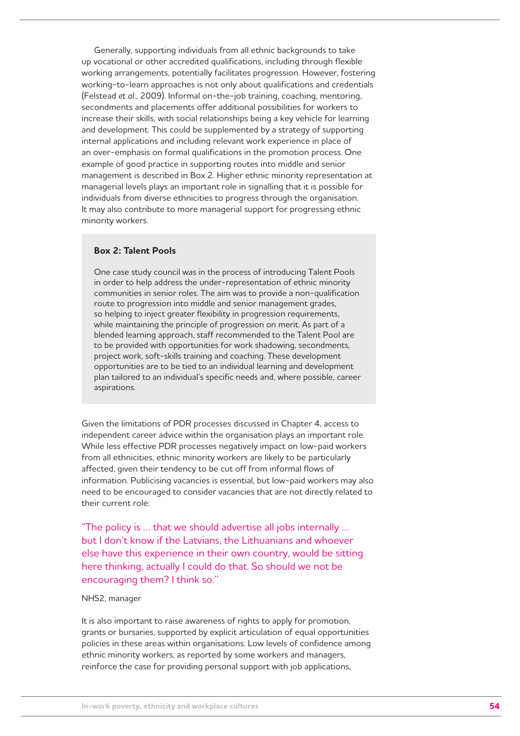Generally, supporting individuals from all ethnic backgrounds to take up vocational or other accredited qualifications, including through flexible working arrangements, potentially facilitates progression. However, fostering working-to-learn approaches is not only about qualifications and credentials (Felstead *et al.*, 2009). Informal on-the-job training, coaching, mentoring, secondments and placements offer additional possibilities for workers to increase their skills, with social relationships being a key vehicle for learning and development. This could be supplemented by a strategy of supporting internal applications and including relevant work experience in place of an over-emphasis on formal qualifications in the promotion process. One example of good practice in supporting routes into middle and senior management is described in Box 2. Higher ethnic minority representation at managerial levels plays an important role in signalling that it is possible for individuals from diverse ethnicities to progress through the organisation. It may also contribute to more managerial support for progressing ethnic minority workers.

> **Box 2: Talent Pools**
>
> One case study council was in the process of introducing Talent Pools in order to help address the under-representation of ethnic minority communities in senior roles. The aim was to provide a non-qualification route to progression into middle and senior management grades, so helping to inject greater flexibility in progression requirements, while maintaining the principle of progression on merit. As part of a blended learning approach, staff recommended to the Talent Pool are to be provided with opportunities for work shadowing, secondments, project work, soft-skills training and coaching. These development opportunities are to be tied to an individual learning and development plan tailored to an individual's specific needs and, where possible, career aspirations.

Given the limitations of PDR processes discussed in Chapter 4, access to independent career advice within the organisation plays an important role. While less effective PDR processes negatively impact on low-paid workers from all ethnicities, ethnic minority workers are likely to be particularly affected, given their tendency to be cut off from informal flows of information. Publicising vacancies is essential, but low-paid workers may also need to be encouraged to consider vacancies that are not directly related to their current role:

> "The policy is … that we should advertise all jobs internally … but I don't know if the Latvians, the Lithuanians and whoever else have this experience in their own country, would be sitting here thinking, actually I could do that. So should we not be encouraging them? I think so."

NHS2, manager

It is also important to raise awareness of rights to apply for promotion, grants or bursaries, supported by explicit articulation of equal opportunities policies in these areas within organisations. Low levels of confidence among ethnic minority workers, as reported by some workers and managers, reinforce the case for providing personal support with job applications,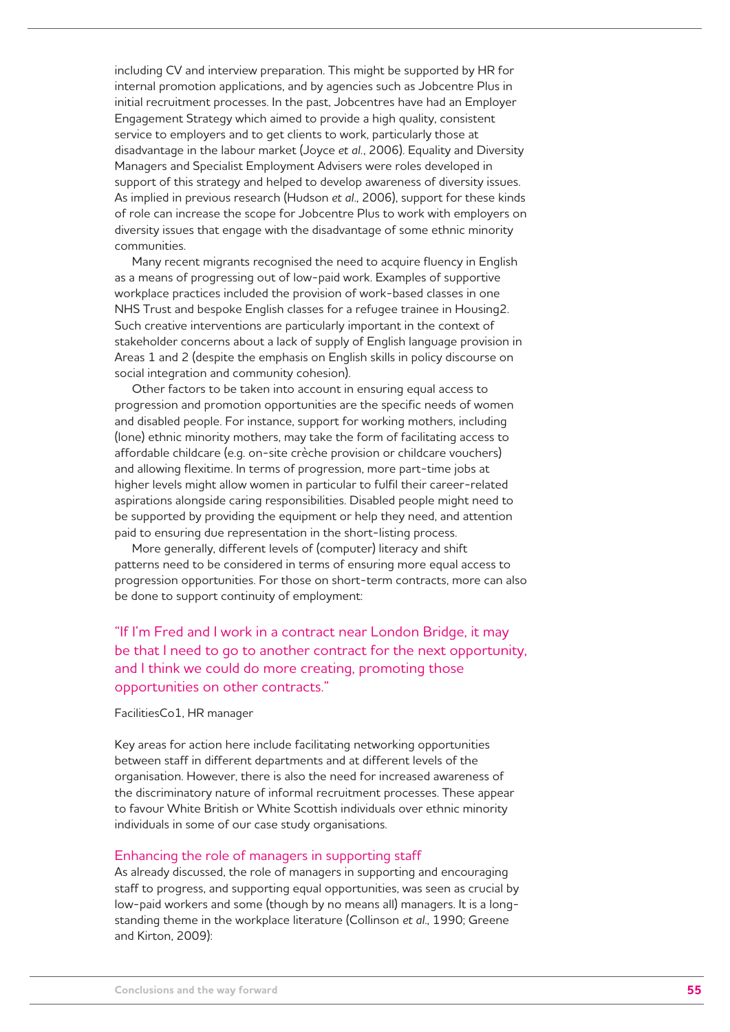including CV and interview preparation. This might be supported by HR for internal promotion applications, and by agencies such as Jobcentre Plus in initial recruitment processes. In the past, Jobcentres have had an Employer Engagement Strategy which aimed to provide a high quality, consistent service to employers and to get clients to work, particularly those at disadvantage in the labour market (Joyce *et al.*, 2006). Equality and Diversity Managers and Specialist Employment Advisers were roles developed in support of this strategy and helped to develop awareness of diversity issues. As implied in previous research (Hudson *et al.*, 2006), support for these kinds of role can increase the scope for Jobcentre Plus to work with employers on diversity issues that engage with the disadvantage of some ethnic minority communities.

Many recent migrants recognised the need to acquire fluency in English as a means of progressing out of low-paid work. Examples of supportive workplace practices included the provision of work-based classes in one NHS Trust and bespoke English classes for a refugee trainee in Housing2. Such creative interventions are particularly important in the context of stakeholder concerns about a lack of supply of English language provision in Areas 1 and 2 (despite the emphasis on English skills in policy discourse on social integration and community cohesion).

Other factors to be taken into account in ensuring equal access to progression and promotion opportunities are the specific needs of women and disabled people. For instance, support for working mothers, including (lone) ethnic minority mothers, may take the form of facilitating access to affordable childcare (e.g. on-site crèche provision or childcare vouchers) and allowing flexitime. In terms of progression, more part-time jobs at higher levels might allow women in particular to fulfil their career-related aspirations alongside caring responsibilities. Disabled people might need to be supported by providing the equipment or help they need, and attention paid to ensuring due representation in the short-listing process.

More generally, different levels of (computer) literacy and shift patterns need to be considered in terms of ensuring more equal access to progression opportunities. For those on short-term contracts, more can also be done to support continuity of employment:

> "If I'm Fred and I work in a contract near London Bridge, it may be that I need to go to another contract for the next opportunity, and I think we could do more creating, promoting those opportunities on other contracts."

FacilitiesCo1, HR manager

Key areas for action here include facilitating networking opportunities between staff in different departments and at different levels of the organisation. However, there is also the need for increased awareness of the discriminatory nature of informal recruitment processes. These appear to favour White British or White Scottish individuals over ethnic minority individuals in some of our case study organisations.

### Enhancing the role of managers in supporting staff

As already discussed, the role of managers in supporting and encouraging staff to progress, and supporting equal opportunities, was seen as crucial by low-paid workers and some (though by no means all) managers. It is a long-standing theme in the workplace literature (Collinson *et al.*, 1990; Greene and Kirton, 2009):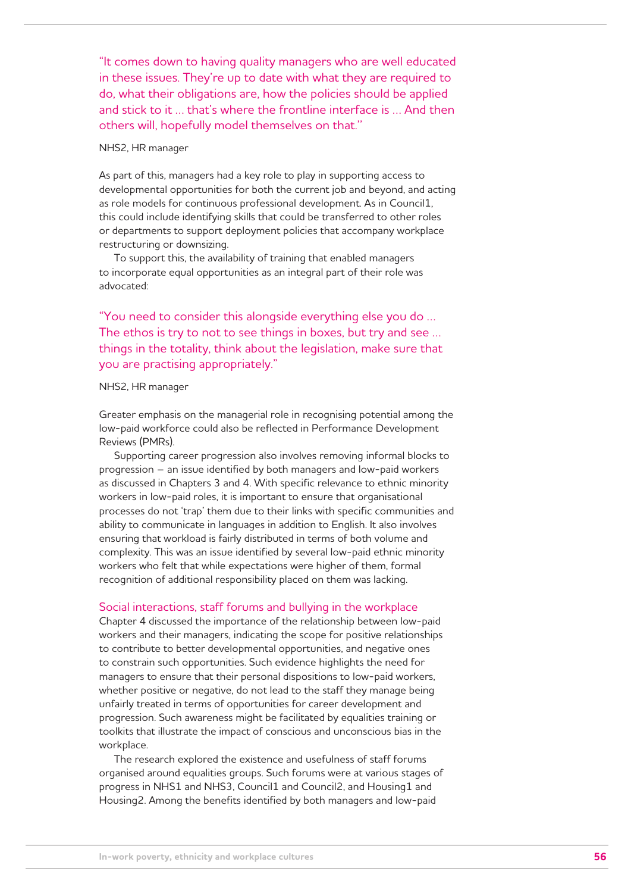"It comes down to having quality managers who are well educated in these issues. They're up to date with what they are required to do, what their obligations are, how the policies should be applied and stick to it … that's where the frontline interface is … And then others will, hopefully model themselves on that."

NHS2, HR manager

As part of this, managers had a key role to play in supporting access to developmental opportunities for both the current job and beyond, and acting as role models for continuous professional development. As in Council1, this could include identifying skills that could be transferred to other roles or departments to support deployment policies that accompany workplace restructuring or downsizing.

To support this, the availability of training that enabled managers to incorporate equal opportunities as an integral part of their role was advocated:

"You need to consider this alongside everything else you do … The ethos is try to not to see things in boxes, but try and see … things in the totality, think about the legislation, make sure that you are practising appropriately."

NHS2, HR manager

Greater emphasis on the managerial role in recognising potential among the low-paid workforce could also be reflected in Performance Development Reviews (PMRs).

Supporting career progression also involves removing informal blocks to progression – an issue identified by both managers and low-paid workers as discussed in Chapters 3 and 4. With specific relevance to ethnic minority workers in low-paid roles, it is important to ensure that organisational processes do not 'trap' them due to their links with specific communities and ability to communicate in languages in addition to English. It also involves ensuring that workload is fairly distributed in terms of both volume and complexity. This was an issue identified by several low-paid ethnic minority workers who felt that while expectations were higher of them, formal recognition of additional responsibility placed on them was lacking.

### Social interactions, staff forums and bullying in the workplace

Chapter 4 discussed the importance of the relationship between low-paid workers and their managers, indicating the scope for positive relationships to contribute to better developmental opportunities, and negative ones to constrain such opportunities. Such evidence highlights the need for managers to ensure that their personal dispositions to low-paid workers, whether positive or negative, do not lead to the staff they manage being unfairly treated in terms of opportunities for career development and progression. Such awareness might be facilitated by equalities training or toolkits that illustrate the impact of conscious and unconscious bias in the workplace.

The research explored the existence and usefulness of staff forums organised around equalities groups. Such forums were at various stages of progress in NHS1 and NHS3, Council1 and Council2, and Housing1 and Housing2. Among the benefits identified by both managers and low-paid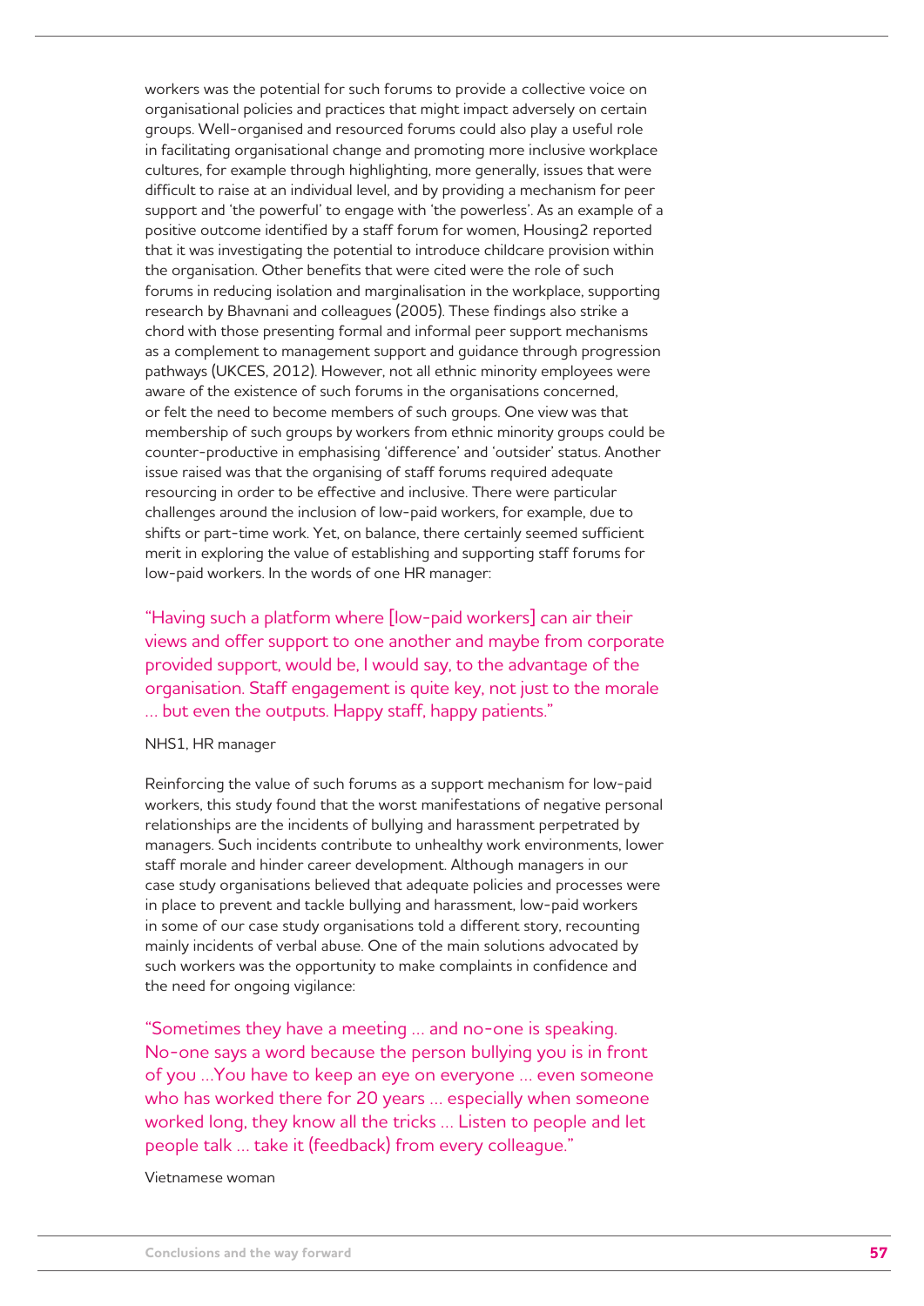workers was the potential for such forums to provide a collective voice on organisational policies and practices that might impact adversely on certain groups. Well-organised and resourced forums could also play a useful role in facilitating organisational change and promoting more inclusive workplace cultures, for example through highlighting, more generally, issues that were difficult to raise at an individual level, and by providing a mechanism for peer support and 'the powerful' to engage with 'the powerless'. As an example of a positive outcome identified by a staff forum for women, Housing2 reported that it was investigating the potential to introduce childcare provision within the organisation. Other benefits that were cited were the role of such forums in reducing isolation and marginalisation in the workplace, supporting research by Bhavnani and colleagues (2005). These findings also strike a chord with those presenting formal and informal peer support mechanisms as a complement to management support and guidance through progression pathways (UKCES, 2012). However, not all ethnic minority employees were aware of the existence of such forums in the organisations concerned, or felt the need to become members of such groups. One view was that membership of such groups by workers from ethnic minority groups could be counter-productive in emphasising 'difference' and 'outsider' status. Another issue raised was that the organising of staff forums required adequate resourcing in order to be effective and inclusive. There were particular challenges around the inclusion of low-paid workers, for example, due to shifts or part-time work. Yet, on balance, there certainly seemed sufficient merit in exploring the value of establishing and supporting staff forums for low-paid workers. In the words of one HR manager:

> "Having such a platform where [low-paid workers] can air their views and offer support to one another and maybe from corporate provided support, would be, I would say, to the advantage of the organisation. Staff engagement is quite key, not just to the morale … but even the outputs. Happy staff, happy patients."

NHS1, HR manager

Reinforcing the value of such forums as a support mechanism for low-paid workers, this study found that the worst manifestations of negative personal relationships are the incidents of bullying and harassment perpetrated by managers. Such incidents contribute to unhealthy work environments, lower staff morale and hinder career development. Although managers in our case study organisations believed that adequate policies and processes were in place to prevent and tackle bullying and harassment, low-paid workers in some of our case study organisations told a different story, recounting mainly incidents of verbal abuse. One of the main solutions advocated by such workers was the opportunity to make complaints in confidence and the need for ongoing vigilance:

> "Sometimes they have a meeting … and no-one is speaking. No-one says a word because the person bullying you is in front of you …You have to keep an eye on everyone … even someone who has worked there for 20 years … especially when someone worked long, they know all the tricks … Listen to people and let people talk … take it (feedback) from every colleague."

Vietnamese woman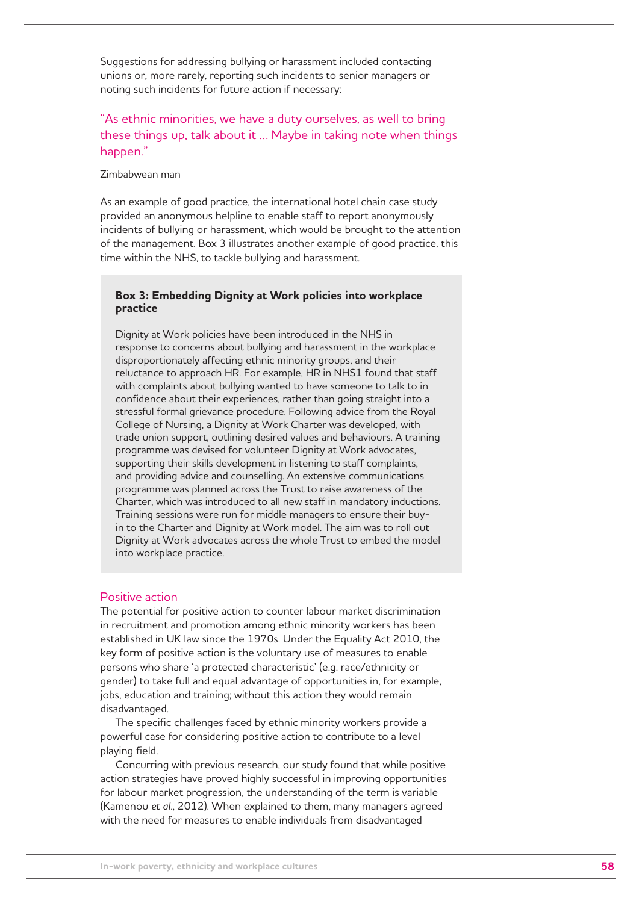Suggestions for addressing bullying or harassment included contacting unions or, more rarely, reporting such incidents to senior managers or noting such incidents for future action if necessary:

"As ethnic minorities, we have a duty ourselves, as well to bring these things up, talk about it … Maybe in taking note when things happen."

Zimbabwean man

As an example of good practice, the international hotel chain case study provided an anonymous helpline to enable staff to report anonymously incidents of bullying or harassment, which would be brought to the attention of the management. Box 3 illustrates another example of good practice, this time within the NHS, to tackle bullying and harassment.

**Box 3: Embedding Dignity at Work policies into workplace practice**

Dignity at Work policies have been introduced in the NHS in response to concerns about bullying and harassment in the workplace disproportionately affecting ethnic minority groups, and their reluctance to approach HR. For example, HR in NHS1 found that staff with complaints about bullying wanted to have someone to talk to in confidence about their experiences, rather than going straight into a stressful formal grievance procedure. Following advice from the Royal College of Nursing, a Dignity at Work Charter was developed, with trade union support, outlining desired values and behaviours. A training programme was devised for volunteer Dignity at Work advocates, supporting their skills development in listening to staff complaints, and providing advice and counselling. An extensive communications programme was planned across the Trust to raise awareness of the Charter, which was introduced to all new staff in mandatory inductions. Training sessions were run for middle managers to ensure their buy-in to the Charter and Dignity at Work model. The aim was to roll out Dignity at Work advocates across the whole Trust to embed the model into workplace practice.

## Positive action

The potential for positive action to counter labour market discrimination in recruitment and promotion among ethnic minority workers has been established in UK law since the 1970s. Under the Equality Act 2010, the key form of positive action is the voluntary use of measures to enable persons who share 'a protected characteristic' (e.g. race/ethnicity or gender) to take full and equal advantage of opportunities in, for example, jobs, education and training; without this action they would remain disadvantaged.

The specific challenges faced by ethnic minority workers provide a powerful case for considering positive action to contribute to a level playing field.

Concurring with previous research, our study found that while positive action strategies have proved highly successful in improving opportunities for labour market progression, the understanding of the term is variable (Kamenou *et al.*, 2012). When explained to them, many managers agreed with the need for measures to enable individuals from disadvantaged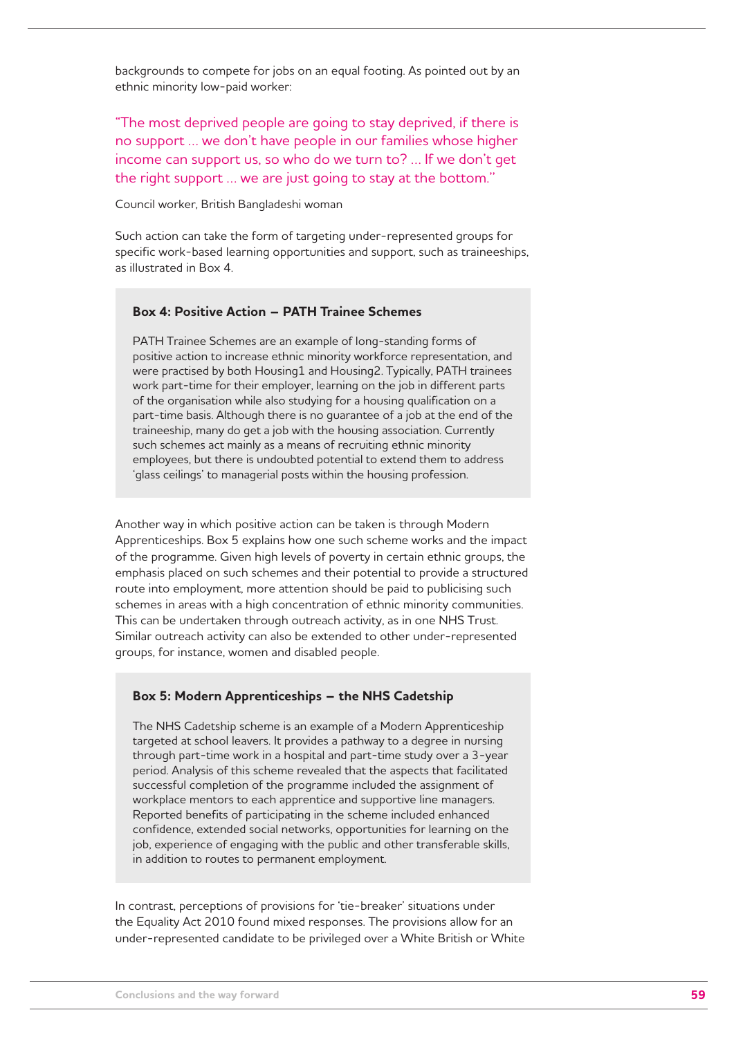backgrounds to compete for jobs on an equal footing. As pointed out by an ethnic minority low-paid worker:

> "The most deprived people are going to stay deprived, if there is no support … we don't have people in our families whose higher income can support us, so who do we turn to? … If we don't get the right support … we are just going to stay at the bottom."

Council worker, British Bangladeshi woman

Such action can take the form of targeting under-represented groups for specific work-based learning opportunities and support, such as traineeships, as illustrated in Box 4.

**Box 4: Positive Action – PATH Trainee Schemes**

PATH Trainee Schemes are an example of long-standing forms of positive action to increase ethnic minority workforce representation, and were practised by both Housing1 and Housing2. Typically, PATH trainees work part-time for their employer, learning on the job in different parts of the organisation while also studying for a housing qualification on a part-time basis. Although there is no guarantee of a job at the end of the traineeship, many do get a job with the housing association. Currently such schemes act mainly as a means of recruiting ethnic minority employees, but there is undoubted potential to extend them to address 'glass ceilings' to managerial posts within the housing profession.

Another way in which positive action can be taken is through Modern Apprenticeships. Box 5 explains how one such scheme works and the impact of the programme. Given high levels of poverty in certain ethnic groups, the emphasis placed on such schemes and their potential to provide a structured route into employment, more attention should be paid to publicising such schemes in areas with a high concentration of ethnic minority communities. This can be undertaken through outreach activity, as in one NHS Trust. Similar outreach activity can also be extended to other under-represented groups, for instance, women and disabled people.

**Box 5: Modern Apprenticeships – the NHS Cadetship**

The NHS Cadetship scheme is an example of a Modern Apprenticeship targeted at school leavers. It provides a pathway to a degree in nursing through part-time work in a hospital and part-time study over a 3-year period. Analysis of this scheme revealed that the aspects that facilitated successful completion of the programme included the assignment of workplace mentors to each apprentice and supportive line managers. Reported benefits of participating in the scheme included enhanced confidence, extended social networks, opportunities for learning on the job, experience of engaging with the public and other transferable skills, in addition to routes to permanent employment.

In contrast, perceptions of provisions for 'tie-breaker' situations under the Equality Act 2010 found mixed responses. The provisions allow for an under-represented candidate to be privileged over a White British or White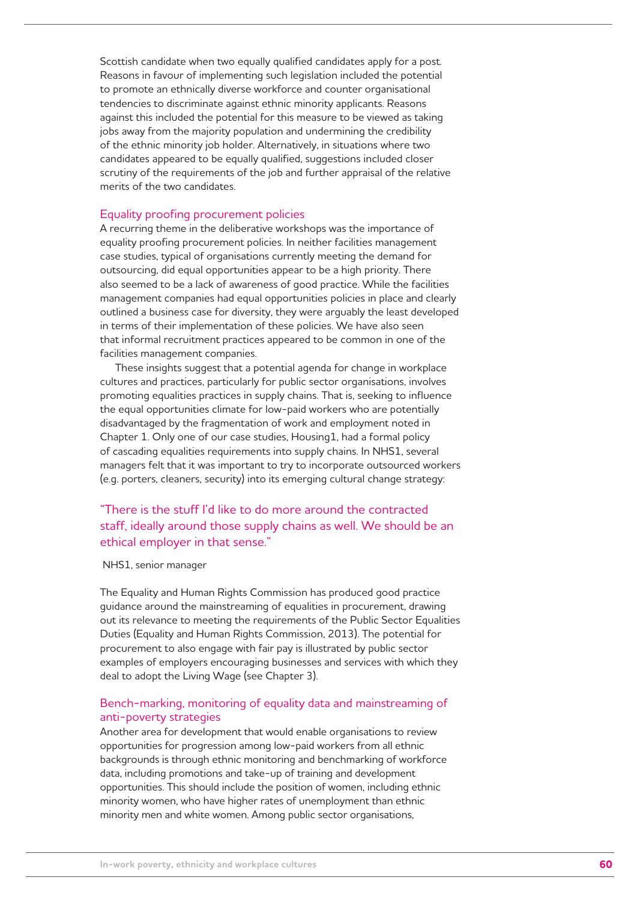Scottish candidate when two equally qualified candidates apply for a post. Reasons in favour of implementing such legislation included the potential to promote an ethnically diverse workforce and counter organisational tendencies to discriminate against ethnic minority applicants. Reasons against this included the potential for this measure to be viewed as taking jobs away from the majority population and undermining the credibility of the ethnic minority job holder. Alternatively, in situations where two candidates appeared to be equally qualified, suggestions included closer scrutiny of the requirements of the job and further appraisal of the relative merits of the two candidates.

### Equality proofing procurement policies

A recurring theme in the deliberative workshops was the importance of equality proofing procurement policies. In neither facilities management case studies, typical of organisations currently meeting the demand for outsourcing, did equal opportunities appear to be a high priority. There also seemed to be a lack of awareness of good practice. While the facilities management companies had equal opportunities policies in place and clearly outlined a business case for diversity, they were arguably the least developed in terms of their implementation of these policies. We have also seen that informal recruitment practices appeared to be common in one of the facilities management companies.

These insights suggest that a potential agenda for change in workplace cultures and practices, particularly for public sector organisations, involves promoting equalities practices in supply chains. That is, seeking to influence the equal opportunities climate for low-paid workers who are potentially disadvantaged by the fragmentation of work and employment noted in Chapter 1. Only one of our case studies, Housing1, had a formal policy of cascading equalities requirements into supply chains. In NHS1, several managers felt that it was important to try to incorporate outsourced workers (e.g. porters, cleaners, security) into its emerging cultural change strategy:

> "There is the stuff I'd like to do more around the contracted staff, ideally around those supply chains as well. We should be an ethical employer in that sense."

NHS1, senior manager

The Equality and Human Rights Commission has produced good practice guidance around the mainstreaming of equalities in procurement, drawing out its relevance to meeting the requirements of the Public Sector Equalities Duties (Equality and Human Rights Commission, 2013). The potential for procurement to also engage with fair pay is illustrated by public sector examples of employers encouraging businesses and services with which they deal to adopt the Living Wage (see Chapter 3).

### Bench-marking, monitoring of equality data and mainstreaming of anti-poverty strategies

Another area for development that would enable organisations to review opportunities for progression among low-paid workers from all ethnic backgrounds is through ethnic monitoring and benchmarking of workforce data, including promotions and take-up of training and development opportunities. This should include the position of women, including ethnic minority women, who have higher rates of unemployment than ethnic minority men and white women. Among public sector organisations,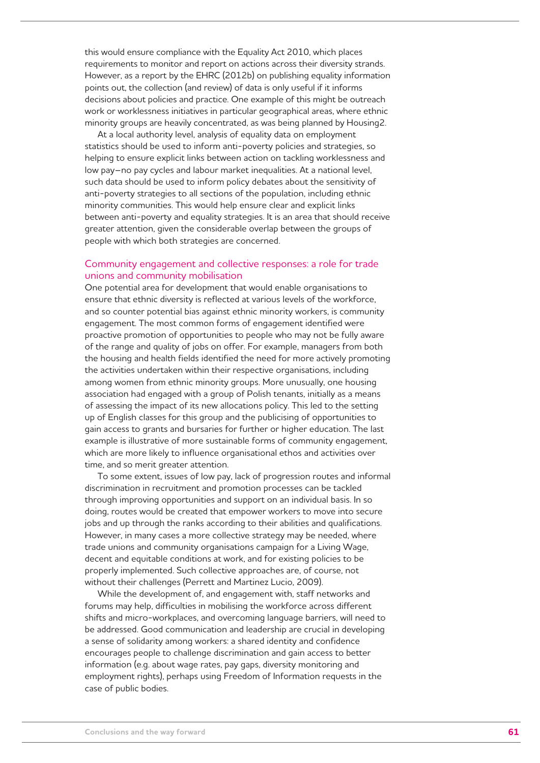this would ensure compliance with the Equality Act 2010, which places requirements to monitor and report on actions across their diversity strands. However, as a report by the EHRC (2012b) on publishing equality information points out, the collection (and review) of data is only useful if it informs decisions about policies and practice. One example of this might be outreach work or worklessness initiatives in particular geographical areas, where ethnic minority groups are heavily concentrated, as was being planned by Housing2.

At a local authority level, analysis of equality data on employment statistics should be used to inform anti-poverty policies and strategies, so helping to ensure explicit links between action on tackling worklessness and low pay–no pay cycles and labour market inequalities. At a national level, such data should be used to inform policy debates about the sensitivity of anti-poverty strategies to all sections of the population, including ethnic minority communities. This would help ensure clear and explicit links between anti-poverty and equality strategies. It is an area that should receive greater attention, given the considerable overlap between the groups of people with which both strategies are concerned.

## Community engagement and collective responses: a role for trade unions and community mobilisation

One potential area for development that would enable organisations to ensure that ethnic diversity is reflected at various levels of the workforce, and so counter potential bias against ethnic minority workers, is community engagement. The most common forms of engagement identified were proactive promotion of opportunities to people who may not be fully aware of the range and quality of jobs on offer. For example, managers from both the housing and health fields identified the need for more actively promoting the activities undertaken within their respective organisations, including among women from ethnic minority groups. More unusually, one housing association had engaged with a group of Polish tenants, initially as a means of assessing the impact of its new allocations policy. This led to the setting up of English classes for this group and the publicising of opportunities to gain access to grants and bursaries for further or higher education. The last example is illustrative of more sustainable forms of community engagement, which are more likely to influence organisational ethos and activities over time, and so merit greater attention.

To some extent, issues of low pay, lack of progression routes and informal discrimination in recruitment and promotion processes can be tackled through improving opportunities and support on an individual basis. In so doing, routes would be created that empower workers to move into secure jobs and up through the ranks according to their abilities and qualifications. However, in many cases a more collective strategy may be needed, where trade unions and community organisations campaign for a Living Wage, decent and equitable conditions at work, and for existing policies to be properly implemented. Such collective approaches are, of course, not without their challenges (Perrett and Martinez Lucio, 2009).

While the development of, and engagement with, staff networks and forums may help, difficulties in mobilising the workforce across different shifts and micro-workplaces, and overcoming language barriers, will need to be addressed. Good communication and leadership are crucial in developing a sense of solidarity among workers: a shared identity and confidence encourages people to challenge discrimination and gain access to better information (e.g. about wage rates, pay gaps, diversity monitoring and employment rights), perhaps using Freedom of Information requests in the case of public bodies.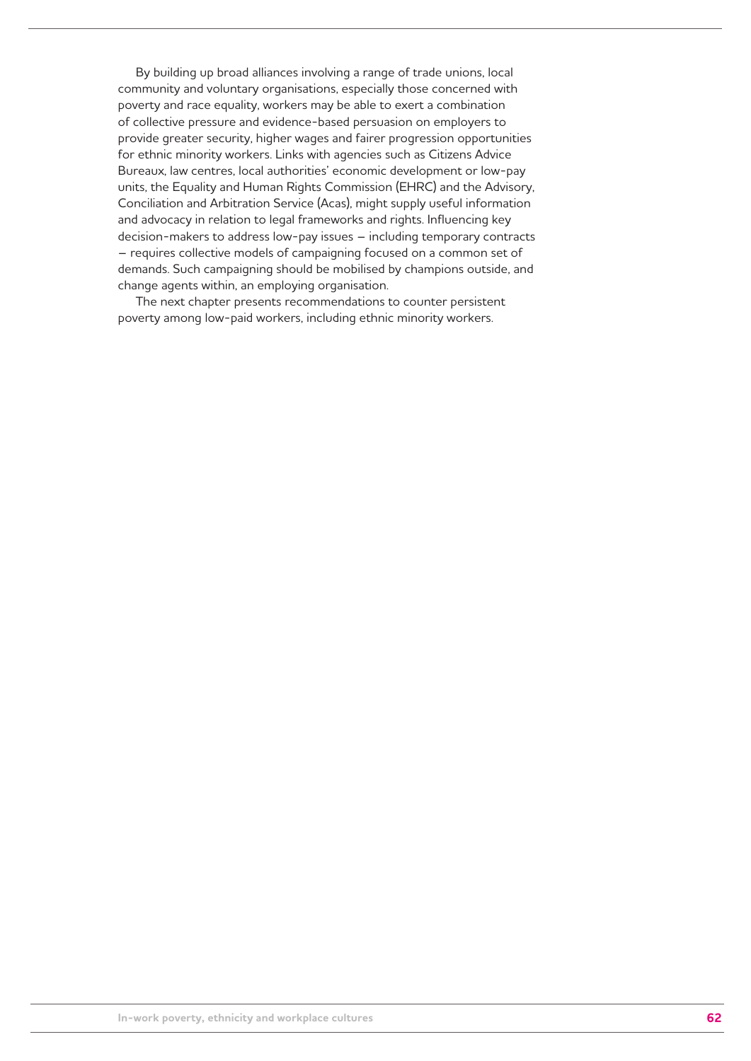By building up broad alliances involving a range of trade unions, local community and voluntary organisations, especially those concerned with poverty and race equality, workers may be able to exert a combination of collective pressure and evidence-based persuasion on employers to provide greater security, higher wages and fairer progression opportunities for ethnic minority workers. Links with agencies such as Citizens Advice Bureaux, law centres, local authorities' economic development or low-pay units, the Equality and Human Rights Commission (EHRC) and the Advisory, Conciliation and Arbitration Service (Acas), might supply useful information and advocacy in relation to legal frameworks and rights. Influencing key decision-makers to address low-pay issues – including temporary contracts – requires collective models of campaigning focused on a common set of demands. Such campaigning should be mobilised by champions outside, and change agents within, an employing organisation.

The next chapter presents recommendations to counter persistent poverty among low-paid workers, including ethnic minority workers.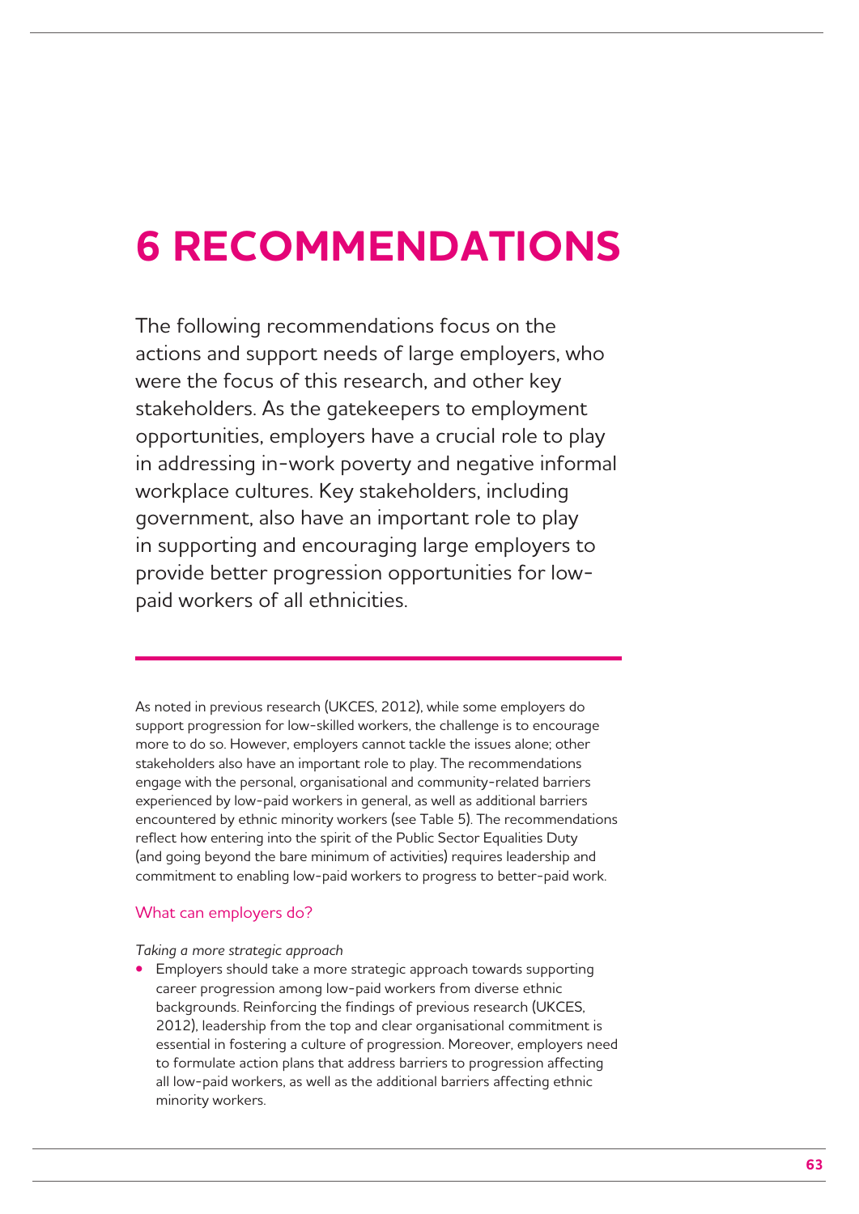# 6 RECOMMENDATIONS

The following recommendations focus on the actions and support needs of large employers, who were the focus of this research, and other key stakeholders. As the gatekeepers to employment opportunities, employers have a crucial role to play in addressing in-work poverty and negative informal workplace cultures. Key stakeholders, including government, also have an important role to play in supporting and encouraging large employers to provide better progression opportunities for low-paid workers of all ethnicities.

As noted in previous research (UKCES, 2012), while some employers do support progression for low-skilled workers, the challenge is to encourage more to do so. However, employers cannot tackle the issues alone; other stakeholders also have an important role to play. The recommendations engage with the personal, organisational and community-related barriers experienced by low-paid workers in general, as well as additional barriers encountered by ethnic minority workers (see Table 5). The recommendations reflect how entering into the spirit of the Public Sector Equalities Duty (and going beyond the bare minimum of activities) requires leadership and commitment to enabling low-paid workers to progress to better-paid work.

## What can employers do?

*Taking a more strategic approach*

- Employers should take a more strategic approach towards supporting career progression among low-paid workers from diverse ethnic backgrounds. Reinforcing the findings of previous research (UKCES, 2012), leadership from the top and clear organisational commitment is essential in fostering a culture of progression. Moreover, employers need to formulate action plans that address barriers to progression affecting all low-paid workers, as well as the additional barriers affecting ethnic minority workers.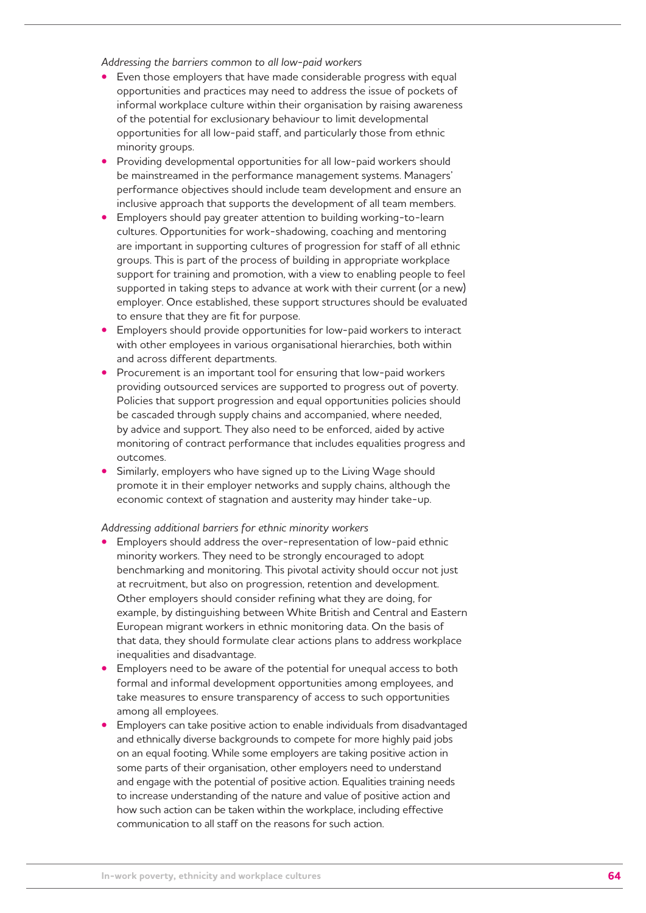*Addressing the barriers common to all low-paid workers*

- Even those employers that have made considerable progress with equal opportunities and practices may need to address the issue of pockets of informal workplace culture within their organisation by raising awareness of the potential for exclusionary behaviour to limit developmental opportunities for all low-paid staff, and particularly those from ethnic minority groups.
- Providing developmental opportunities for all low-paid workers should be mainstreamed in the performance management systems. Managers' performance objectives should include team development and ensure an inclusive approach that supports the development of all team members.
- Employers should pay greater attention to building working-to-learn cultures. Opportunities for work-shadowing, coaching and mentoring are important in supporting cultures of progression for staff of all ethnic groups. This is part of the process of building in appropriate workplace support for training and promotion, with a view to enabling people to feel supported in taking steps to advance at work with their current (or a new) employer. Once established, these support structures should be evaluated to ensure that they are fit for purpose.
- Employers should provide opportunities for low-paid workers to interact with other employees in various organisational hierarchies, both within and across different departments.
- Procurement is an important tool for ensuring that low-paid workers providing outsourced services are supported to progress out of poverty. Policies that support progression and equal opportunities policies should be cascaded through supply chains and accompanied, where needed, by advice and support. They also need to be enforced, aided by active monitoring of contract performance that includes equalities progress and outcomes.
- Similarly, employers who have signed up to the Living Wage should promote it in their employer networks and supply chains, although the economic context of stagnation and austerity may hinder take-up.

*Addressing additional barriers for ethnic minority workers*

- Employers should address the over-representation of low-paid ethnic minority workers. They need to be strongly encouraged to adopt benchmarking and monitoring. This pivotal activity should occur not just at recruitment, but also on progression, retention and development. Other employers should consider refining what they are doing, for example, by distinguishing between White British and Central and Eastern European migrant workers in ethnic monitoring data. On the basis of that data, they should formulate clear actions plans to address workplace inequalities and disadvantage.
- Employers need to be aware of the potential for unequal access to both formal and informal development opportunities among employees, and take measures to ensure transparency of access to such opportunities among all employees.
- Employers can take positive action to enable individuals from disadvantaged and ethnically diverse backgrounds to compete for more highly paid jobs on an equal footing. While some employers are taking positive action in some parts of their organisation, other employers need to understand and engage with the potential of positive action. Equalities training needs to increase understanding of the nature and value of positive action and how such action can be taken within the workplace, including effective communication to all staff on the reasons for such action.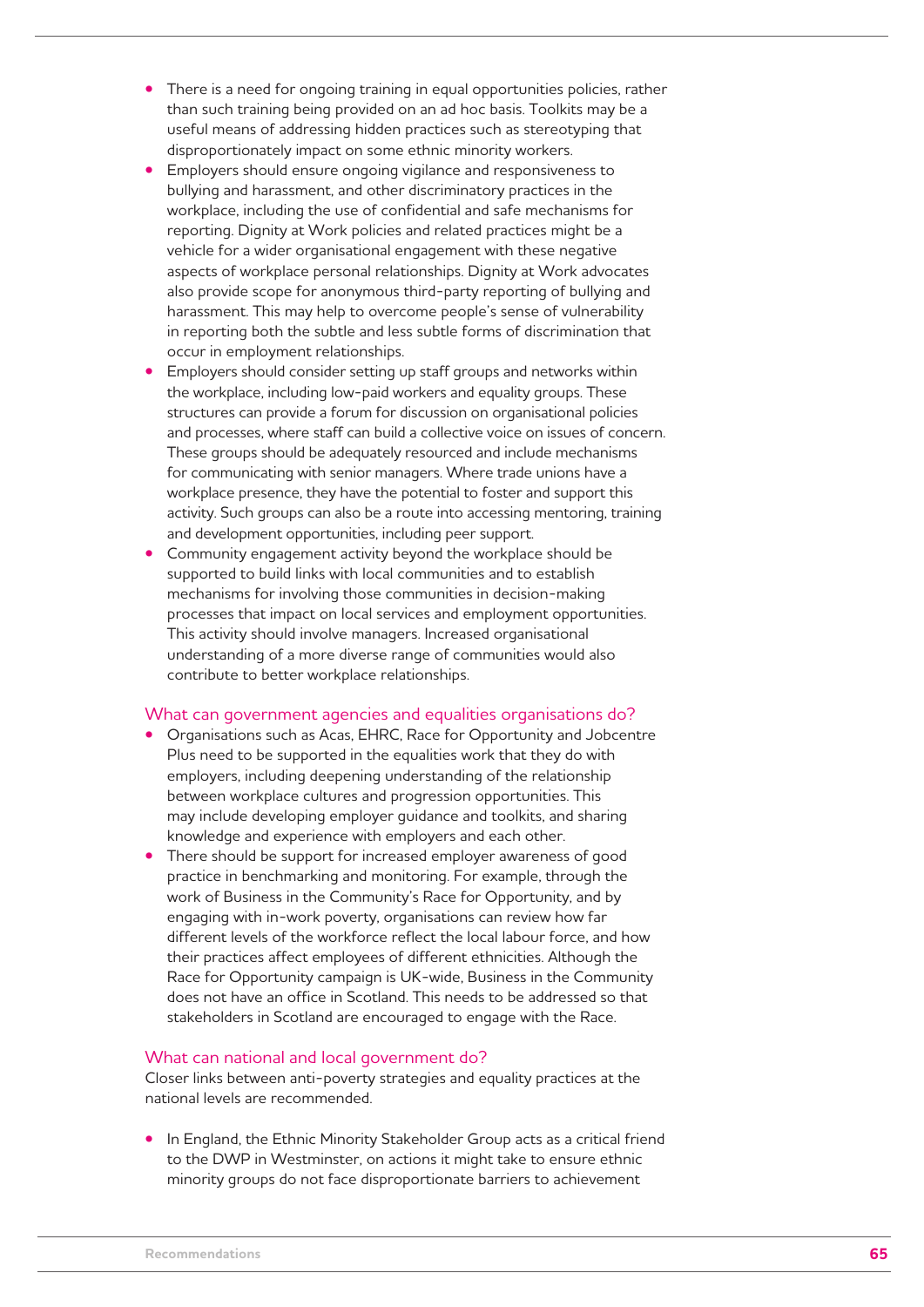- There is a need for ongoing training in equal opportunities policies, rather than such training being provided on an ad hoc basis. Toolkits may be a useful means of addressing hidden practices such as stereotyping that disproportionately impact on some ethnic minority workers.
- Employers should ensure ongoing vigilance and responsiveness to bullying and harassment, and other discriminatory practices in the workplace, including the use of confidential and safe mechanisms for reporting. Dignity at Work policies and related practices might be a vehicle for a wider organisational engagement with these negative aspects of workplace personal relationships. Dignity at Work advocates also provide scope for anonymous third-party reporting of bullying and harassment. This may help to overcome people's sense of vulnerability in reporting both the subtle and less subtle forms of discrimination that occur in employment relationships.
- Employers should consider setting up staff groups and networks within the workplace, including low-paid workers and equality groups. These structures can provide a forum for discussion on organisational policies and processes, where staff can build a collective voice on issues of concern. These groups should be adequately resourced and include mechanisms for communicating with senior managers. Where trade unions have a workplace presence, they have the potential to foster and support this activity. Such groups can also be a route into accessing mentoring, training and development opportunities, including peer support.
- Community engagement activity beyond the workplace should be supported to build links with local communities and to establish mechanisms for involving those communities in decision-making processes that impact on local services and employment opportunities. This activity should involve managers. Increased organisational understanding of a more diverse range of communities would also contribute to better workplace relationships.

### What can government agencies and equalities organisations do?

- Organisations such as Acas, EHRC, Race for Opportunity and Jobcentre Plus need to be supported in the equalities work that they do with employers, including deepening understanding of the relationship between workplace cultures and progression opportunities. This may include developing employer guidance and toolkits, and sharing knowledge and experience with employers and each other.
- There should be support for increased employer awareness of good practice in benchmarking and monitoring. For example, through the work of Business in the Community's Race for Opportunity, and by engaging with in-work poverty, organisations can review how far different levels of the workforce reflect the local labour force, and how their practices affect employees of different ethnicities. Although the Race for Opportunity campaign is UK-wide, Business in the Community does not have an office in Scotland. This needs to be addressed so that stakeholders in Scotland are encouraged to engage with the Race.

### What can national and local government do?

Closer links between anti-poverty strategies and equality practices at the national levels are recommended.

- In England, the Ethnic Minority Stakeholder Group acts as a critical friend to the DWP in Westminster, on actions it might take to ensure ethnic minority groups do not face disproportionate barriers to achievement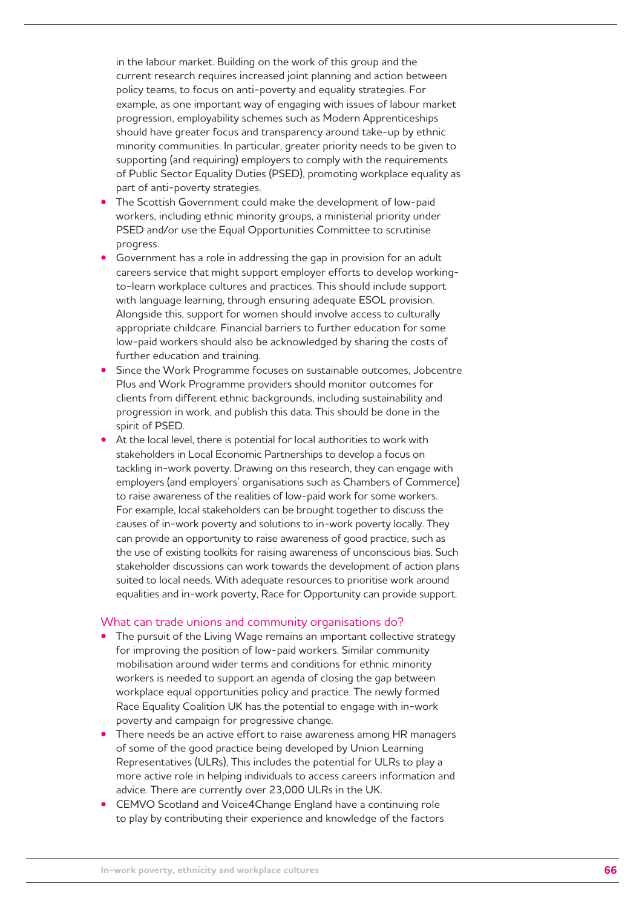in the labour market. Building on the work of this group and the current research requires increased joint planning and action between policy teams, to focus on anti-poverty and equality strategies. For example, as one important way of engaging with issues of labour market progression, employability schemes such as Modern Apprenticeships should have greater focus and transparency around take-up by ethnic minority communities. In particular, greater priority needs to be given to supporting (and requiring) employers to comply with the requirements of Public Sector Equality Duties (PSED), promoting workplace equality as part of anti-poverty strategies.

- The Scottish Government could make the development of low-paid workers, including ethnic minority groups, a ministerial priority under PSED and/or use the Equal Opportunities Committee to scrutinise progress.
- Government has a role in addressing the gap in provision for an adult careers service that might support employer efforts to develop working-to-learn workplace cultures and practices. This should include support with language learning, through ensuring adequate ESOL provision. Alongside this, support for women should involve access to culturally appropriate childcare. Financial barriers to further education for some low-paid workers should also be acknowledged by sharing the costs of further education and training.
- Since the Work Programme focuses on sustainable outcomes, Jobcentre Plus and Work Programme providers should monitor outcomes for clients from different ethnic backgrounds, including sustainability and progression in work, and publish this data. This should be done in the spirit of PSED.
- At the local level, there is potential for local authorities to work with stakeholders in Local Economic Partnerships to develop a focus on tackling in-work poverty. Drawing on this research, they can engage with employers (and employers' organisations such as Chambers of Commerce) to raise awareness of the realities of low-paid work for some workers. For example, local stakeholders can be brought together to discuss the causes of in-work poverty and solutions to in-work poverty locally. They can provide an opportunity to raise awareness of good practice, such as the use of existing toolkits for raising awareness of unconscious bias. Such stakeholder discussions can work towards the development of action plans suited to local needs. With adequate resources to prioritise work around equalities and in-work poverty, Race for Opportunity can provide support.

### What can trade unions and community organisations do?

- The pursuit of the Living Wage remains an important collective strategy for improving the position of low-paid workers. Similar community mobilisation around wider terms and conditions for ethnic minority workers is needed to support an agenda of closing the gap between workplace equal opportunities policy and practice. The newly formed Race Equality Coalition UK has the potential to engage with in-work poverty and campaign for progressive change.
- There needs be an active effort to raise awareness among HR managers of some of the good practice being developed by Union Learning Representatives (ULRs), This includes the potential for ULRs to play a more active role in helping individuals to access careers information and advice. There are currently over 23,000 ULRs in the UK.
- CEMVO Scotland and Voice4Change England have a continuing role to play by contributing their experience and knowledge of the factors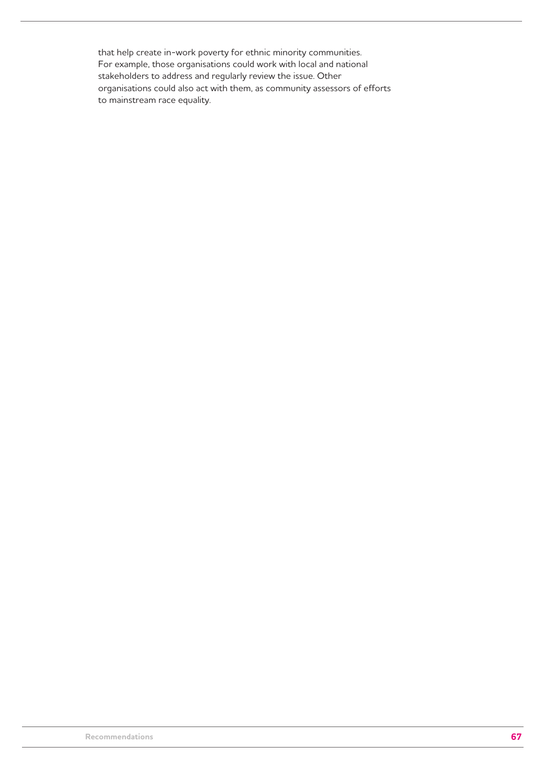that help create in-work poverty for ethnic minority communities. For example, those organisations could work with local and national stakeholders to address and regularly review the issue. Other organisations could also act with them, as community assessors of efforts to mainstream race equality.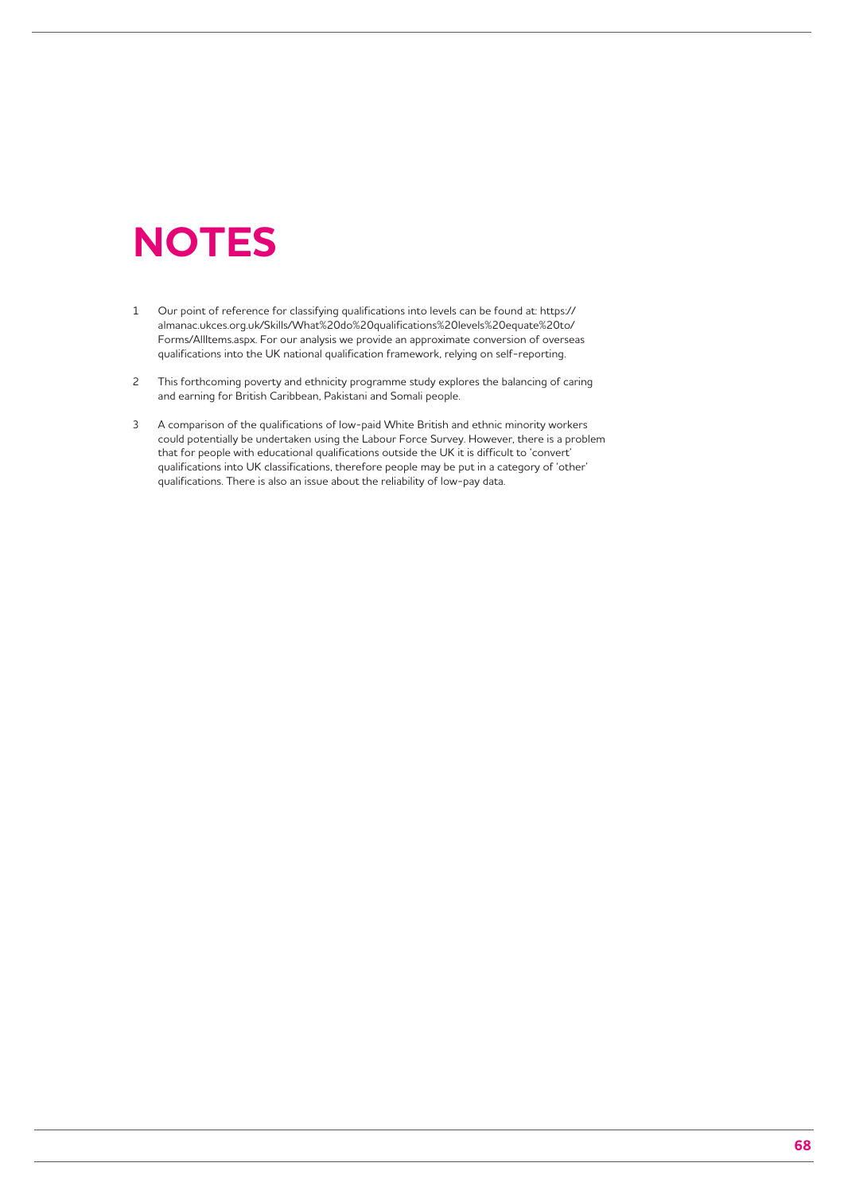# NOTES

1. Our point of reference for classifying qualifications into levels can be found at: https://almanac.ukces.org.uk/Skills/What%20do%20qualifications%20levels%20equate%20to/Forms/AllItems.aspx. For our analysis we provide an approximate conversion of overseas qualifications into the UK national qualification framework, relying on self-reporting.

2. This forthcoming poverty and ethnicity programme study explores the balancing of caring and earning for British Caribbean, Pakistani and Somali people.

3. A comparison of the qualifications of low-paid White British and ethnic minority workers could potentially be undertaken using the Labour Force Survey. However, there is a problem that for people with educational qualifications outside the UK it is difficult to 'convert' qualifications into UK classifications, therefore people may be put in a category of 'other' qualifications. There is also an issue about the reliability of low-pay data.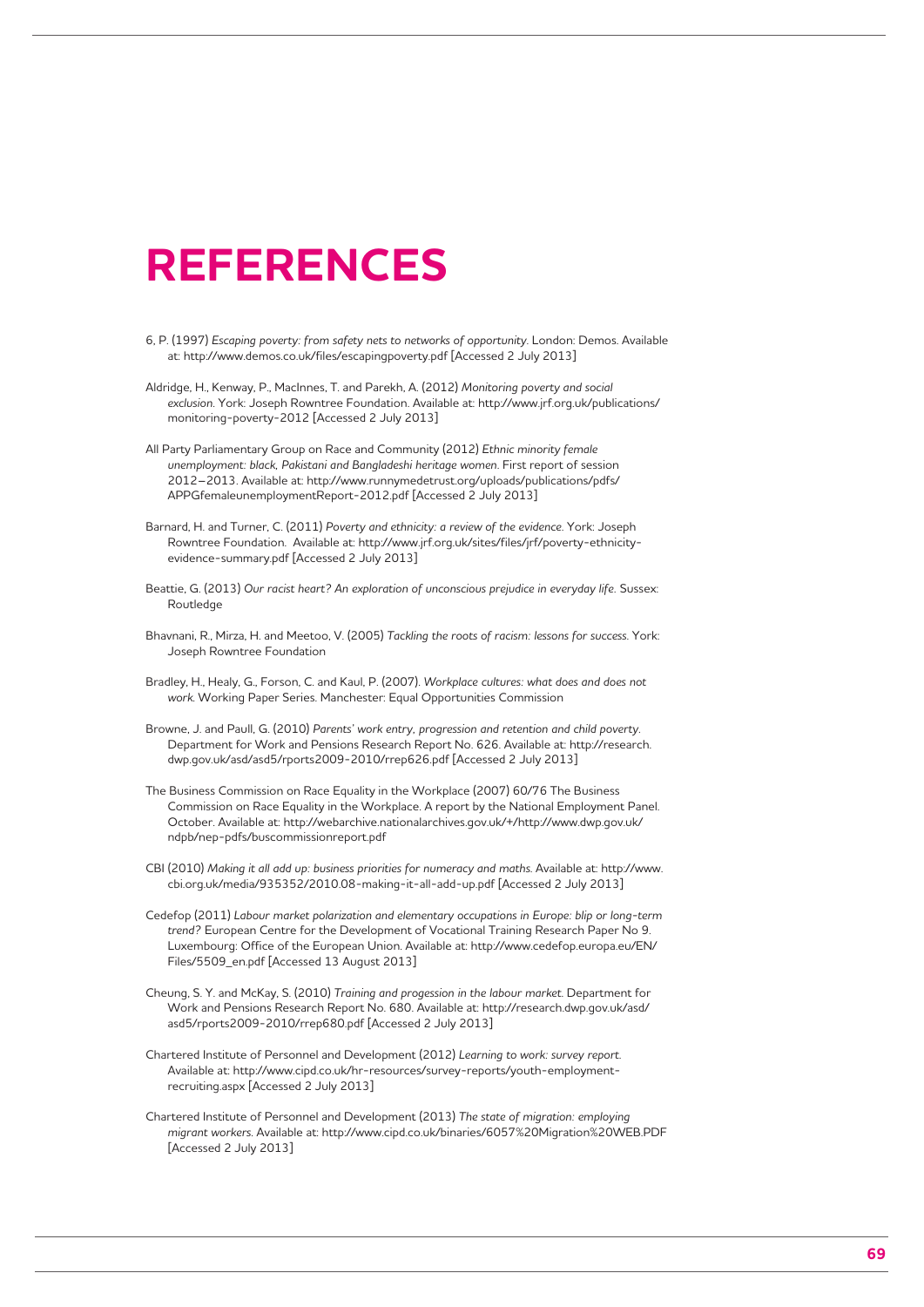# REFERENCES

6, P. (1997) *Escaping poverty: from safety nets to networks of opportunity.* London: Demos. Available at: http://www.demos.co.uk/files/escapingpoverty.pdf [Accessed 2 July 2013]

Aldridge, H., Kenway, P., MacInnes, T. and Parekh, A. (2012) *Monitoring poverty and social exclusion.* York: Joseph Rowntree Foundation. Available at: http://www.jrf.org.uk/publications/monitoring-poverty-2012 [Accessed 2 July 2013]

All Party Parliamentary Group on Race and Community (2012) *Ethnic minority female unemployment: black, Pakistani and Bangladeshi heritage women.* First report of session 2012–2013. Available at: http://www.runnymedetrust.org/uploads/publications/pdfs/APPGfemaleunemploymentReport-2012.pdf [Accessed 2 July 2013]

Barnard, H. and Turner, C. (2011) *Poverty and ethnicity: a review of the evidence.* York: Joseph Rowntree Foundation. Available at: http://www.jrf.org.uk/sites/files/jrf/poverty-ethnicity-evidence-summary.pdf [Accessed 2 July 2013]

Beattie, G. (2013) *Our racist heart? An exploration of unconscious prejudice in everyday life.* Sussex: Routledge

Bhavnani, R., Mirza, H. and Meetoo, V. (2005) *Tackling the roots of racism: lessons for success.* York: Joseph Rowntree Foundation

Bradley, H., Healy, G., Forson, C. and Kaul, P. (2007). *Workplace cultures: what does and does not work.* Working Paper Series. Manchester: Equal Opportunities Commission

Browne, J. and Paull, G. (2010) *Parents' work entry, progression and retention and child poverty.* Department for Work and Pensions Research Report No. 626. Available at: http://research.dwp.gov.uk/asd/asd5/rports2009-2010/rrep626.pdf [Accessed 2 July 2013]

The Business Commission on Race Equality in the Workplace (2007) 60/76 The Business Commission on Race Equality in the Workplace. A report by the National Employment Panel. October. Available at: http://webarchive.nationalarchives.gov.uk/+/http://www.dwp.gov.uk/ndpb/nep-pdfs/buscommissionreport.pdf

CBI (2010) *Making it all add up: business priorities for numeracy and maths.* Available at: http://www.cbi.org.uk/media/935352/2010.08-making-it-all-add-up.pdf [Accessed 2 July 2013]

Cedefop (2011) *Labour market polarization and elementary occupations in Europe: blip or long-term trend?* European Centre for the Development of Vocational Training Research Paper No 9. Luxembourg: Office of the European Union. Available at: http://www.cedefop.europa.eu/EN/Files/5509_en.pdf [Accessed 13 August 2013]

Cheung, S. Y. and McKay, S. (2010) *Training and progession in the labour market.* Department for Work and Pensions Research Report No. 680. Available at: http://research.dwp.gov.uk/asd/asd5/rports2009-2010/rrep680.pdf [Accessed 2 July 2013]

Chartered Institute of Personnel and Development (2012) *Learning to work: survey report.* Available at: http://www.cipd.co.uk/hr-resources/survey-reports/youth-employment-recruiting.aspx [Accessed 2 July 2013]

Chartered Institute of Personnel and Development (2013) *The state of migration: employing migrant workers.* Available at: http://www.cipd.co.uk/binaries/6057%20Migration%20WEB.PDF [Accessed 2 July 2013]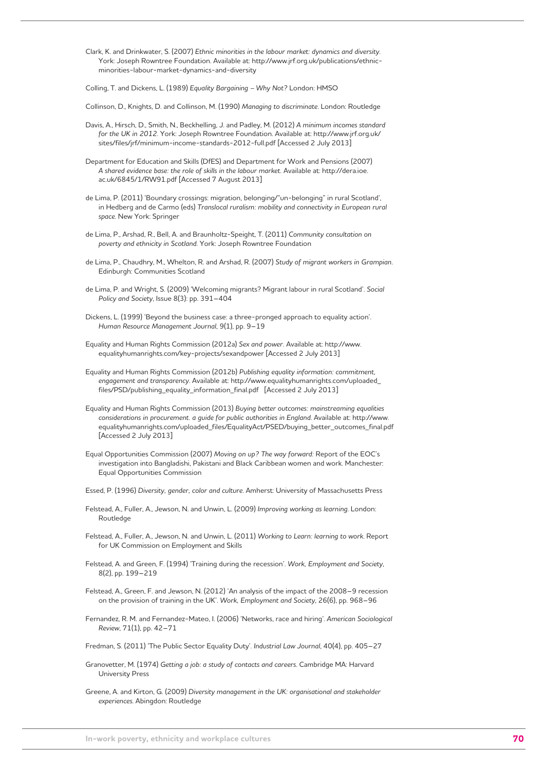Clark, K. and Drinkwater, S. (2007) *Ethnic minorities in the labour market: dynamics and diversity*. York: Joseph Rowntree Foundation. Available at: http://www.jrf.org.uk/publications/ethnic-minorities-labour-market-dynamics-and-diversity

Colling, T. and Dickens, L. (1989) *Equality Bargaining – Why Not?* London: HMSO

Collinson, D., Knights, D. and Collinson, M. (1990) *Managing to discriminate*. London: Routledge

Davis, A., Hirsch, D., Smith, N., Beckhelling, J. and Padley, M. (2012) *A minimum incomes standard for the UK in 2012*. York: Joseph Rowntree Foundation. Available at: http://www.jrf.org.uk/sites/files/jrf/minimum-income-standards-2012-full.pdf [Accessed 2 July 2013]

Department for Education and Skills (DfES) and Department for Work and Pensions (2007) *A shared evidence base: the role of skills in the labour market*. Available at: http://dera.ioe.ac.uk/6845/1/RW91.pdf [Accessed 7 August 2013]

de Lima, P. (2011) 'Boundary crossings: migration, belonging/"un-belonging" in rural Scotland', in Hedberg and de Carmo (eds) *Translocal ruralism: mobility and connectivity in European rural space*. New York: Springer

de Lima, P., Arshad, R., Bell, A. and Braunholtz-Speight, T. (2011) *Community consultation on poverty and ethnicity in Scotland*. York: Joseph Rowntree Foundation

de Lima, P., Chaudhry, M., Whelton, R. and Arshad, R. (2007) *Study of migrant workers in Grampian*. Edinburgh: Communities Scotland

de Lima, P. and Wright, S. (2009) 'Welcoming migrants? Migrant labour in rural Scotland'. *Social Policy and Society*, Issue 8(3): pp. 391–404

Dickens, L. (1999) 'Beyond the business case: a three-pronged approach to equality action'. *Human Resource Management Journal*, 9(1), pp. 9–19

Equality and Human Rights Commission (2012a) *Sex and power*. Available at: http://www.equalityhumanrights.com/key-projects/sexandpower [Accessed 2 July 2013]

Equality and Human Rights Commission (2012b) *Publishing equality information: commitment, engagement and transparency*. Available at: http://www.equalityhumanrights.com/uploaded_files/PSD/publishing_equality_information_final.pdf [Accessed 2 July 2013]

Equality and Human Rights Commission (2013) *Buying better outcomes: mainstreaming equalities considerations in procurement. a guide for public authorities in England*. Available at: http://www.equalityhumanrights.com/uploaded_files/EqualityAct/PSED/buying_better_outcomes_final.pdf [Accessed 2 July 2013]

Equal Opportunities Commission (2007) *Moving on up? The way forward:* Report of the EOC's investigation into Bangladishi, Pakistani and Black Caribbean women and work. Manchester: Equal Opportunities Commission

Essed, P. (1996) *Diversity, gender, color and culture*. Amherst: University of Massachusetts Press

Felstead, A., Fuller, A., Jewson, N. and Unwin, L. (2009) *Improving working as learning*. London: Routledge

Felstead, A., Fuller, A., Jewson, N. and Unwin, L. (2011) *Working to Learn: learning to work*. Report for UK Commission on Employment and Skills

Felstead, A. and Green, F. (1994) 'Training during the recession'. *Work, Employment and Society*, 8(2), pp. 199–219

Felstead, A., Green, F. and Jewson, N. (2012) 'An analysis of the impact of the 2008–9 recession on the provision of training in the UK'. *Work, Employment and Society*, 26(6), pp. 968–96

Fernandez, R. M. and Fernandez-Mateo, I. (2006) 'Networks, race and hiring'. *American Sociological Review*, 71(1), pp. 42–71

Fredman, S. (2011) 'The Public Sector Equality Duty'. *Industrial Law Journal*, 40(4), pp. 405–27

Granovetter, M. (1974) *Getting a job: a study of contacts and careers*. Cambridge MA: Harvard University Press

Greene, A. and Kirton, G. (2009) *Diversity management in the UK: organisational and stakeholder experiences*. Abingdon: Routledge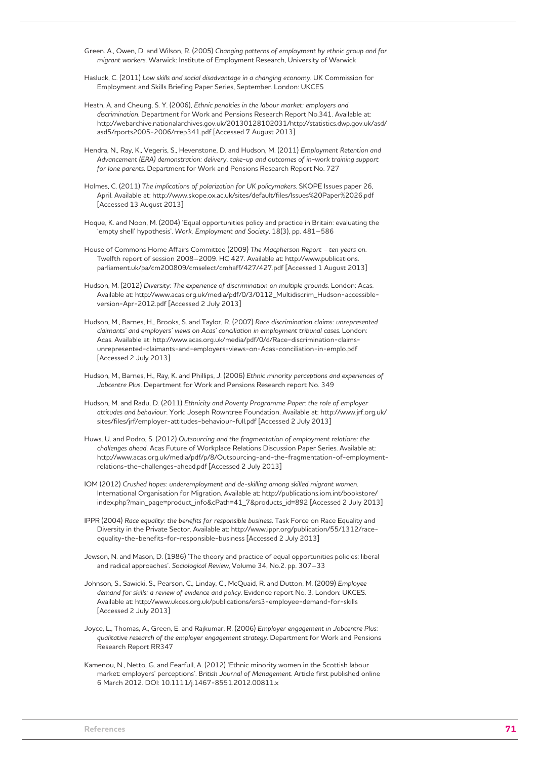Green. A., Owen, D. and Wilson, R. (2005) *Changing patterns of employment by ethnic group and for migrant workers*. Warwick: Institute of Employment Research, University of Warwick

Hasluck, C. (2011) *Low skills and social disadvantage in a changing economy*. UK Commission for Employment and Skills Briefing Paper Series, September. London: UKCES

Heath, A. and Cheung, S. Y. (2006), *Ethnic penalties in the labour market: employers and discrimination*. Department for Work and Pensions Research Report No.341. Available at: http://webarchive.nationalarchives.gov.uk/20130128102031/http://statistics.dwp.gov.uk/asd/asd5/rports2005-2006/rrep341.pdf [Accessed 7 August 2013]

Hendra, N., Ray, K., Vegeris, S., Hevenstone, D. and Hudson, M. (2011) *Employment Retention and Advancement (ERA) demonstration: delivery, take-up and outcomes of in-work training support for lone parents*. Department for Work and Pensions Research Report No. 727

Holmes, C. (2011) *The implications of polarization for UK policymakers*. SKOPE Issues paper 26, April. Available at: http://www.skope.ox.ac.uk/sites/default/files/Issues%20Paper%2026.pdf [Accessed 13 August 2013]

Hoque, K. and Noon, M. (2004) 'Equal opportunities policy and practice in Britain: evaluating the 'empty shell' hypothesis'. *Work, Employment and Society*, 18(3), pp. 481–586

House of Commons Home Affairs Committee (2009) *The Macpherson Report – ten years on*. Twelfth report of session 2008–2009. HC 427. Available at: http://www.publications.parliament.uk/pa/cm200809/cmselect/cmhaff/427/427.pdf [Accessed 1 August 2013]

Hudson, M. (2012) *Diversity: The experience of discrimination on multiple grounds*. London: Acas. Available at: http://www.acas.org.uk/media/pdf/0/3/0112_Multidiscrim_Hudson-accessible-version-Apr-2012.pdf [Accessed 2 July 2013]

Hudson, M., Barnes, H., Brooks, S. and Taylor, R. (2007) *Race discrimination claims: unrepresented claimants' and employers' views on Acas' conciliation in employment tribunal cases*. London: Acas. Available at: http://www.acas.org.uk/media/pdf/0/d/Race-discrimination-claims-unrepresented-claimants-and-employers-views-on-Acas-conciliation-in-emplo.pdf [Accessed 2 July 2013]

Hudson, M., Barnes, H., Ray, K. and Phillips, J. (2006) *Ethnic minority perceptions and experiences of Jobcentre Plus*. Department for Work and Pensions Research report No. 349

Hudson, M. and Radu, D. (2011) *Ethnicity and Poverty Programme Paper: the role of employer attitudes and behaviour*. York: Joseph Rowntree Foundation. Available at: http://www.jrf.org.uk/sites/files/jrf/employer-attitudes-behaviour-full.pdf [Accessed 2 July 2013]

Huws, U. and Podro, S. (2012) *Outsourcing and the fragmentation of employment relations: the challenges ahead*. Acas Future of Workplace Relations Discussion Paper Series. Available at: http://www.acas.org.uk/media/pdf/p/8/Outsourcing-and-the-fragmentation-of-employment-relations-the-challenges-ahead.pdf [Accessed 2 July 2013]

IOM (2012) *Crushed hopes: underemployment and de-skilling among skilled migrant women*. International Organisation for Migration. Available at: http://publications.iom.int/bookstore/index.php?main_page=product_info&cPath=41_7&products_id=892 [Accessed 2 July 2013]

IPPR (2004) *Race equality: the benefits for responsible business*. Task Force on Race Equality and Diversity in the Private Sector. Available at: http://www.ippr.org/publication/55/1312/race-equality-the-benefits-for-responsible-business [Accessed 2 July 2013]

Jewson, N. and Mason, D. (1986) 'The theory and practice of equal opportunities policies: liberal and radical approaches'. *Sociological Review*, Volume 34, No.2. pp. 307–33

Johnson, S., Sawicki, S., Pearson, C., Linday, C., McQuaid, R. and Dutton, M. (2009) *Employee demand for skills: a review of evidence and policy*. Evidence report No. 3. London: UKCES. Available at: http://www.ukces.org.uk/publications/ers3-employee-demand-for-skills [Accessed 2 July 2013]

Joyce, L., Thomas, A., Green, E. and Rajkumar, R. (2006) *Employer engagement in Jobcentre Plus: qualitative research of the employer engagement strategy*. Department for Work and Pensions Research Report RR347

Kamenou, N., Netto, G. and Fearfull, A. (2012) 'Ethnic minority women in the Scottish labour market: employers' perceptions'. *British Journal of Management*. Article first published online 6 March 2012. DOI: 10.1111/j.1467-8551.2012.00811.x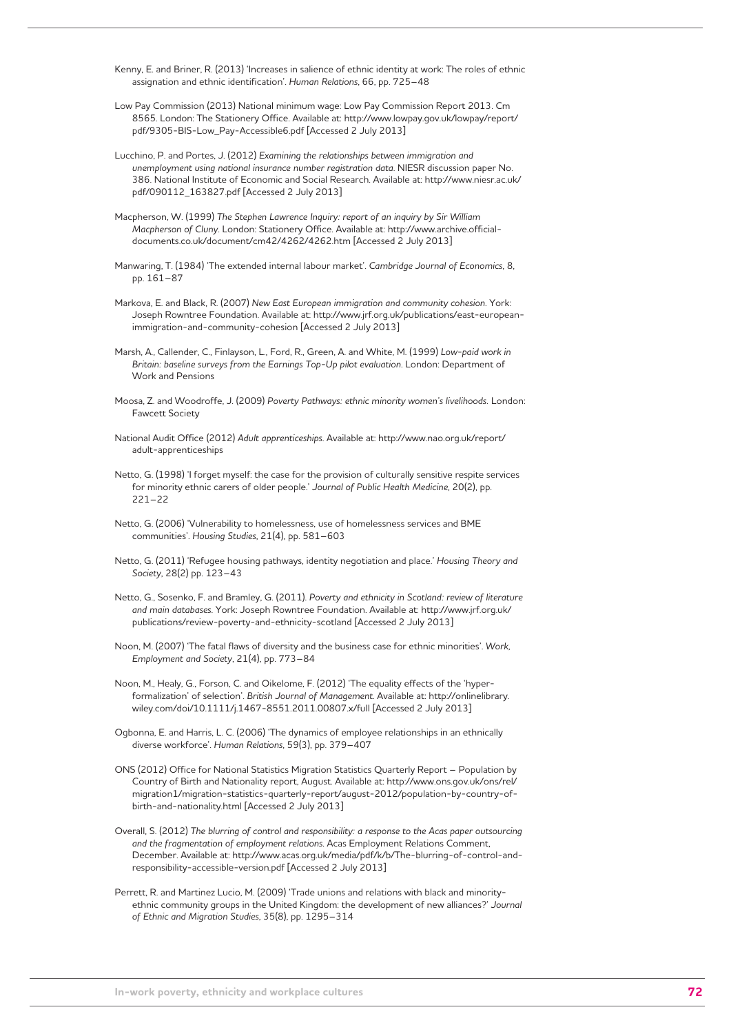Kenny, E. and Briner, R. (2013) 'Increases in salience of ethnic identity at work: The roles of ethnic assignation and ethnic identification'. *Human Relations*, 66, pp. 725–48

Low Pay Commission (2013) National minimum wage: Low Pay Commission Report 2013. Cm 8565. London: The Stationery Office. Available at: http://www.lowpay.gov.uk/lowpay/report/pdf/9305-BIS-Low_Pay-Accessible6.pdf [Accessed 2 July 2013]

Lucchino, P. and Portes, J. (2012) *Examining the relationships between immigration and unemployment using national insurance number registration data*. NIESR discussion paper No. 386. National Institute of Economic and Social Research. Available at: http://www.niesr.ac.uk/pdf/090112_163827.pdf [Accessed 2 July 2013]

Macpherson, W. (1999) *The Stephen Lawrence Inquiry: report of an inquiry by Sir William Macpherson of Cluny*. London: Stationery Office. Available at: http://www.archive.official-documents.co.uk/document/cm42/4262/4262.htm [Accessed 2 July 2013]

Manwaring, T. (1984) 'The extended internal labour market'. *Cambridge Journal of Economics*, 8, pp. 161–87

Markova, E. and Black, R. (2007) *New East European immigration and community cohesion*. York: Joseph Rowntree Foundation. Available at: http://www.jrf.org.uk/publications/east-european-immigration-and-community-cohesion [Accessed 2 July 2013]

Marsh, A., Callender, C., Finlayson, L., Ford, R., Green, A. and White, M. (1999) *Low-paid work in Britain: baseline surveys from the Earnings Top-Up pilot evaluation*. London: Department of Work and Pensions

Moosa, Z. and Woodroffe, J. (2009) *Poverty Pathways: ethnic minority women's livelihoods*. London: Fawcett Society

National Audit Office (2012) *Adult apprenticeships*. Available at: http://www.nao.org.uk/report/adult-apprenticeships

Netto, G. (1998) 'I forget myself: the case for the provision of culturally sensitive respite services for minority ethnic carers of older people.' *Journal of Public Health Medicine*, 20(2), pp. 221–22

Netto, G. (2006) 'Vulnerability to homelessness, use of homelessness services and BME communities'. *Housing Studies*, 21(4), pp. 581–603

Netto, G. (2011) 'Refugee housing pathways, identity negotiation and place.' *Housing Theory and Society*, 28(2) pp. 123–43

Netto, G., Sosenko, F. and Bramley, G. (2011). *Poverty and ethnicity in Scotland: review of literature and main databases*. York: Joseph Rowntree Foundation. Available at: http://www.jrf.org.uk/publications/review-poverty-and-ethnicity-scotland [Accessed 2 July 2013]

Noon, M. (2007) 'The fatal flaws of diversity and the business case for ethnic minorities'. *Work, Employment and Society*, 21(4), pp. 773–84

Noon, M., Healy, G., Forson, C. and Oikelome, F. (2012) 'The equality effects of the 'hyper-formalization' of selection'. *British Journal of Management*. Available at: http://onlinelibrary.wiley.com/doi/10.1111/j.1467-8551.2011.00807.x/full [Accessed 2 July 2013]

Ogbonna, E. and Harris, L. C. (2006) 'The dynamics of employee relationships in an ethnically diverse workforce'. *Human Relations*, 59(3), pp. 379–407

ONS (2012) Office for National Statistics Migration Statistics Quarterly Report – Population by Country of Birth and Nationality report, August. Available at: http://www.ons.gov.uk/ons/rel/migration1/migration-statistics-quarterly-report/august-2012/population-by-country-of-birth-and-nationality.html [Accessed 2 July 2013]

Overall, S. (2012) *The blurring of control and responsibility: a response to the Acas paper outsourcing and the fragmentation of employment relations*. Acas Employment Relations Comment, December. Available at: http://www.acas.org.uk/media/pdf/k/b/The-blurring-of-control-and-responsibility-accessible-version.pdf [Accessed 2 July 2013]

Perrett, R. and Martinez Lucio, M. (2009) 'Trade unions and relations with black and minority-ethnic community groups in the United Kingdom: the development of new alliances?' *Journal of Ethnic and Migration Studies*, 35(8), pp. 1295–314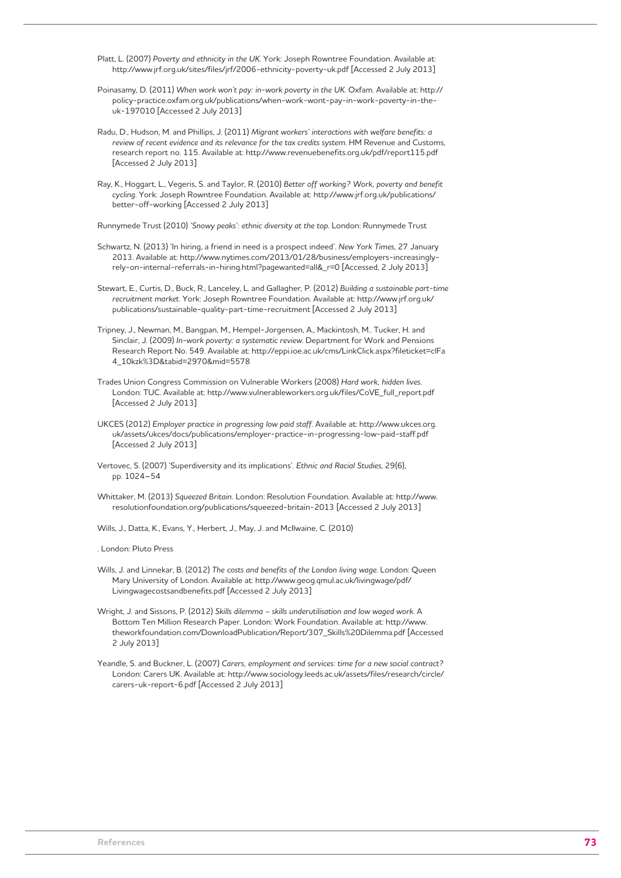Platt, L. (2007) *Poverty and ethnicity in the UK*. York: Joseph Rowntree Foundation. Available at: http://www.jrf.org.uk/sites/files/jrf/2006-ethnicity-poverty-uk.pdf [Accessed 2 July 2013]

Poinasamy, D. (2011) *When work won't pay: in-work poverty in the UK*. Oxfam. Available at: http://policy-practice.oxfam.org.uk/publications/when-work-wont-pay-in-work-poverty-in-the-uk-197010 [Accessed 2 July 2013]

Radu, D., Hudson, M. and Phillips, J. (2011) *Migrant workers' interactions with welfare benefits: a review of recent evidence and its relevance for the tax credits system*. HM Revenue and Customs, research report no. 115. Available at: http://www.revenuebenefits.org.uk/pdf/report115.pdf [Accessed 2 July 2013]

Ray, K., Hoggart, L., Vegeris, S. and Taylor, R. (2010) *Better off working? Work, poverty and benefit cycling*. York: Joseph Rowntree Foundation. Available at: http://www.jrf.org.uk/publications/better-off-working [Accessed 2 July 2013]

Runnymede Trust (2010) *'Snowy peaks': ethnic diversity at the top*. London: Runnymede Trust

Schwartz, N. (2013) 'In hiring, a friend in need is a prospect indeed'. *New York Times*, 27 January 2013. Available at: http://www.nytimes.com/2013/01/28/business/employers-increasingly-rely-on-internal-referrals-in-hiring.html?pagewanted=all&_r=0 [Accessed, 2 July 2013]

Stewart, E., Curtis, D., Buck, R., Lanceley, L. and Gallagher, P. (2012) *Building a sustainable part-time recruitment market*. York: Joseph Rowntree Foundation. Available at: http://www.jrf.org.uk/publications/sustainable-quality-part-time-recruitment [Accessed 2 July 2013]

Tripney, J., Newman, M., Bangpan, M., Hempel-Jorgensen, A., Mackintosh, M.. Tucker, H. and Sinclair, J. (2009) *In-work poverty: a systematic review*. Department for Work and Pensions Research Report No. 549. Available at: http://eppi.ioe.ac.uk/cms/LinkClick.aspx?fileticket=clFa4_10kzk%3D&tabid=2970&mid=5578

Trades Union Congress Commission on Vulnerable Workers (2008) *Hard work, hidden lives*. London: TUC. Available at: http://www.vulnerableworkers.org.uk/files/CoVE_full_report.pdf [Accessed 2 July 2013]

UKCES (2012) *Employer practice in progressing low paid staff*. Available at: http://www.ukces.org.uk/assets/ukces/docs/publications/employer-practice-in-progressing-low-paid-staff.pdf [Accessed 2 July 2013]

Vertovec, S. (2007) 'Superdiversity and its implications'. *Ethnic and Racial Studies*, 29(6), pp. 1024–54

Whittaker, M. (2013) *Squeezed Britain*. London: Resolution Foundation. Available at: http://www.resolutionfoundation.org/publications/squeezed-britain-2013 [Accessed 2 July 2013]

Wills, J., Datta, K., Evans, Y., Herbert, J., May, J. and McIlwaine, C. (2010)

. London: Pluto Press

Wills, J. and Linnekar, B. (2012) *The costs and benefits of the London living wage*. London: Queen Mary University of London. Available at: http://www.geog.qmul.ac.uk/livingwage/pdf/Livingwagecostsandbenefits.pdf [Accessed 2 July 2013]

Wright, J. and Sissons, P. (2012) *Skills dilemma – skills underutilisation and low waged work*. A Bottom Ten Million Research Paper. London: Work Foundation. Available at: http://www.theworkfoundation.com/DownloadPublication/Report/307_Skills%20Dilemma.pdf [Accessed 2 July 2013]

Yeandle, S. and Buckner, L. (2007) *Carers, employment and services: time for a new social contract?* London: Carers UK. Available at: http://www.sociology.leeds.ac.uk/assets/files/research/circle/carers-uk-report-6.pdf [Accessed 2 July 2013]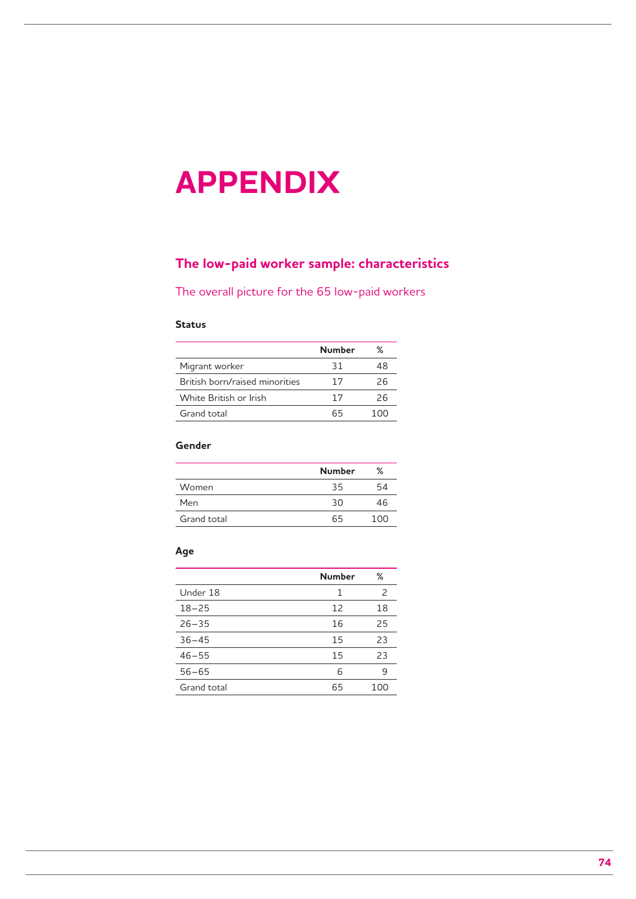# APPENDIX

## The low-paid worker sample: characteristics

### The overall picture for the 65 low-paid workers

**Status**

| | Number | % |
|---|---|---|
| Migrant worker | 31 | 48 |
| British born/raised minorities | 17 | 26 |
| White British or Irish | 17 | 26 |
| Grand total | 65 | 100 |

**Gender**

| | Number | % |
|---|---|---|
| Women | 35 | 54 |
| Men | 30 | 46 |
| Grand total | 65 | 100 |

**Age**

| | Number | % |
|---|---|---|
| Under 18 | 1 | 2 |
| 18–25 | 12 | 18 |
| 26–35 | 16 | 25 |
| 36–45 | 15 | 23 |
| 46–55 | 15 | 23 |
| 56–65 | 6 | 9 |
| Grand total | 65 | 100 |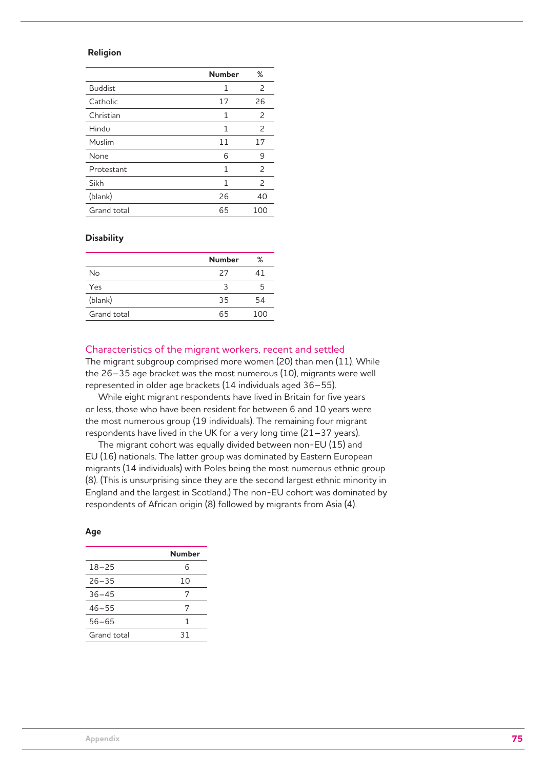### Religion

| | Number | % |
|---|---|---|
| Buddist | 1 | 2 |
| Catholic | 17 | 26 |
| Christian | 1 | 2 |
| Hindu | 1 | 2 |
| Muslim | 11 | 17 |
| None | 6 | 9 |
| Protestant | 1 | 2 |
| Sikh | 1 | 2 |
| (blank) | 26 | 40 |
| Grand total | 65 | 100 |

### Disability

| | Number | % |
|---|---|---|
| No | 27 | 41 |
| Yes | 3 | 5 |
| (blank) | 35 | 54 |
| Grand total | 65 | 100 |

## Characteristics of the migrant workers, recent and settled

The migrant subgroup comprised more women (20) than men (11). While the 26–35 age bracket was the most numerous (10), migrants were well represented in older age brackets (14 individuals aged 36–55).

While eight migrant respondents have lived in Britain for five years or less, those who have been resident for between 6 and 10 years were the most numerous group (19 individuals). The remaining four migrant respondents have lived in the UK for a very long time (21–37 years).

The migrant cohort was equally divided between non-EU (15) and EU (16) nationals. The latter group was dominated by Eastern European migrants (14 individuals) with Poles being the most numerous ethnic group (8). (This is unsurprising since they are the second largest ethnic minority in England and the largest in Scotland.) The non-EU cohort was dominated by respondents of African origin (8) followed by migrants from Asia (4).

### Age

| | Number |
|---|---|
| 18–25 | 6 |
| 26–35 | 10 |
| 36–45 | 7 |
| 46–55 | 7 |
| 56–65 | 1 |
| Grand total | 31 |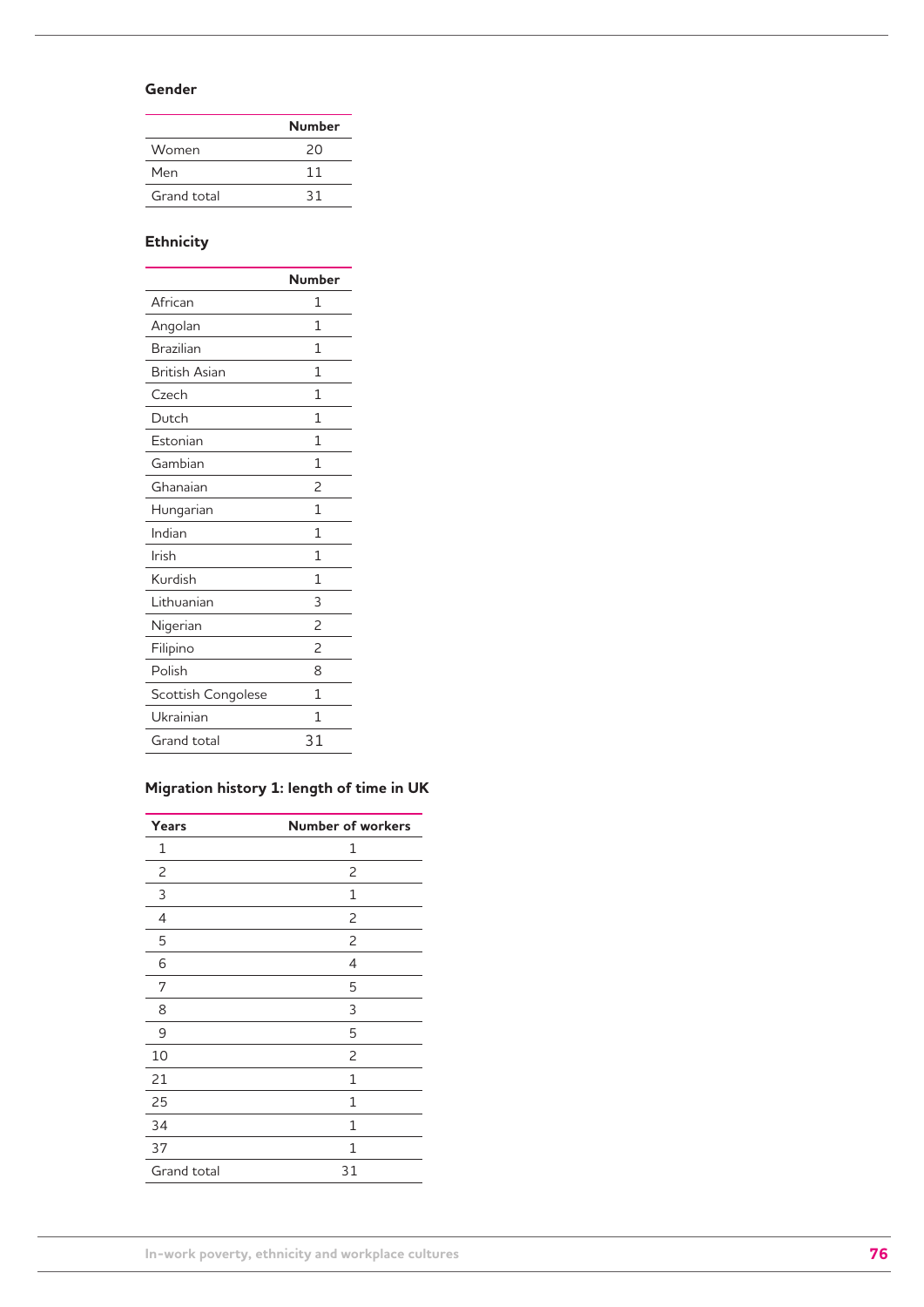### Gender

| | Number |
|---|---|
| Women | 20 |
| Men | 11 |
| Grand total | 31 |

### Ethnicity

| | Number |
|---|---|
| African | 1 |
| Angolan | 1 |
| Brazilian | 1 |
| British Asian | 1 |
| Czech | 1 |
| Dutch | 1 |
| Estonian | 1 |
| Gambian | 1 |
| Ghanaian | 2 |
| Hungarian | 1 |
| Indian | 1 |
| Irish | 1 |
| Kurdish | 1 |
| Lithuanian | 3 |
| Nigerian | 2 |
| Filipino | 2 |
| Polish | 8 |
| Scottish Congolese | 1 |
| Ukrainian | 1 |
| Grand total | 31 |

### Migration history 1: length of time in UK

| Years | Number of workers |
|---|---|
| 1 | 1 |
| 2 | 2 |
| 3 | 1 |
| 4 | 2 |
| 5 | 2 |
| 6 | 4 |
| 7 | 5 |
| 8 | 3 |
| 9 | 5 |
| 10 | 2 |
| 21 | 1 |
| 25 | 1 |
| 34 | 1 |
| 37 | 1 |
| Grand total | 31 |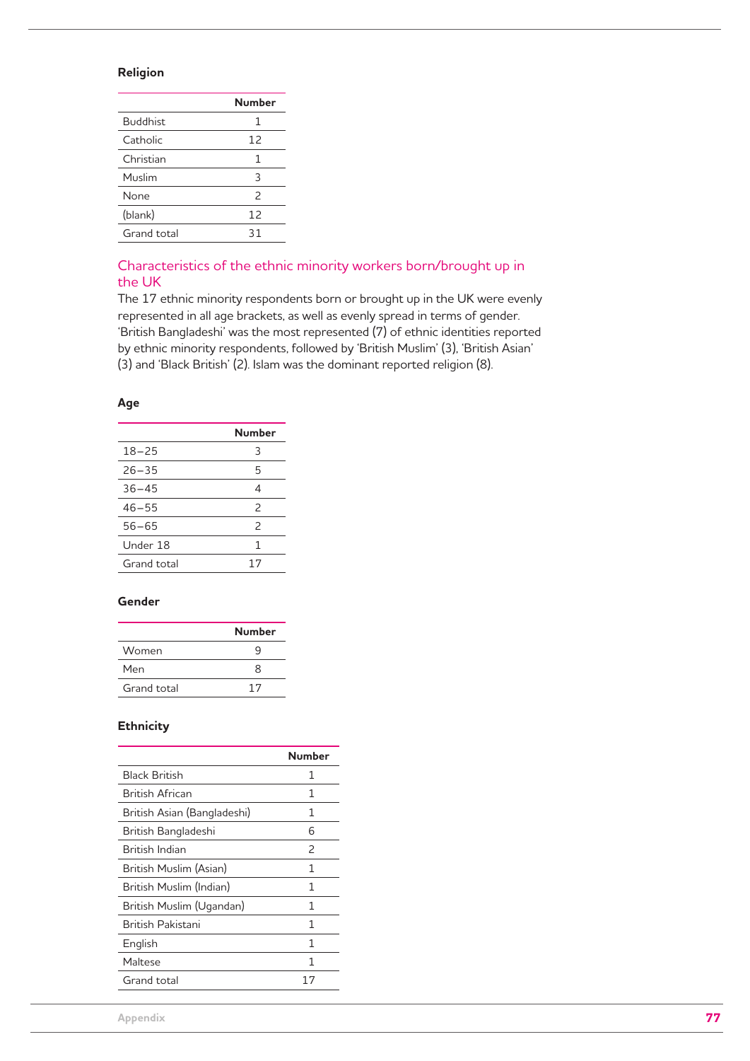### Religion

| | Number |
|---|---|
| Buddhist | 1 |
| Catholic | 12 |
| Christian | 1 |
| Muslim | 3 |
| None | 2 |
| (blank) | 12 |
| Grand total | 31 |

## Characteristics of the ethnic minority workers born/brought up in the UK

The 17 ethnic minority respondents born or brought up in the UK were evenly represented in all age brackets, as well as evenly spread in terms of gender. 'British Bangladeshi' was the most represented (7) of ethnic identities reported by ethnic minority respondents, followed by 'British Muslim' (3), 'British Asian' (3) and 'Black British' (2). Islam was the dominant reported religion (8).

### Age

| | Number |
|---|---|
| 18–25 | 3 |
| 26–35 | 5 |
| 36–45 | 4 |
| 46–55 | 2 |
| 56–65 | 2 |
| Under 18 | 1 |
| Grand total | 17 |

### Gender

| | Number |
|---|---|
| Women | 9 |
| Men | 8 |
| Grand total | 17 |

### Ethnicity

| | Number |
|---|---|
| Black British | 1 |
| British African | 1 |
| British Asian (Bangladeshi) | 1 |
| British Bangladeshi | 6 |
| British Indian | 2 |
| British Muslim (Asian) | 1 |
| British Muslim (Indian) | 1 |
| British Muslim (Ugandan) | 1 |
| British Pakistani | 1 |
| English | 1 |
| Maltese | 1 |
| Grand total | 17 |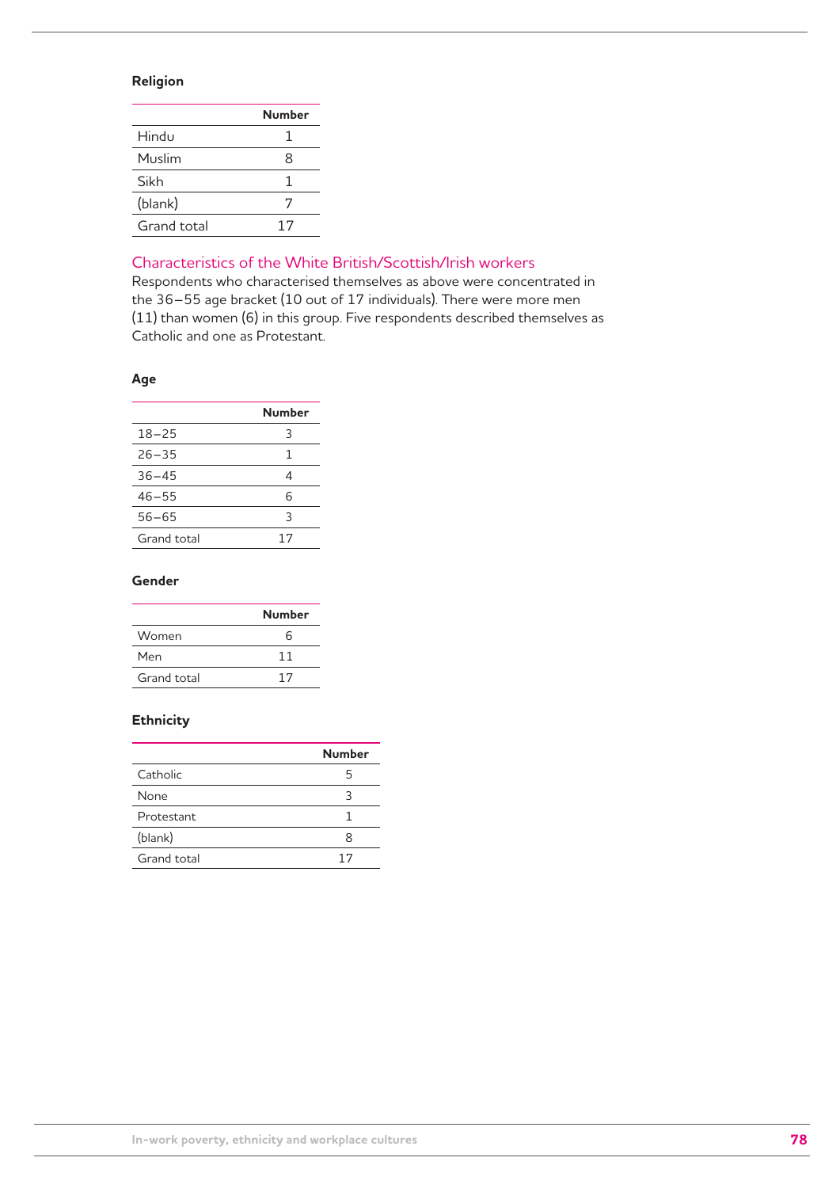### Religion

| | Number |
|---|---|
| Hindu | 1 |
| Muslim | 8 |
| Sikh | 1 |
| (blank) | 7 |
| Grand total | 17 |

## Characteristics of the White British/Scottish/Irish workers

Respondents who characterised themselves as above were concentrated in the 36–55 age bracket (10 out of 17 individuals). There were more men (11) than women (6) in this group. Five respondents described themselves as Catholic and one as Protestant.

### Age

| | Number |
|---|---|
| 18–25 | 3 |
| 26–35 | 1 |
| 36–45 | 4 |
| 46–55 | 6 |
| 56–65 | 3 |
| Grand total | 17 |

### Gender

| | Number |
|---|---|
| Women | 6 |
| Men | 11 |
| Grand total | 17 |

### Ethnicity

| | Number |
|---|---|
| Catholic | 5 |
| None | 3 |
| Protestant | 1 |
| (blank) | 8 |
| Grand total | 17 |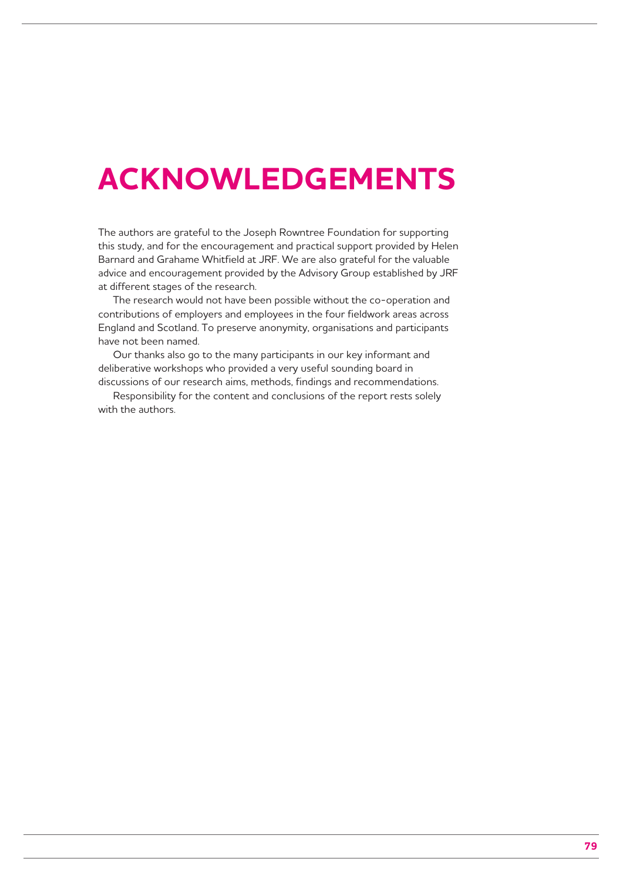# ACKNOWLEDGEMENTS

The authors are grateful to the Joseph Rowntree Foundation for supporting this study, and for the encouragement and practical support provided by Helen Barnard and Grahame Whitfield at JRF. We are also grateful for the valuable advice and encouragement provided by the Advisory Group established by JRF at different stages of the research.

The research would not have been possible without the co-operation and contributions of employers and employees in the four fieldwork areas across England and Scotland. To preserve anonymity, organisations and participants have not been named.

Our thanks also go to the many participants in our key informant and deliberative workshops who provided a very useful sounding board in discussions of our research aims, methods, findings and recommendations.

Responsibility for the content and conclusions of the report rests solely with the authors.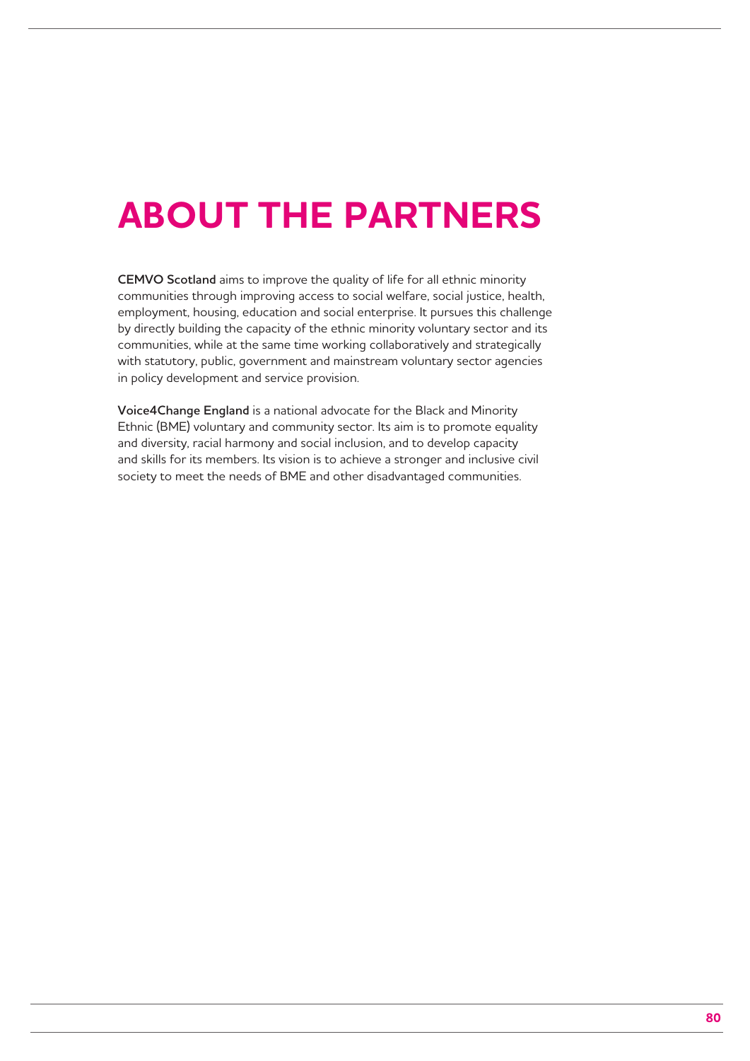# ABOUT THE PARTNERS

**CEMVO Scotland** aims to improve the quality of life for all ethnic minority communities through improving access to social welfare, social justice, health, employment, housing, education and social enterprise. It pursues this challenge by directly building the capacity of the ethnic minority voluntary sector and its communities, while at the same time working collaboratively and strategically with statutory, public, government and mainstream voluntary sector agencies in policy development and service provision.

**Voice4Change England** is a national advocate for the Black and Minority Ethnic (BME) voluntary and community sector. Its aim is to promote equality and diversity, racial harmony and social inclusion, and to develop capacity and skills for its members. Its vision is to achieve a stronger and inclusive civil society to meet the needs of BME and other disadvantaged communities.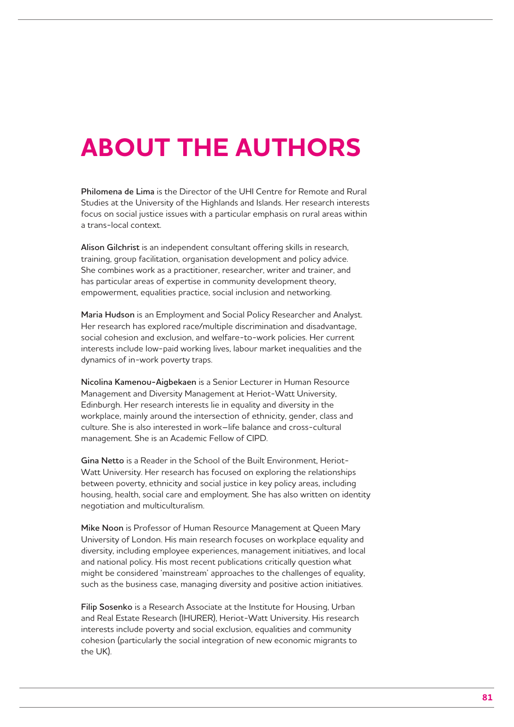# ABOUT THE AUTHORS

**Philomena de Lima** is the Director of the UHI Centre for Remote and Rural Studies at the University of the Highlands and Islands. Her research interests focus on social justice issues with a particular emphasis on rural areas within a trans-local context.

**Alison Gilchrist** is an independent consultant offering skills in research, training, group facilitation, organisation development and policy advice. She combines work as a practitioner, researcher, writer and trainer, and has particular areas of expertise in community development theory, empowerment, equalities practice, social inclusion and networking.

**Maria Hudson** is an Employment and Social Policy Researcher and Analyst. Her research has explored race/multiple discrimination and disadvantage, social cohesion and exclusion, and welfare-to-work policies. Her current interests include low-paid working lives, labour market inequalities and the dynamics of in-work poverty traps.

**Nicolina Kamenou-Aigbekaen** is a Senior Lecturer in Human Resource Management and Diversity Management at Heriot-Watt University, Edinburgh. Her research interests lie in equality and diversity in the workplace, mainly around the intersection of ethnicity, gender, class and culture. She is also interested in work–life balance and cross-cultural management. She is an Academic Fellow of CIPD.

**Gina Netto** is a Reader in the School of the Built Environment, Heriot-Watt University. Her research has focused on exploring the relationships between poverty, ethnicity and social justice in key policy areas, including housing, health, social care and employment. She has also written on identity negotiation and multiculturalism.

**Mike Noon** is Professor of Human Resource Management at Queen Mary University of London. His main research focuses on workplace equality and diversity, including employee experiences, management initiatives, and local and national policy. His most recent publications critically question what might be considered 'mainstream' approaches to the challenges of equality, such as the business case, managing diversity and positive action initiatives.

**Filip Sosenko** is a Research Associate at the Institute for Housing, Urban and Real Estate Research (IHURER), Heriot-Watt University. His research interests include poverty and social exclusion, equalities and community cohesion (particularly the social integration of new economic migrants to the UK).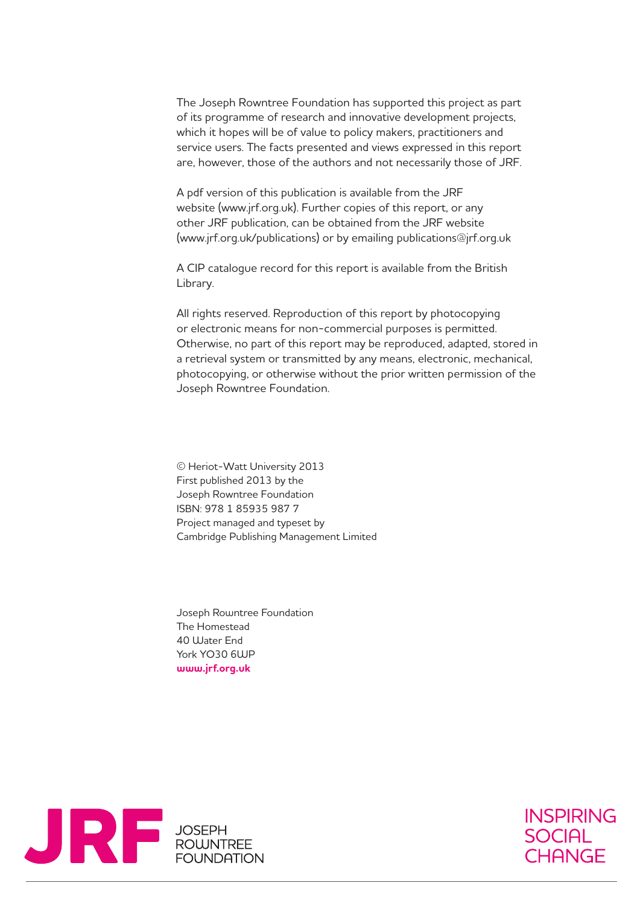The Joseph Rowntree Foundation has supported this project as part of its programme of research and innovative development projects, which it hopes will be of value to policy makers, practitioners and service users. The facts presented and views expressed in this report are, however, those of the authors and not necessarily those of JRF.

A pdf version of this publication is available from the JRF website (www.jrf.org.uk). Further copies of this report, or any other JRF publication, can be obtained from the JRF website (www.jrf.org.uk/publications) or by emailing publications@jrf.org.uk

A CIP catalogue record for this report is available from the British Library.

All rights reserved. Reproduction of this report by photocopying or electronic means for non-commercial purposes is permitted. Otherwise, no part of this report may be reproduced, adapted, stored in a retrieval system or transmitted by any means, electronic, mechanical, photocopying, or otherwise without the prior written permission of the Joseph Rowntree Foundation.

© Heriot-Watt University 2013
First published 2013 by the
Joseph Rowntree Foundation
ISBN: 978 1 85935 987 7
Project managed and typeset by
Cambridge Publishing Management Limited

Joseph Rowntree Foundation
The Homestead
40 Water End
York YO30 6WP
**www.jrf.org.uk**

JRF JOSEPH ROWNTREE FOUNDATION

INSPIRING SOCIAL CHANGE